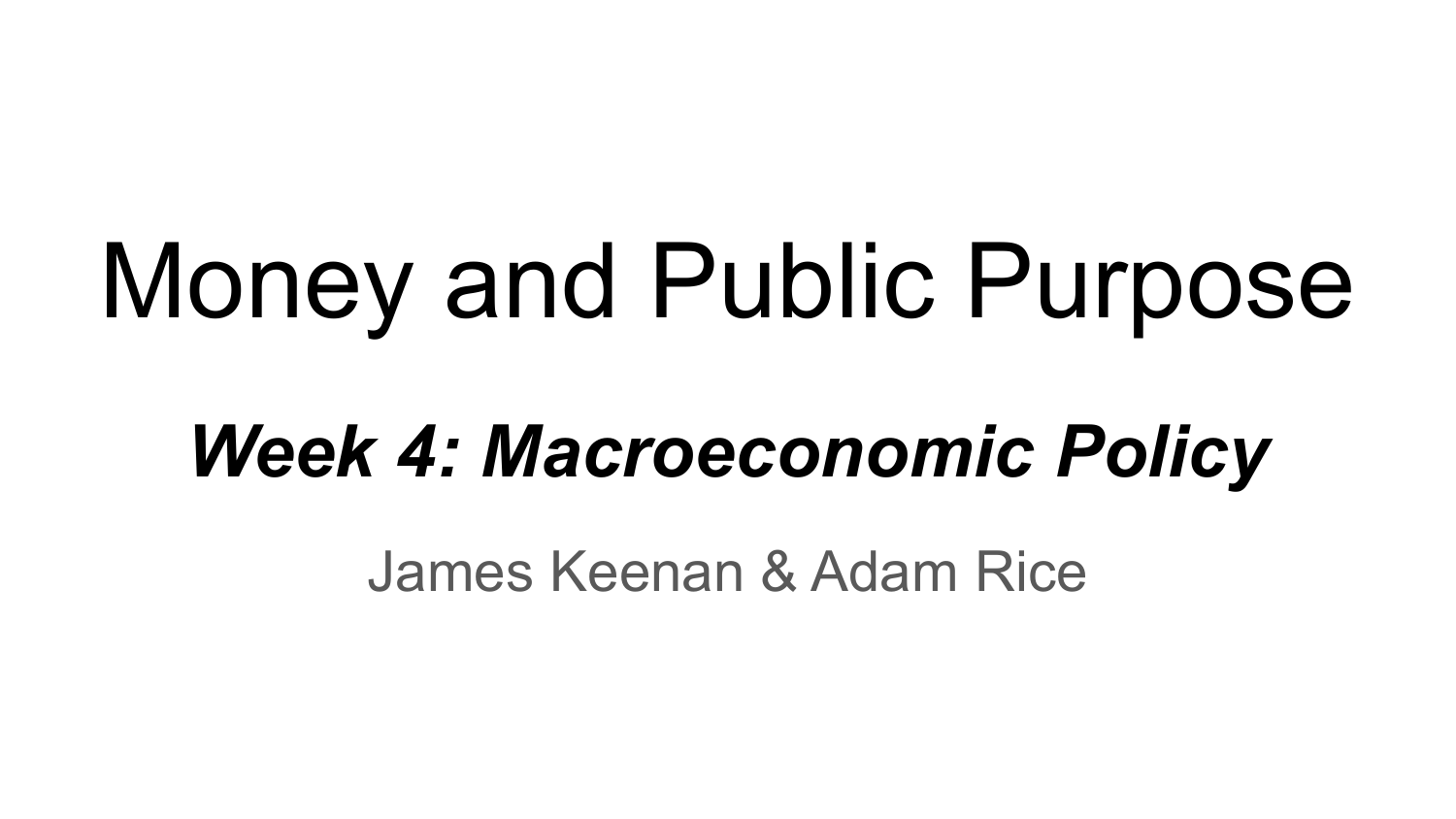# Money and Public Purpose

## ***Week 4: Macroeconomic Policy***

James Keenan & Adam Rice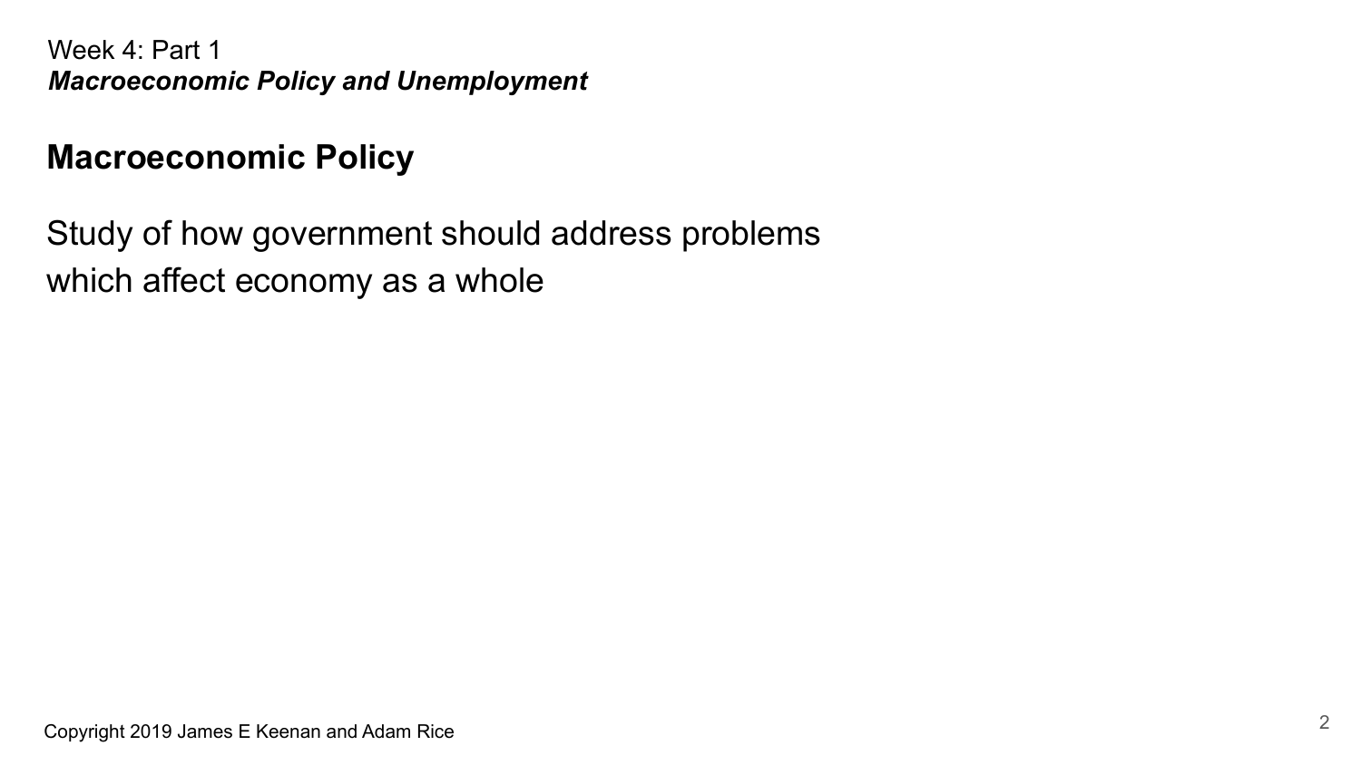## Macroeconomic Policy

Study of how government should address problems which affect economy as a whole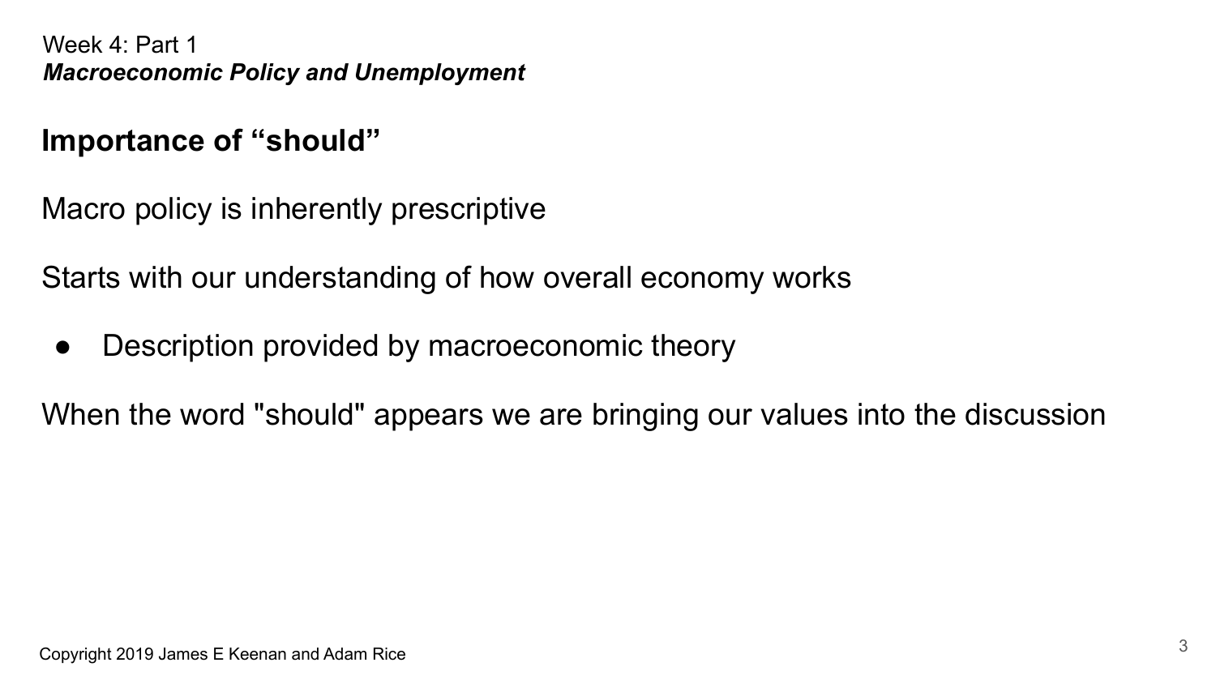## Importance of "should"

Macro policy is inherently prescriptive

Starts with our understanding of how overall economy works

- Description provided by macroeconomic theory

When the word "should" appears we are bringing our values into the discussion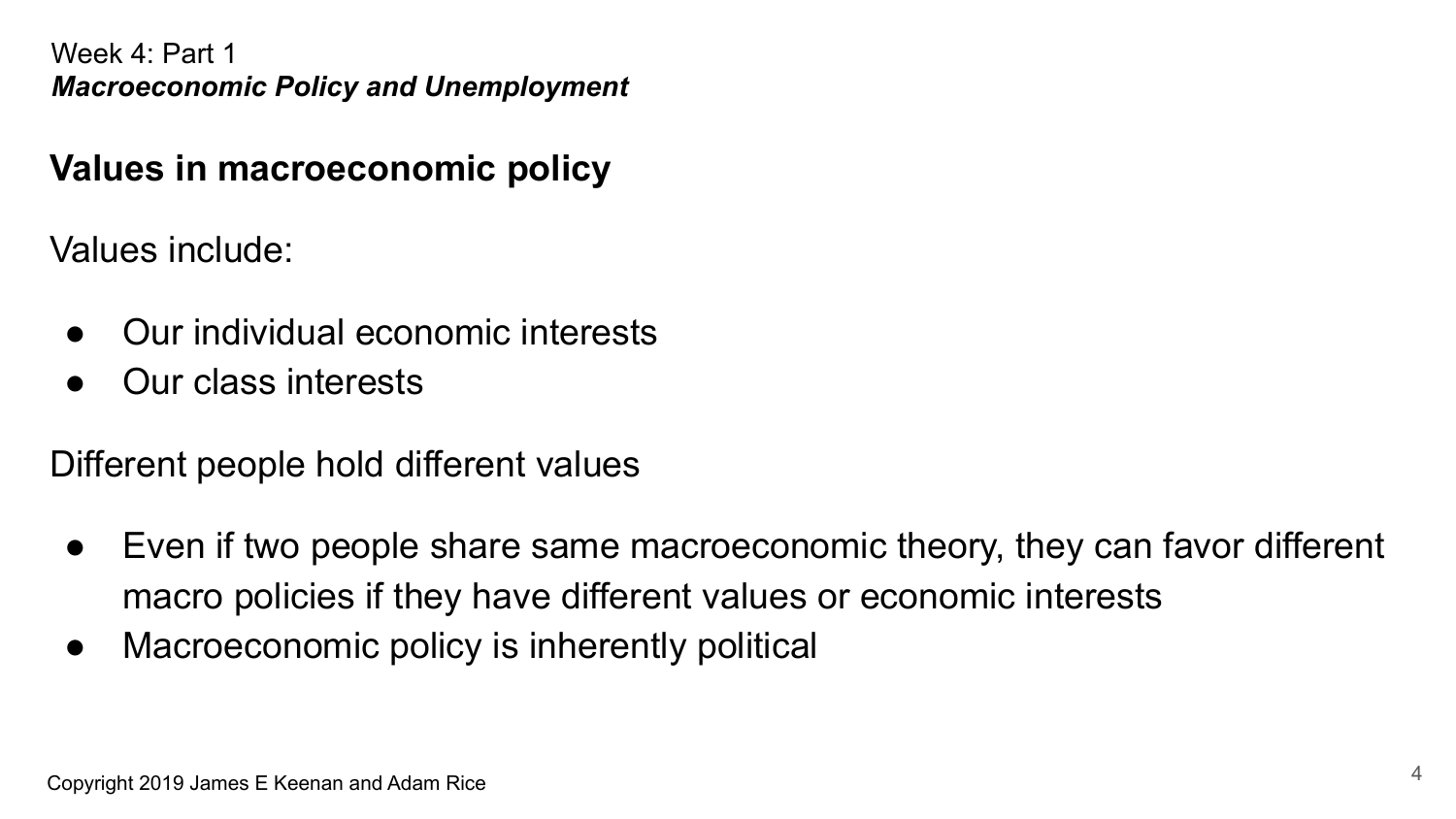Week 4: Part 1
***Macroeconomic Policy and Unemployment***

## Values in macroeconomic policy

Values include:

- Our individual economic interests
- Our class interests

Different people hold different values

- Even if two people share same macroeconomic theory, they can favor different macro policies if they have different values or economic interests
- Macroeconomic policy is inherently political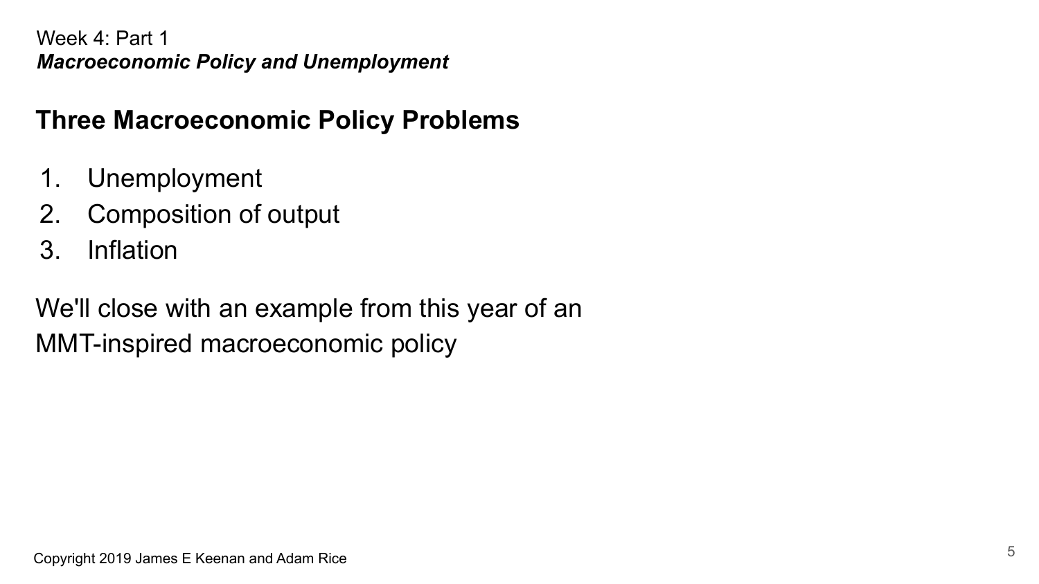Week 4: Part 1

***Macroeconomic Policy and Unemployment***

## Three Macroeconomic Policy Problems

1. Unemployment
2. Composition of output
3. Inflation

We'll close with an example from this year of an MMT-inspired macroeconomic policy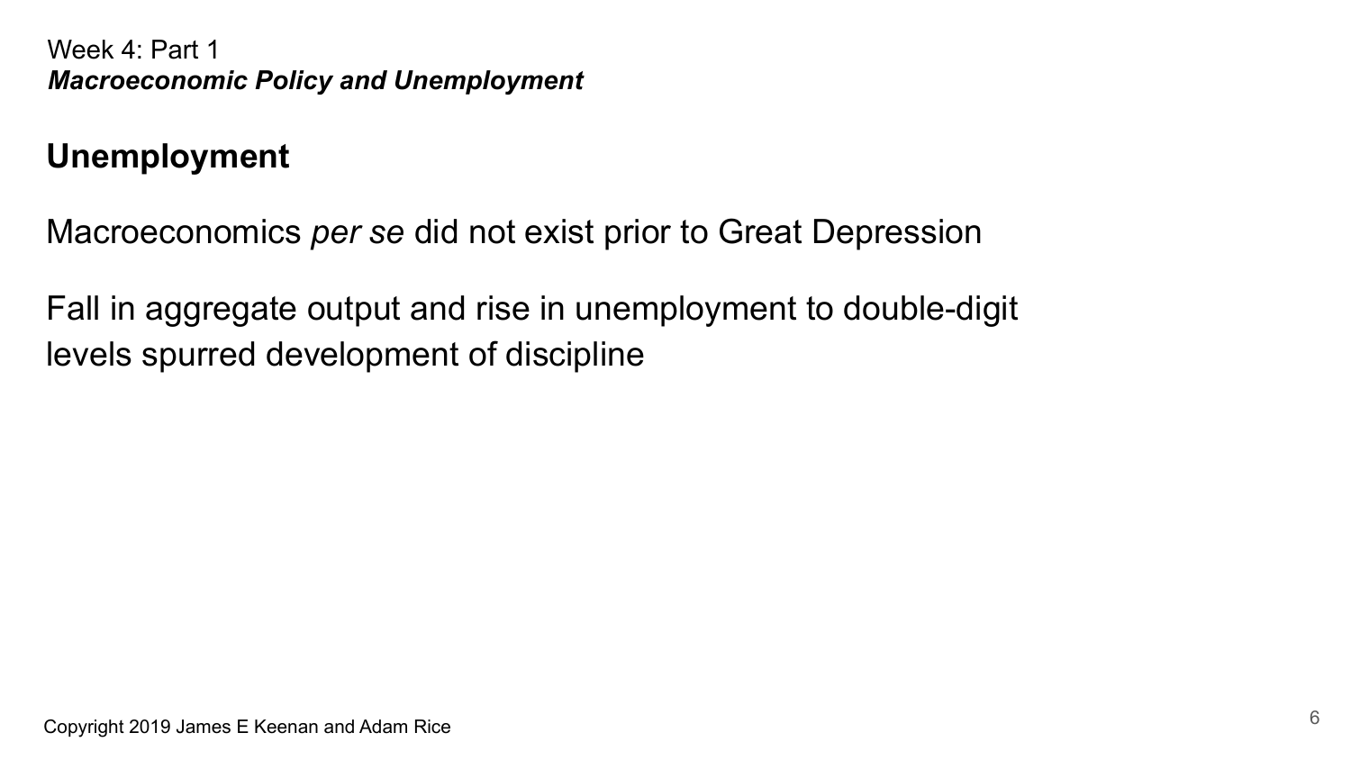Week 4: Part 1
***Macroeconomic Policy and Unemployment***

## Unemployment

Macroeconomics *per se* did not exist prior to Great Depression

Fall in aggregate output and rise in unemployment to double-digit levels spurred development of discipline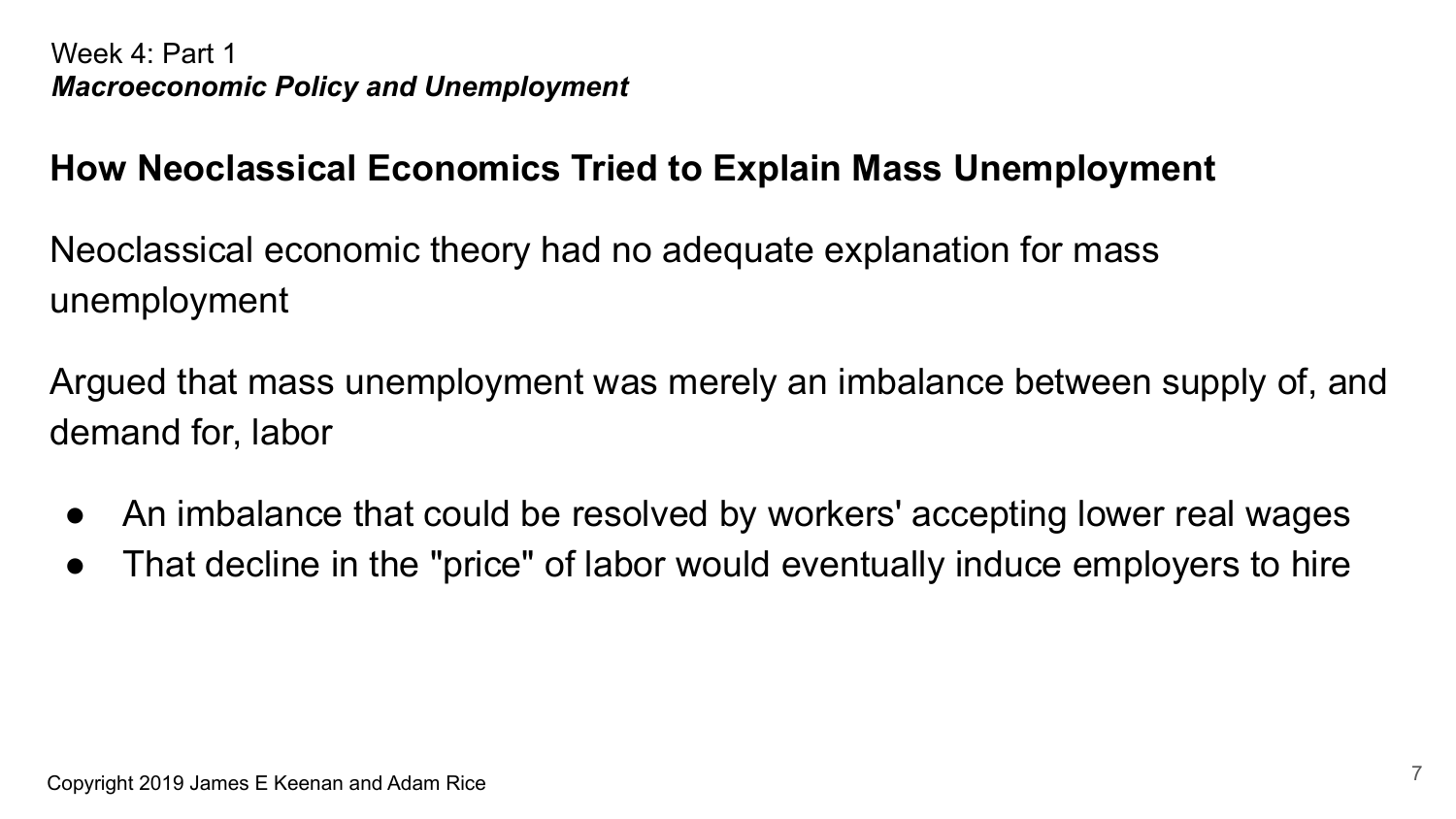Week 4: Part 1
*Macroeconomic Policy and Unemployment*

## How Neoclassical Economics Tried to Explain Mass Unemployment

Neoclassical economic theory had no adequate explanation for mass unemployment

Argued that mass unemployment was merely an imbalance between supply of, and demand for, labor

- An imbalance that could be resolved by workers' accepting lower real wages
- That decline in the "price" of labor would eventually induce employers to hire

Copyright 2019 James E Keenan and Adam Rice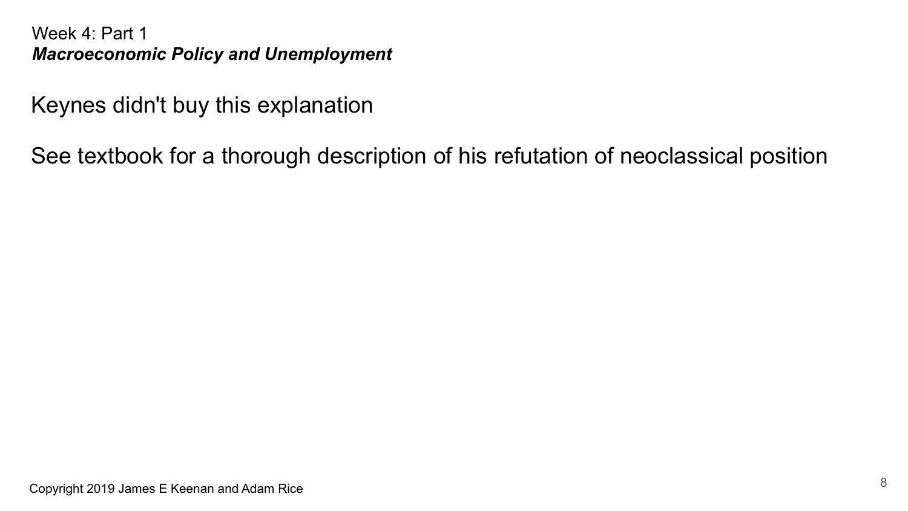Keynes didn't buy this explanation

See textbook for a thorough description of his refutation of neoclassical position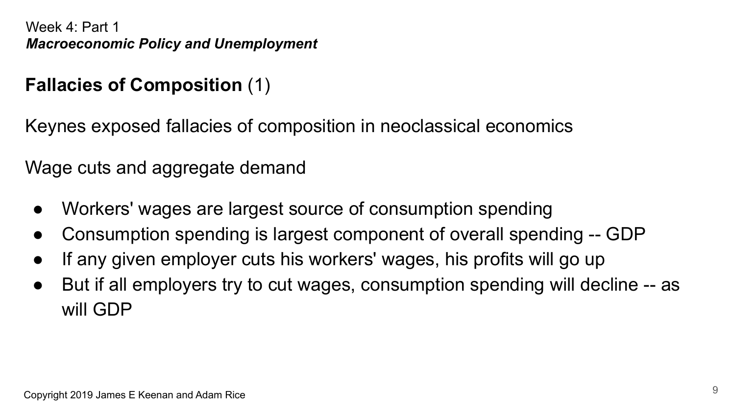Week 4: Part 1
***Macroeconomic Policy and Unemployment***

## **Fallacies of Composition** (1)

Keynes exposed fallacies of composition in neoclassical economics

Wage cuts and aggregate demand

- Workers' wages are largest source of consumption spending
- Consumption spending is largest component of overall spending -- GDP
- If any given employer cuts his workers' wages, his profits will go up
- But if all employers try to cut wages, consumption spending will decline -- as will GDP

Copyright 2019 James E Keenan and Adam Rice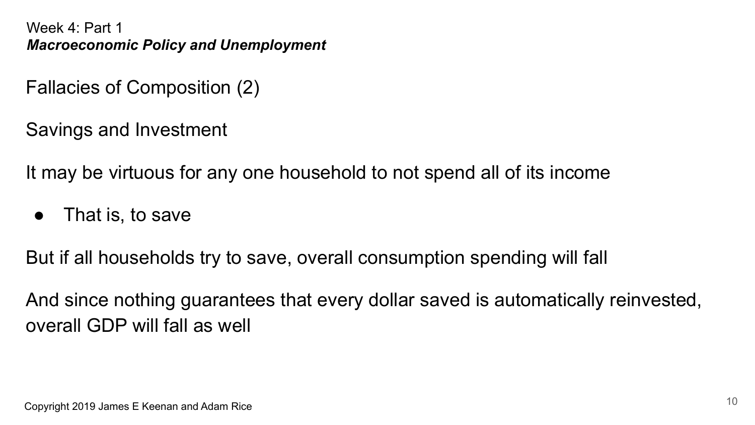Week 4: Part 1
***Macroeconomic Policy and Unemployment***

## Fallacies of Composition (2)

Savings and Investment

It may be virtuous for any one household to not spend all of its income

- That is, to save

But if all households try to save, overall consumption spending will fall

And since nothing guarantees that every dollar saved is automatically reinvested, overall GDP will fall as well

Copyright 2019 James E Keenan and Adam Rice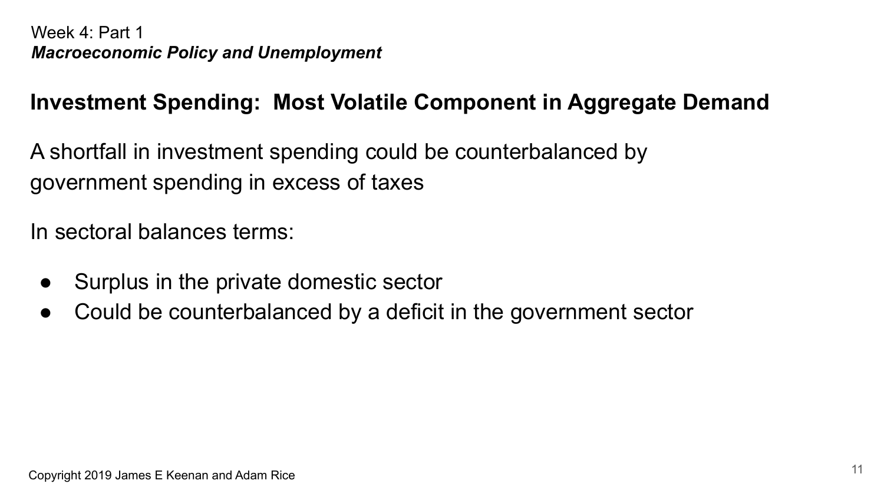Week 4: Part 1

***Macroeconomic Policy and Unemployment***

## Investment Spending: Most Volatile Component in Aggregate Demand

A shortfall in investment spending could be counterbalanced by government spending in excess of taxes

In sectoral balances terms:

- Surplus in the private domestic sector
- Could be counterbalanced by a deficit in the government sector

Copyright 2019 James E Keenan and Adam Rice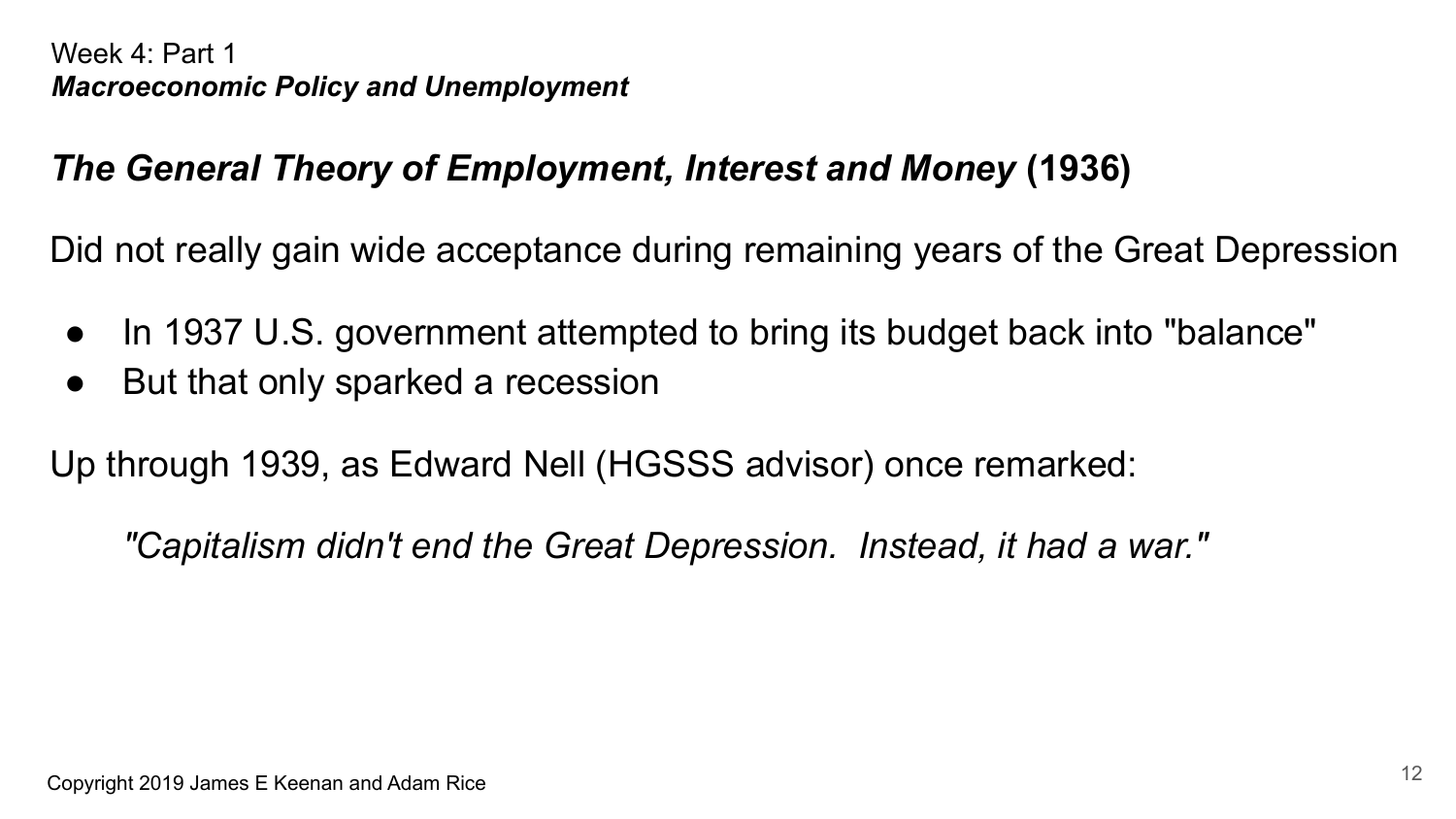Week 4: Part 1
***Macroeconomic Policy and Unemployment***

## ***The General Theory of Employment, Interest and Money*** **(1936)**

Did not really gain wide acceptance during remaining years of the Great Depression

- In 1937 U.S. government attempted to bring its budget back into "balance"
- But that only sparked a recession

Up through 1939, as Edward Nell (HGSSS advisor) once remarked:

> *"Capitalism didn't end the Great Depression. Instead, it had a war."*

Copyright 2019 James E Keenan and Adam Rice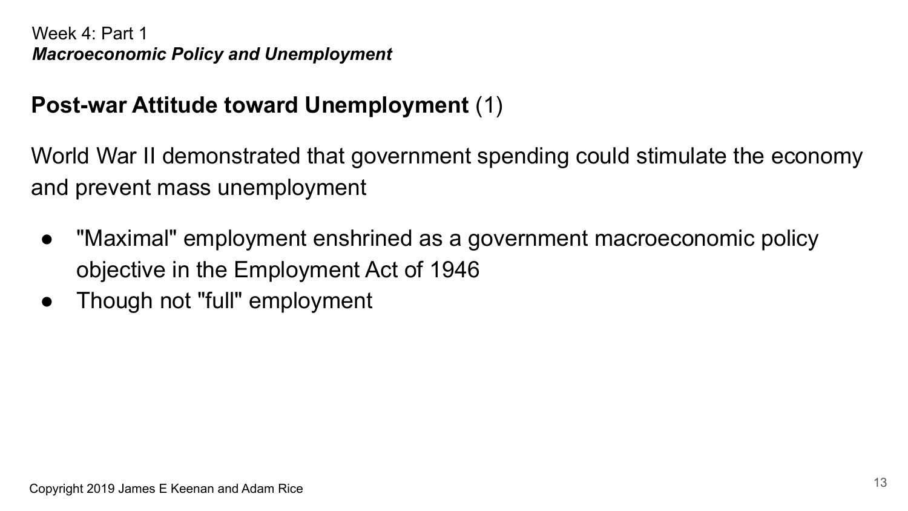Week 4: Part 1
*Macroeconomic Policy and Unemployment*

## **Post-war Attitude toward Unemployment** (1)

World War II demonstrated that government spending could stimulate the economy and prevent mass unemployment

- "Maximal" employment enshrined as a government macroeconomic policy objective in the Employment Act of 1946
- Though not "full" employment

Copyright 2019 James E Keenan and Adam Rice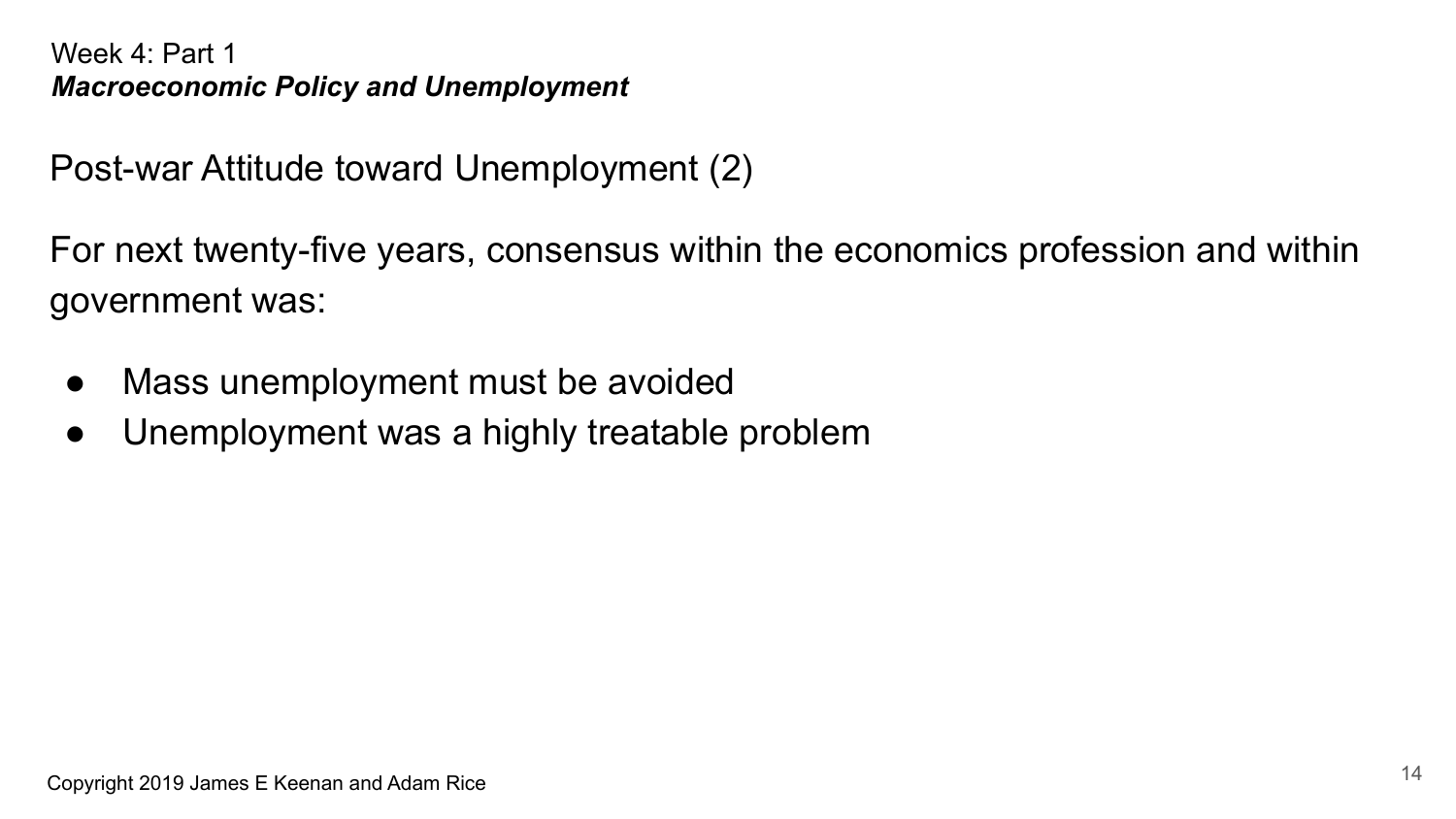Week 4: Part 1

***Macroeconomic Policy and Unemployment***

## Post-war Attitude toward Unemployment (2)

For next twenty-five years, consensus within the economics profession and within government was:

- Mass unemployment must be avoided
- Unemployment was a highly treatable problem

Copyright 2019 James E Keenan and Adam Rice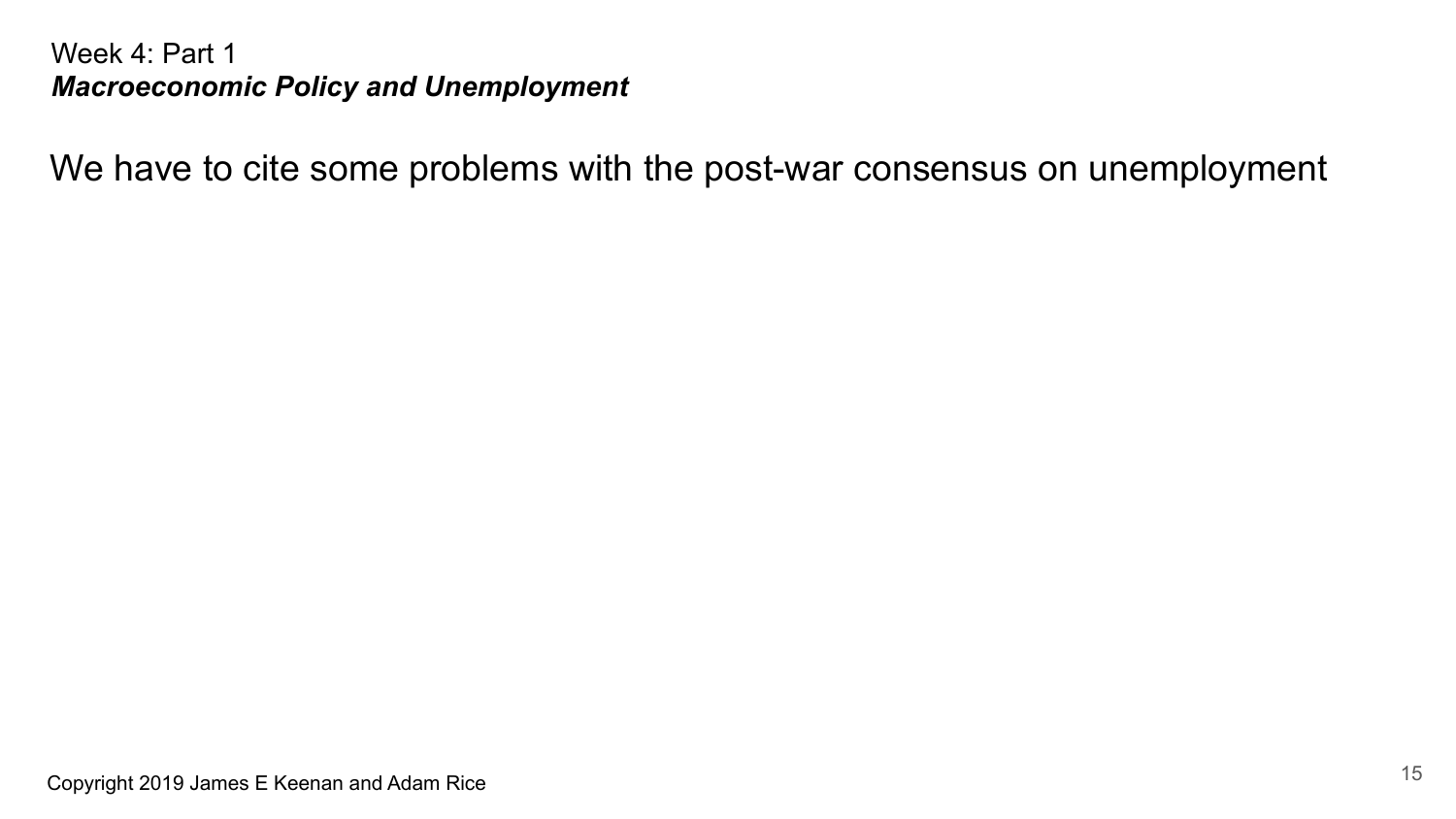Week 4: Part 1
***Macroeconomic Policy and Unemployment***

We have to cite some problems with the post-war consensus on unemployment

Copyright 2019 James E Keenan and Adam Rice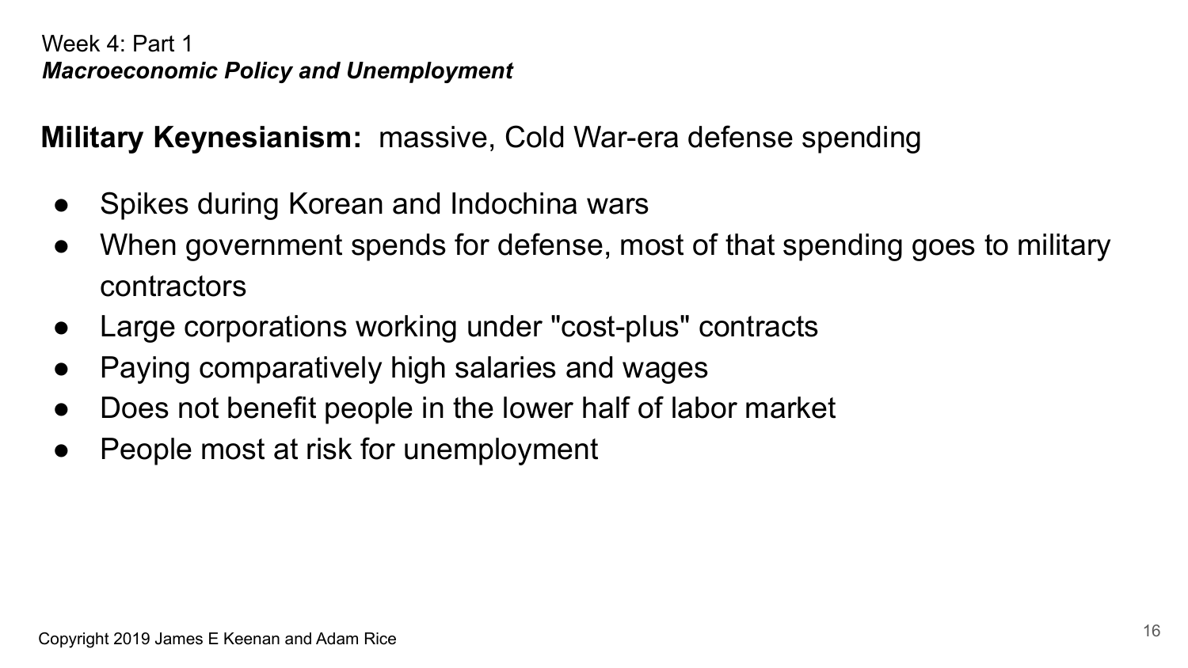Week 4: Part 1

***Macroeconomic Policy and Unemployment***

**Military Keynesianism:** massive, Cold War-era defense spending

- Spikes during Korean and Indochina wars
- When government spends for defense, most of that spending goes to military contractors
- Large corporations working under "cost-plus" contracts
- Paying comparatively high salaries and wages
- Does not benefit people in the lower half of labor market
- People most at risk for unemployment

Copyright 2019 James E Keenan and Adam Rice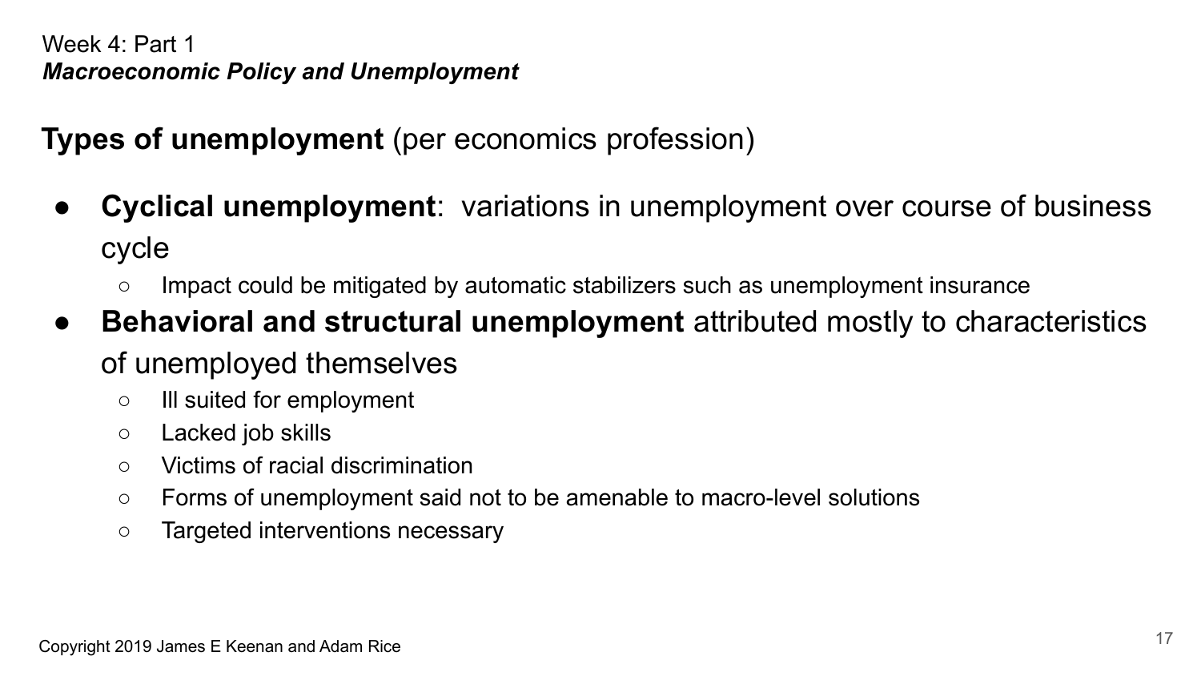Week 4: Part 1
***Macroeconomic Policy and Unemployment***

## **Types of unemployment** (per economics profession)

- **Cyclical unemployment**: variations in unemployment over course of business cycle
  - Impact could be mitigated by automatic stabilizers such as unemployment insurance
- **Behavioral and structural unemployment** attributed mostly to characteristics of unemployed themselves
  - Ill suited for employment
  - Lacked job skills
  - Victims of racial discrimination
  - Forms of unemployment said not to be amenable to macro-level solutions
  - Targeted interventions necessary

Copyright 2019 James E Keenan and Adam Rice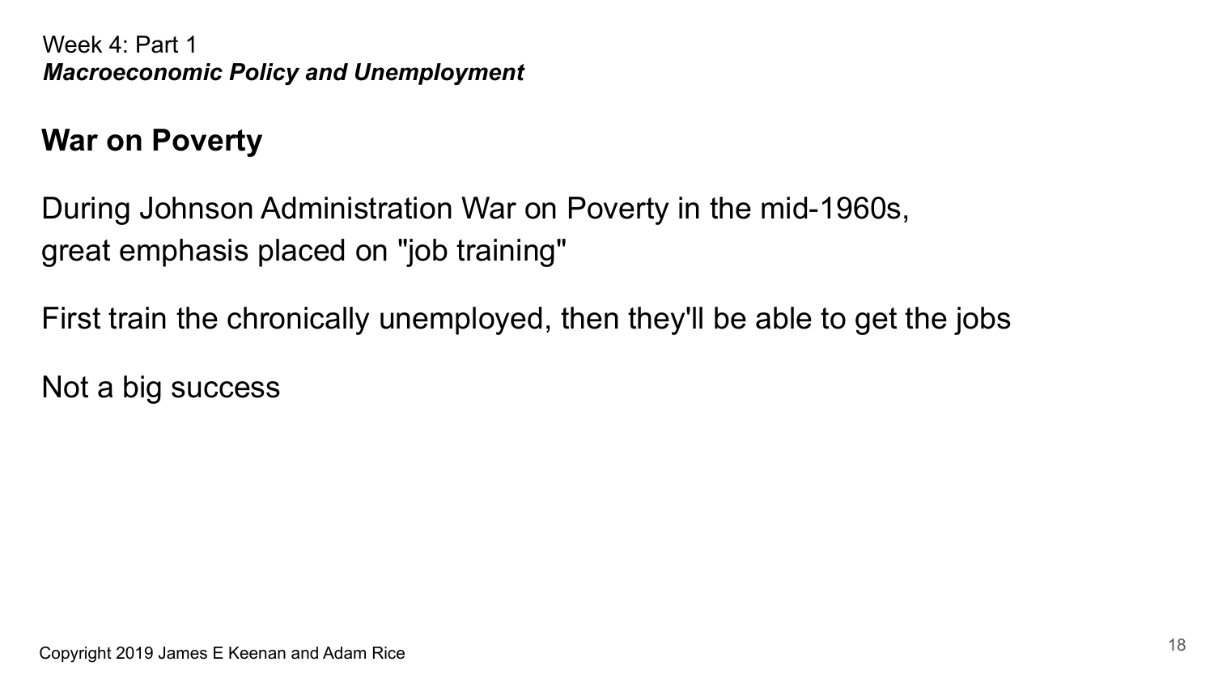Week 4: Part 1
***Macroeconomic Policy and Unemployment***

## War on Poverty

During Johnson Administration War on Poverty in the mid-1960s, great emphasis placed on "job training"

First train the chronically unemployed, then they'll be able to get the jobs

Not a big success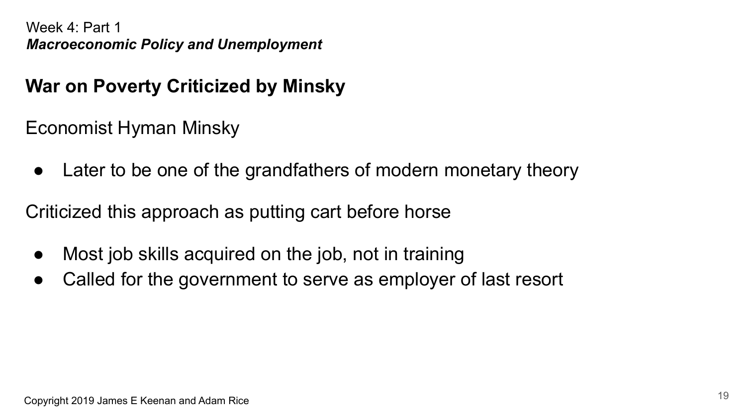Week 4: Part 1
***Macroeconomic Policy and Unemployment***

## War on Poverty Criticized by Minsky

Economist Hyman Minsky

- Later to be one of the grandfathers of modern monetary theory

Criticized this approach as putting cart before horse

- Most job skills acquired on the job, not in training
- Called for the government to serve as employer of last resort

Copyright 2019 James E Keenan and Adam Rice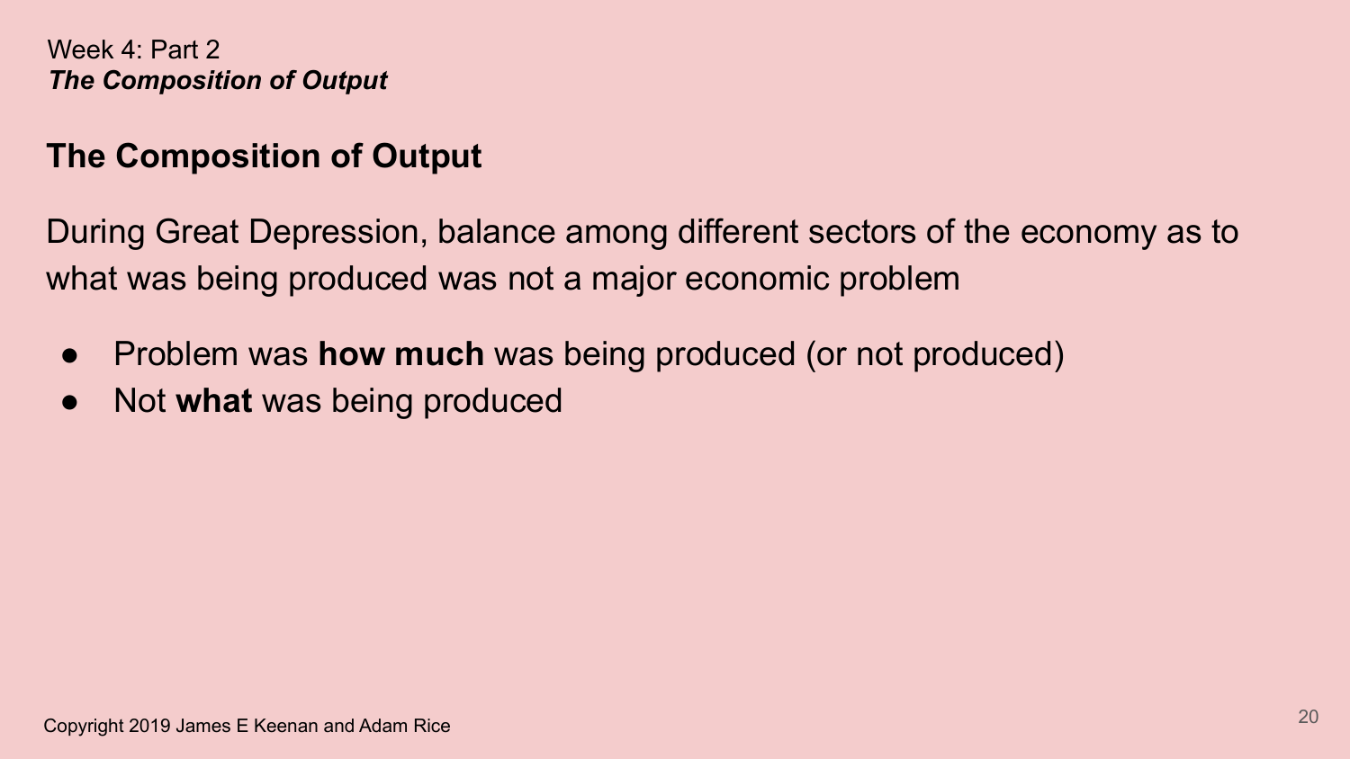Week 4: Part 2
***The Composition of Output***

## The Composition of Output

During Great Depression, balance among different sectors of the economy as to what was being produced was not a major economic problem

- Problem was **how much** was being produced (or not produced)
- Not **what** was being produced

Copyright 2019 James E Keenan and Adam Rice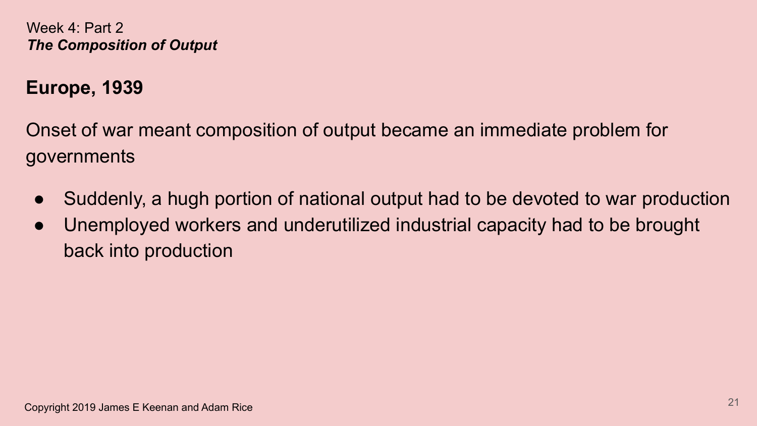Week 4: Part 2
***The Composition of Output***

## Europe, 1939

Onset of war meant composition of output became an immediate problem for governments

- Suddenly, a hugh portion of national output had to be devoted to war production
- Unemployed workers and underutilized industrial capacity had to be brought back into production

Copyright 2019 James E Keenan and Adam Rice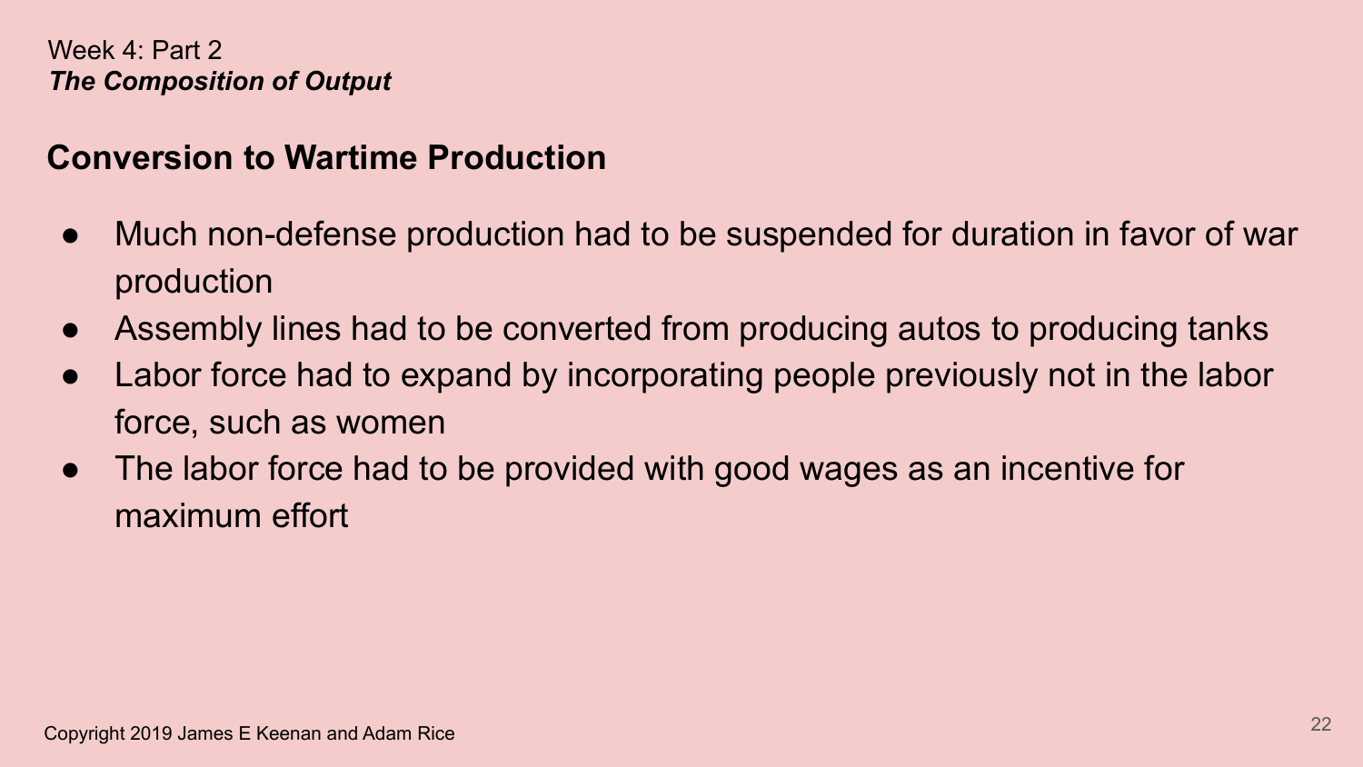Week 4: Part 2
***The Composition of Output***

## Conversion to Wartime Production

- Much non-defense production had to be suspended for duration in favor of war production
- Assembly lines had to be converted from producing autos to producing tanks
- Labor force had to expand by incorporating people previously not in the labor force, such as women
- The labor force had to be provided with good wages as an incentive for maximum effort

Copyright 2019 James E Keenan and Adam Rice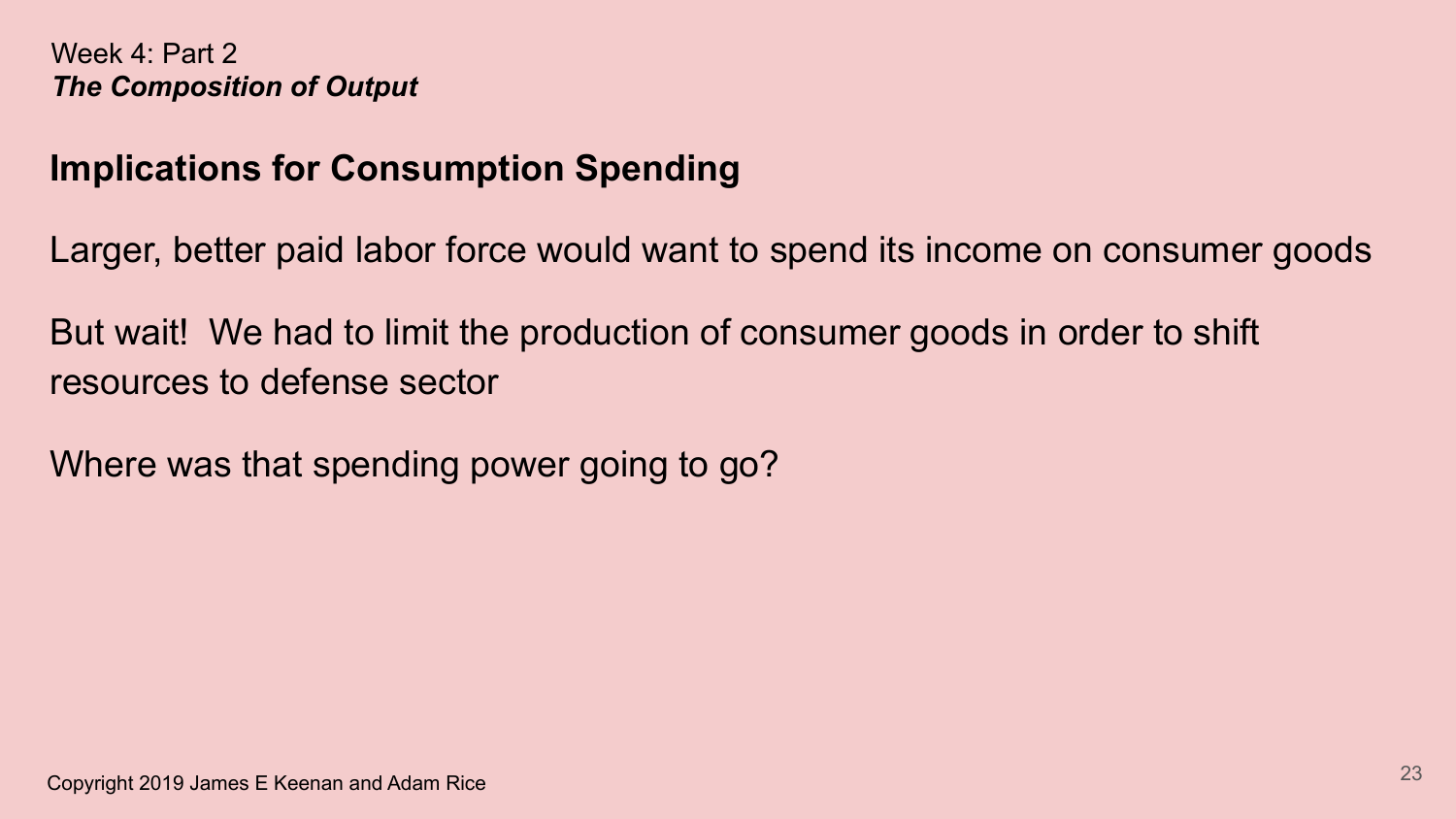Week 4: Part 2
***The Composition of Output***

## Implications for Consumption Spending

Larger, better paid labor force would want to spend its income on consumer goods

But wait! We had to limit the production of consumer goods in order to shift resources to defense sector

Where was that spending power going to go?

Copyright 2019 James E Keenan and Adam Rice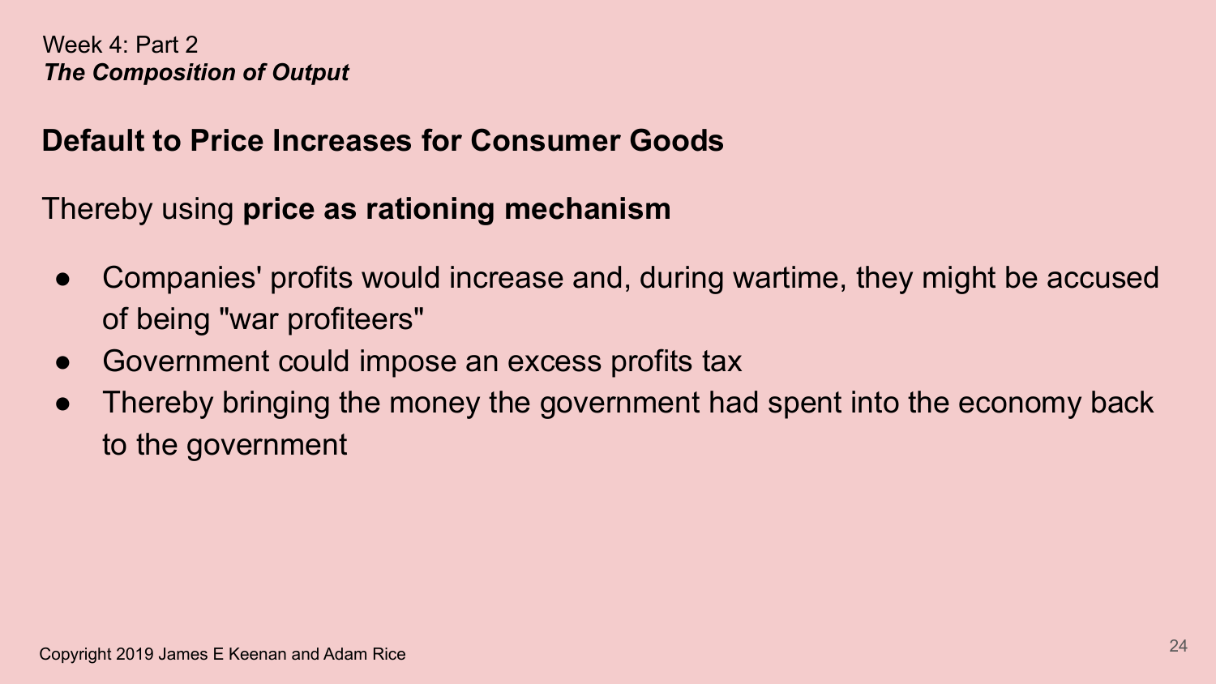Week 4: Part 2
***The Composition of Output***

## Default to Price Increases for Consumer Goods

Thereby using **price as rationing mechanism**

- Companies' profits would increase and, during wartime, they might be accused of being "war profiteers"
- Government could impose an excess profits tax
- Thereby bringing the money the government had spent into the economy back to the government

Copyright 2019 James E Keenan and Adam Rice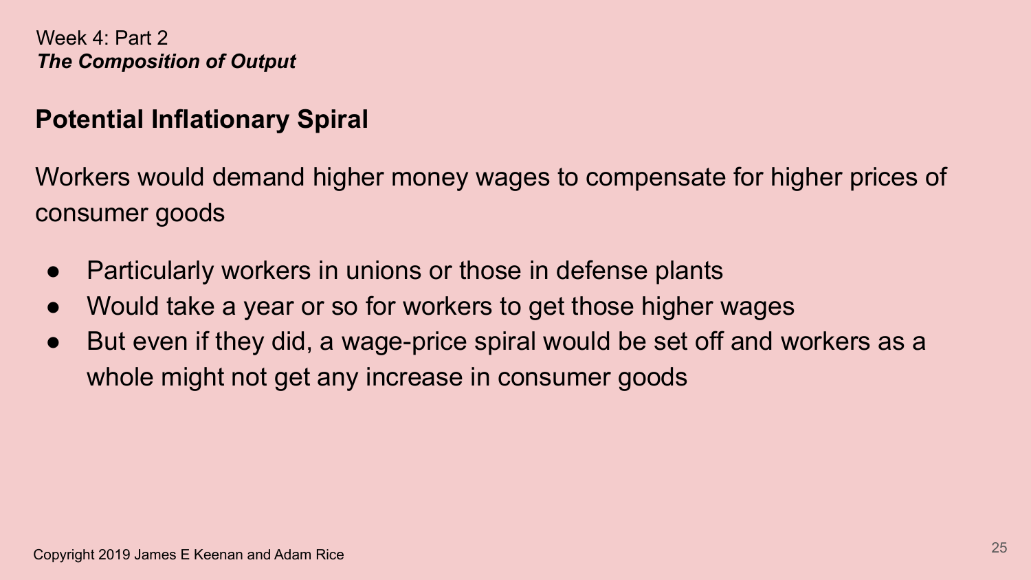Week 4: Part 2
***The Composition of Output***

## Potential Inflationary Spiral

Workers would demand higher money wages to compensate for higher prices of consumer goods

- Particularly workers in unions or those in defense plants
- Would take a year or so for workers to get those higher wages
- But even if they did, a wage-price spiral would be set off and workers as a whole might not get any increase in consumer goods

Copyright 2019 James E Keenan and Adam Rice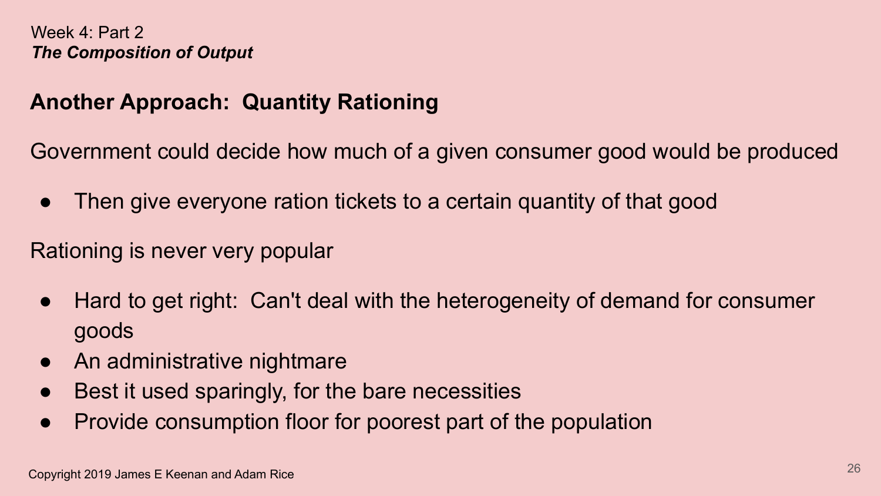Week 4: Part 2
***The Composition of Output***

## Another Approach: Quantity Rationing

Government could decide how much of a given consumer good would be produced

- Then give everyone ration tickets to a certain quantity of that good

Rationing is never very popular

- Hard to get right: Can't deal with the heterogeneity of demand for consumer goods
- An administrative nightmare
- Best it used sparingly, for the bare necessities
- Provide consumption floor for poorest part of the population

Copyright 2019 James E Keenan and Adam Rice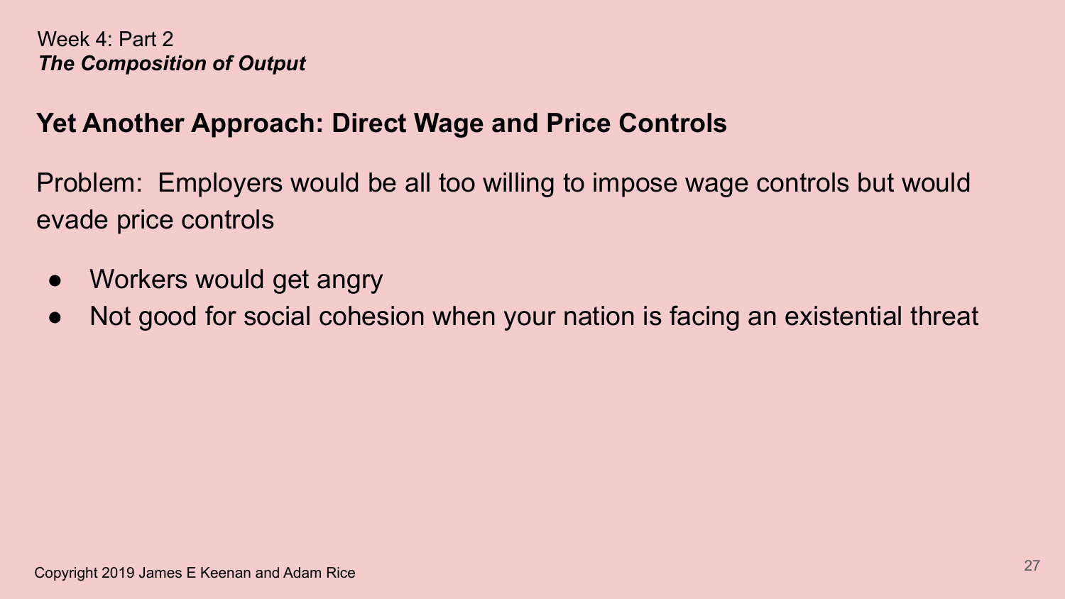Week 4: Part 2
***The Composition of Output***

## Yet Another Approach: Direct Wage and Price Controls

Problem: Employers would be all too willing to impose wage controls but would evade price controls

- Workers would get angry
- Not good for social cohesion when your nation is facing an existential threat

Copyright 2019 James E Keenan and Adam Rice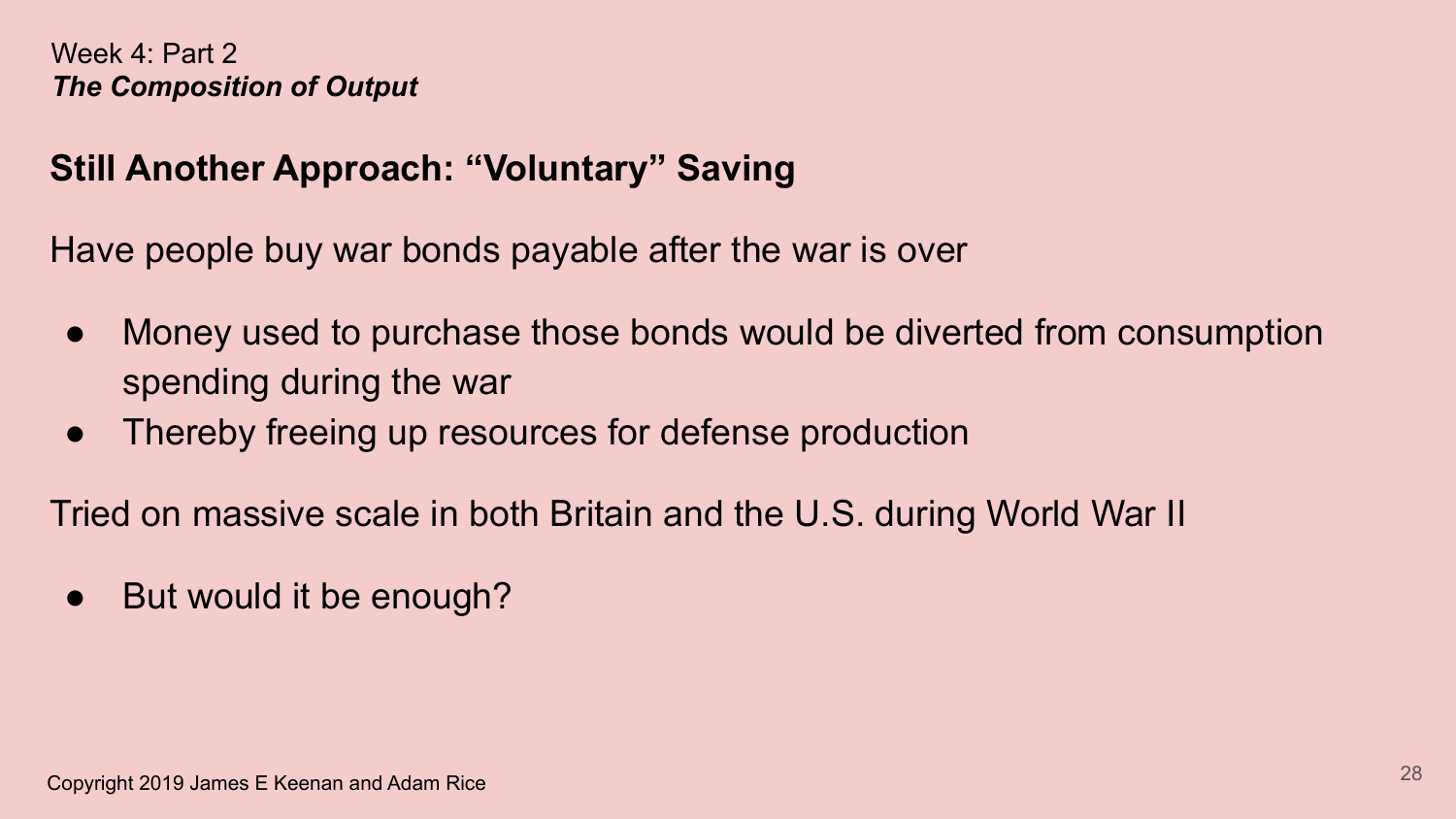Week 4: Part 2
***The Composition of Output***

## Still Another Approach: "Voluntary" Saving

Have people buy war bonds payable after the war is over

- Money used to purchase those bonds would be diverted from consumption spending during the war
- Thereby freeing up resources for defense production

Tried on massive scale in both Britain and the U.S. during World War II

- But would it be enough?

Copyright 2019 James E Keenan and Adam Rice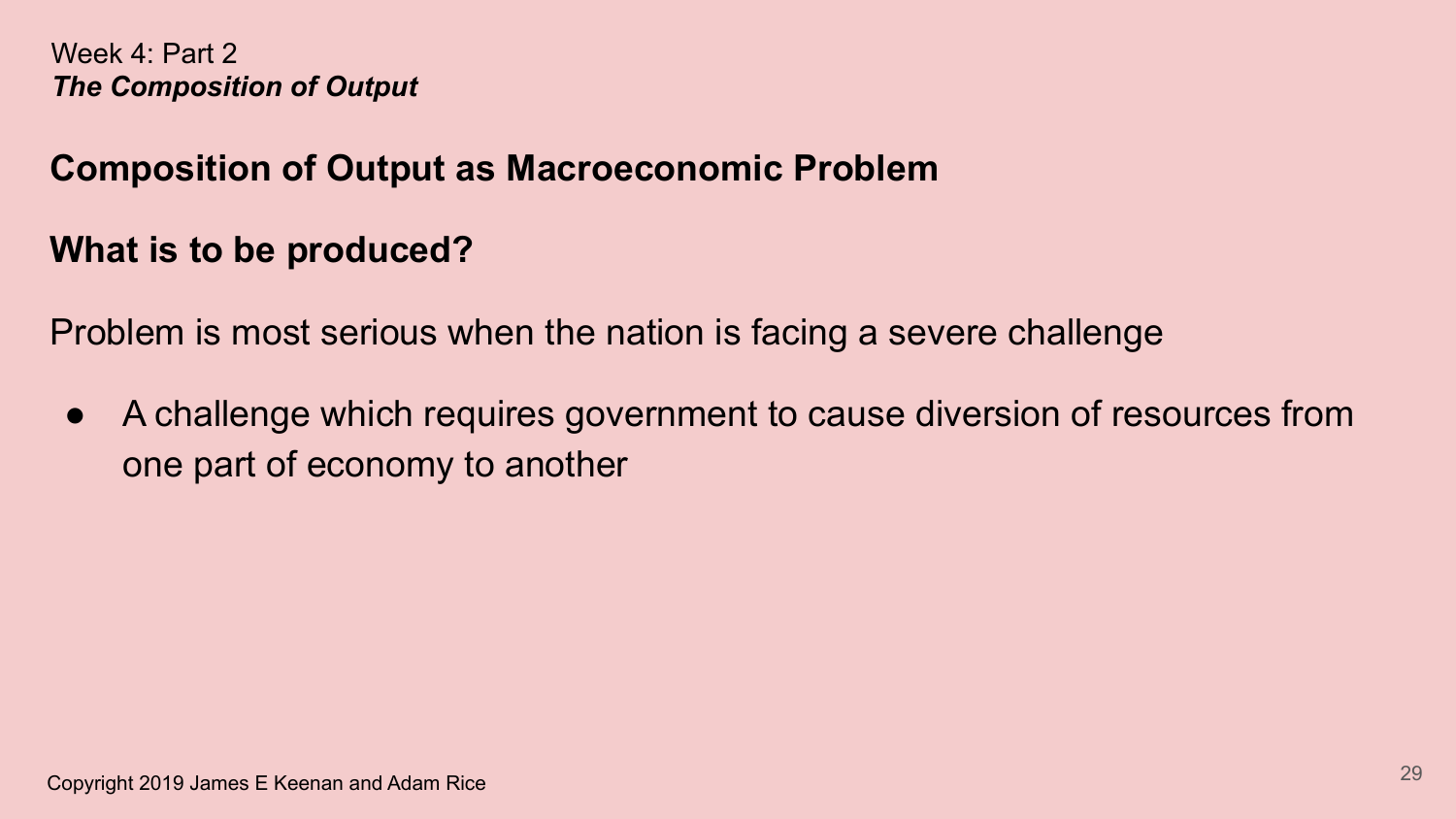Week 4: Part 2
***The Composition of Output***

## Composition of Output as Macroeconomic Problem

## What is to be produced?

Problem is most serious when the nation is facing a severe challenge

- A challenge which requires government to cause diversion of resources from one part of economy to another

Copyright 2019 James E Keenan and Adam Rice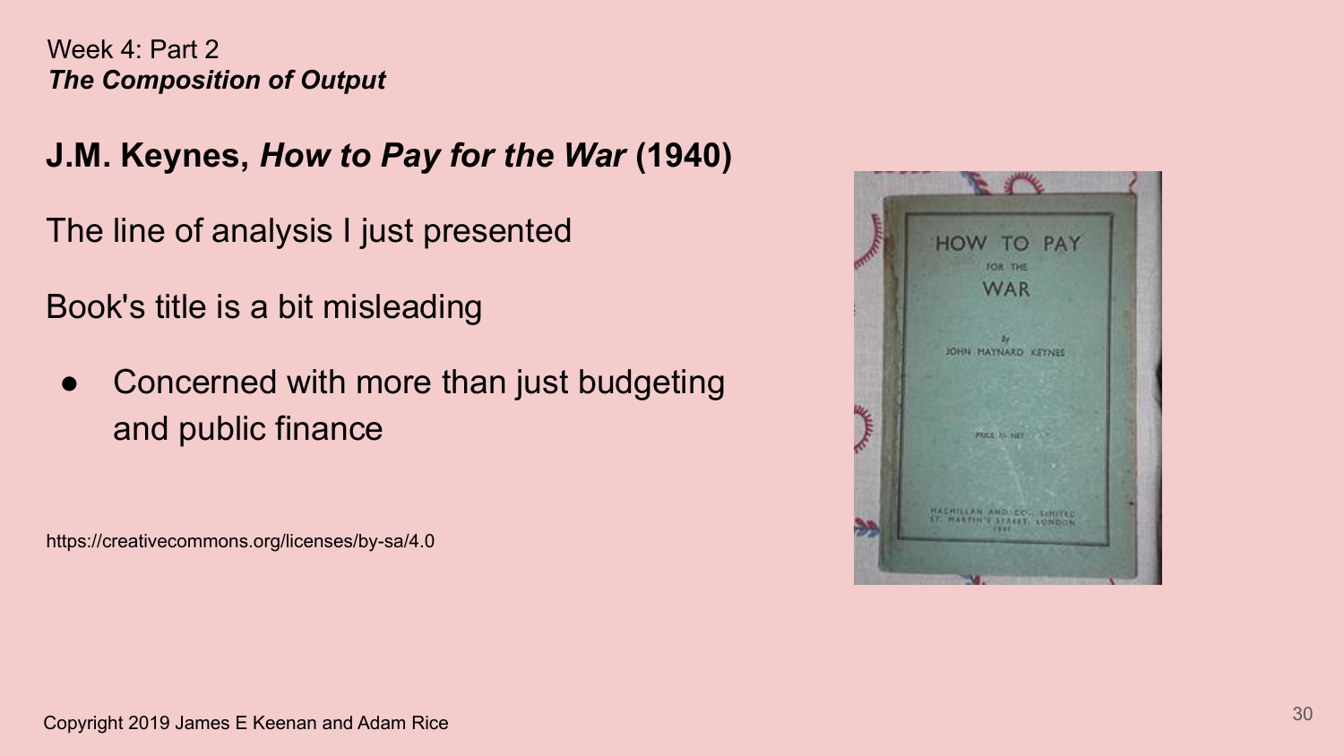Week 4: Part 2
***The Composition of Output***

## J.M. Keynes, *How to Pay for the War* (1940)

The line of analysis I just presented

Book's title is a bit misleading

- Concerned with more than just budgeting and public finance

https://creativecommons.org/licenses/by-sa/4.0

Copyright 2019 James E Keenan and Adam Rice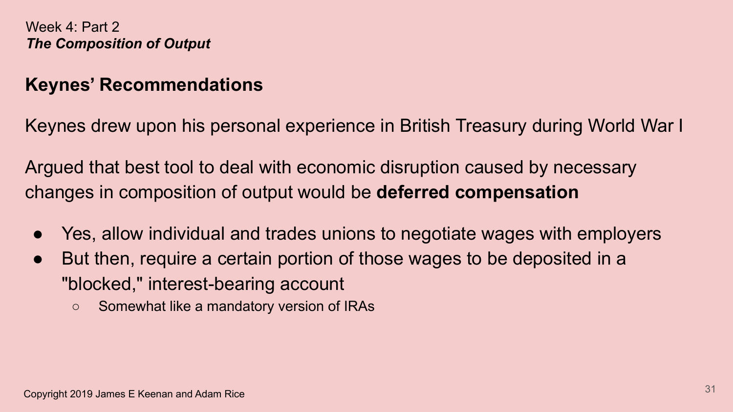Week 4: Part 2
***The Composition of Output***

## Keynes' Recommendations

Keynes drew upon his personal experience in British Treasury during World War I

Argued that best tool to deal with economic disruption caused by necessary changes in composition of output would be **deferred compensation**

- Yes, allow individual and trades unions to negotiate wages with employers
- But then, require a certain portion of those wages to be deposited in a "blocked," interest-bearing account
  - Somewhat like a mandatory version of IRAs

Copyright 2019 James E Keenan and Adam Rice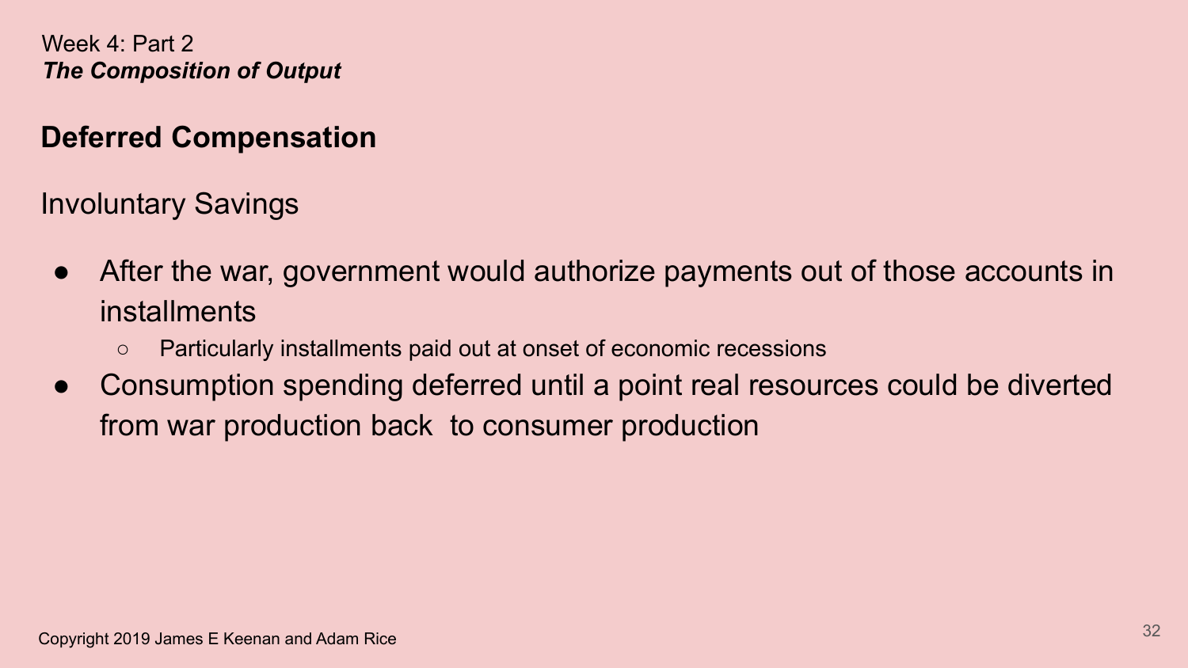Week 4: Part 2
*The Composition of Output*

## Deferred Compensation

Involuntary Savings

- After the war, government would authorize payments out of those accounts in installments
  - Particularly installments paid out at onset of economic recessions
- Consumption spending deferred until a point real resources could be diverted from war production back to consumer production

Copyright 2019 James E Keenan and Adam Rice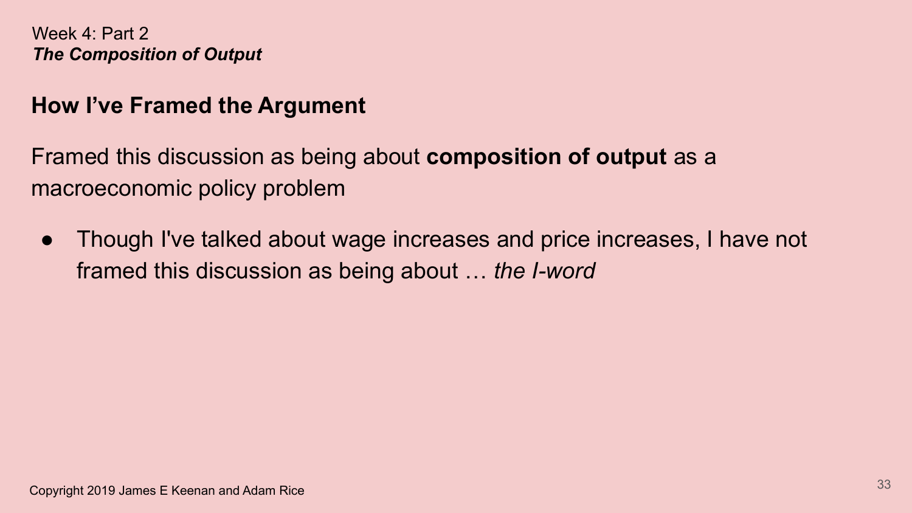Week 4: Part 2
***The Composition of Output***

## How I've Framed the Argument

Framed this discussion as being about **composition of output** as a macroeconomic policy problem

- Though I've talked about wage increases and price increases, I have not framed this discussion as being about … *the I-word*

Copyright 2019 James E Keenan and Adam Rice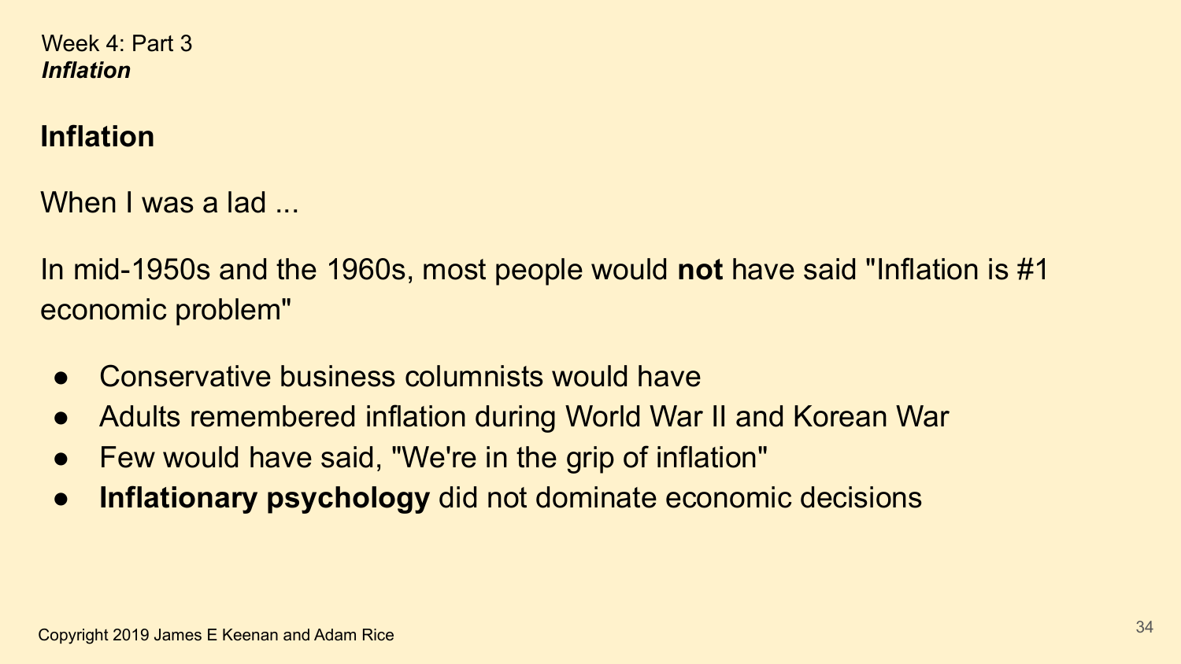Week 4: Part 3
***Inflation***

## Inflation

When I was a lad ...

In mid-1950s and the 1960s, most people would **not** have said "Inflation is #1 economic problem"

- Conservative business columnists would have
- Adults remembered inflation during World War II and Korean War
- Few would have said, "We're in the grip of inflation"
- **Inflationary psychology** did not dominate economic decisions

Copyright 2019 James E Keenan and Adam Rice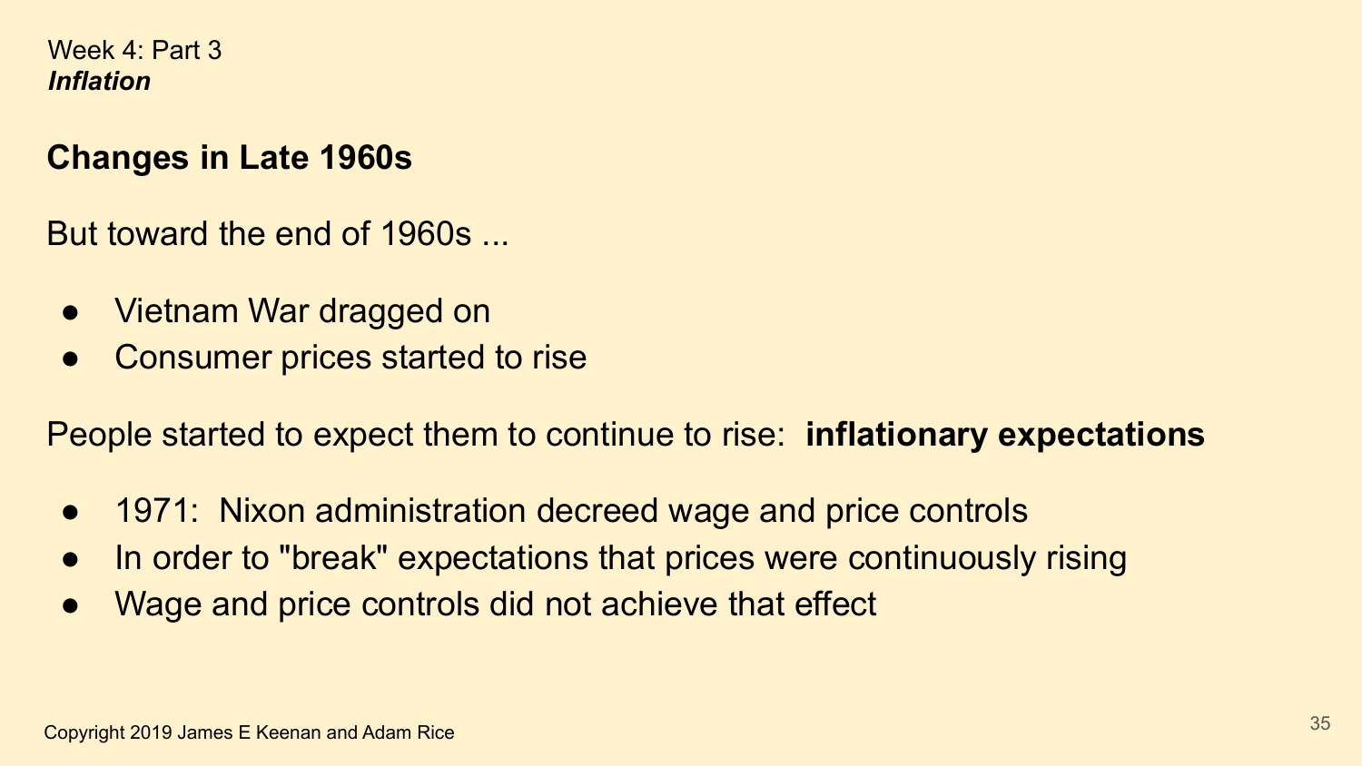Week 4: Part 3
***Inflation***

## Changes in Late 1960s

But toward the end of 1960s ...

- Vietnam War dragged on
- Consumer prices started to rise

People started to expect them to continue to rise: **inflationary expectations**

- 1971: Nixon administration decreed wage and price controls
- In order to "break" expectations that prices were continuously rising
- Wage and price controls did not achieve that effect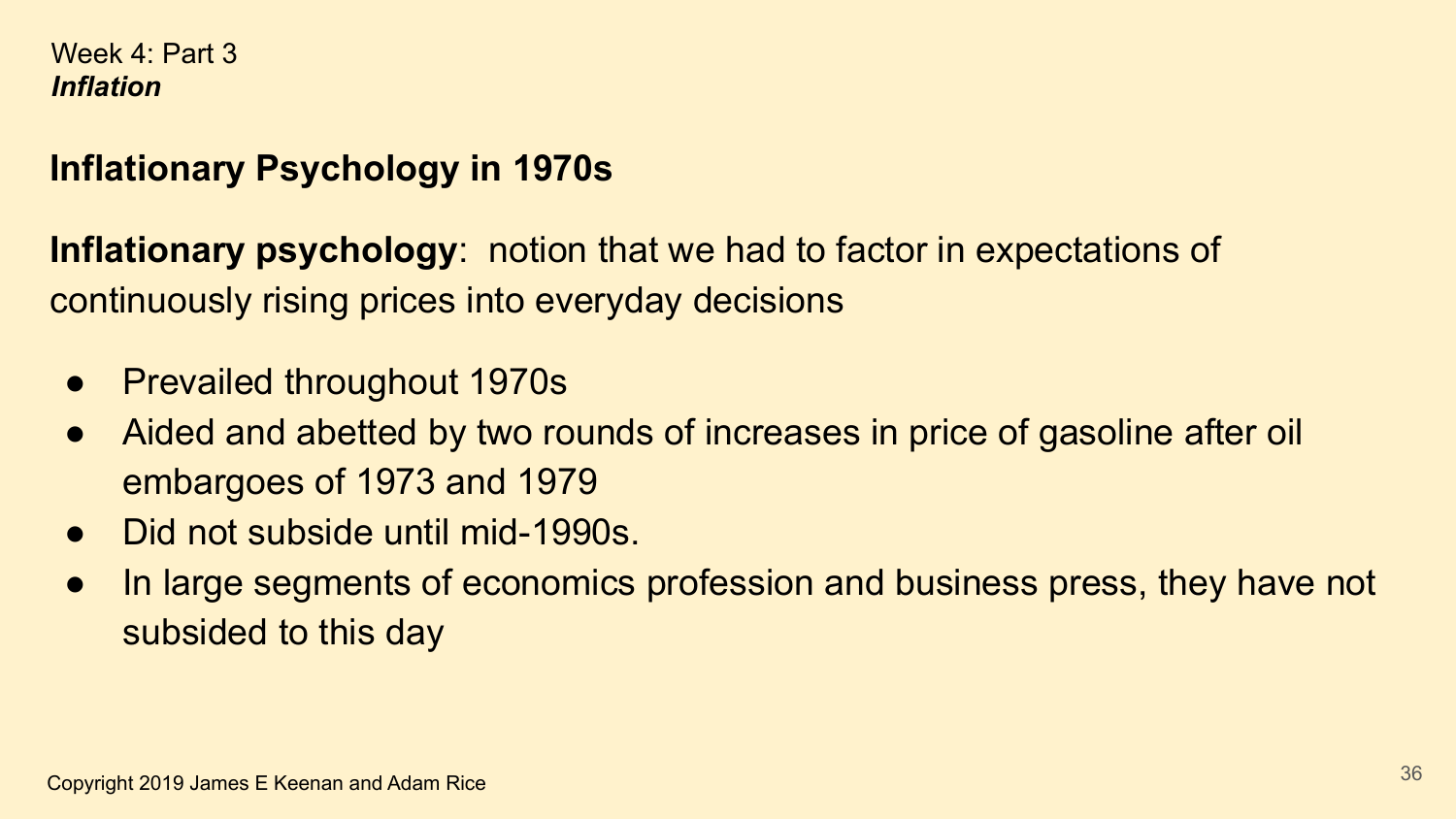Week 4: Part 3
***Inflation***

## Inflationary Psychology in 1970s

**Inflationary psychology**: notion that we had to factor in expectations of continuously rising prices into everyday decisions

- Prevailed throughout 1970s
- Aided and abetted by two rounds of increases in price of gasoline after oil embargoes of 1973 and 1979
- Did not subside until mid-1990s.
- In large segments of economics profession and business press, they have not subsided to this day

Copyright 2019 James E Keenan and Adam Rice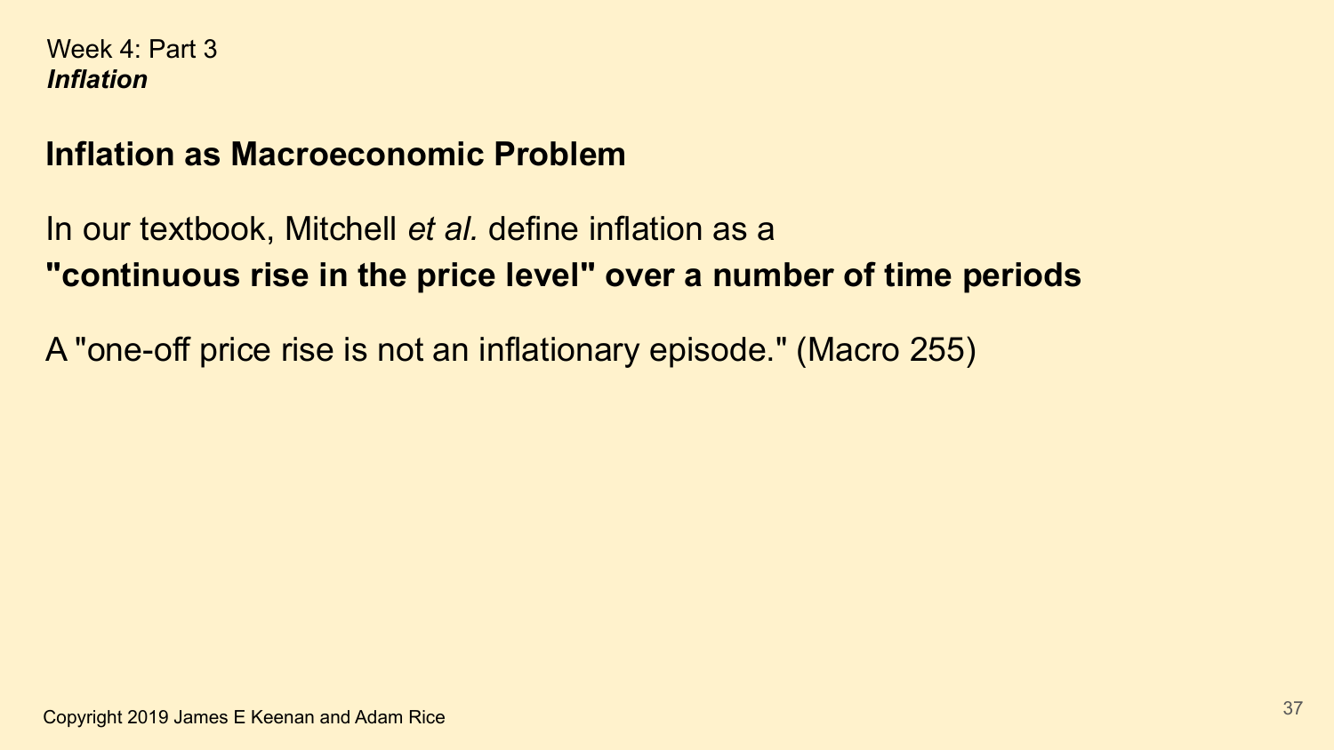Week 4: Part 3
***Inflation***

## Inflation as Macroeconomic Problem

In our textbook, Mitchell *et al.* define inflation as a
**"continuous rise in the price level" over a number of time periods**

A "one-off price rise is not an inflationary episode." (Macro 255)

Copyright 2019 James E Keenan and Adam Rice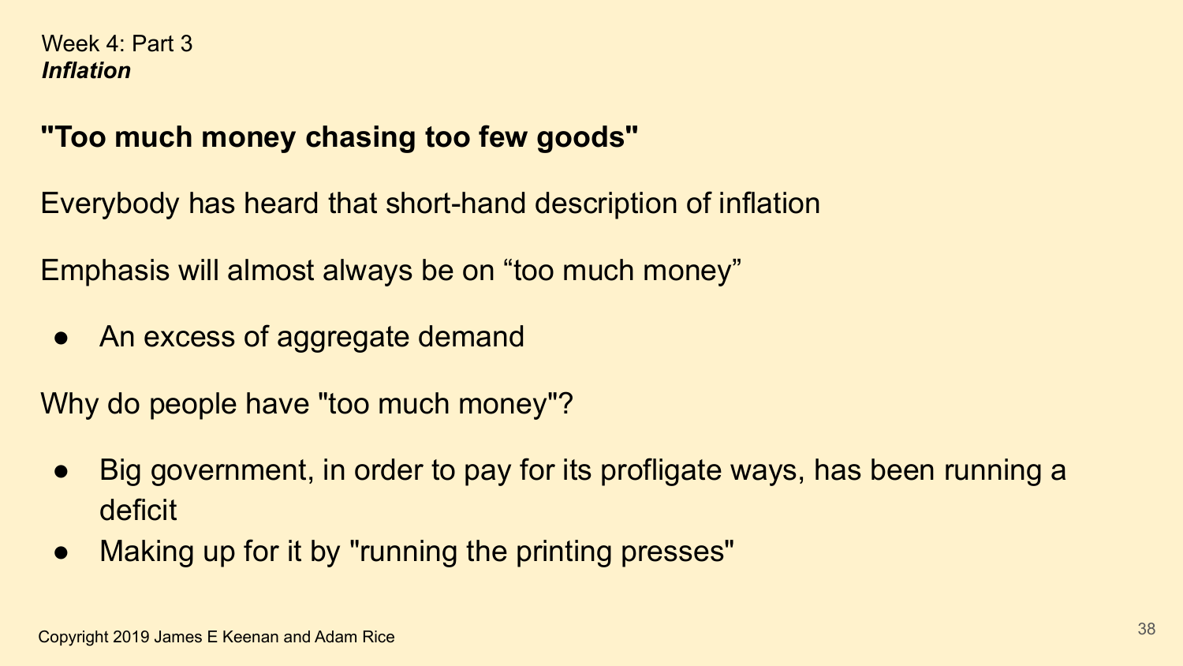Week 4: Part 3
***Inflation***

## "Too much money chasing too few goods"

Everybody has heard that short-hand description of inflation

Emphasis will almost always be on “too much money”

- An excess of aggregate demand

Why do people have "too much money"?

- Big government, in order to pay for its profligate ways, has been running a deficit
- Making up for it by "running the printing presses"

Copyright 2019 James E Keenan and Adam Rice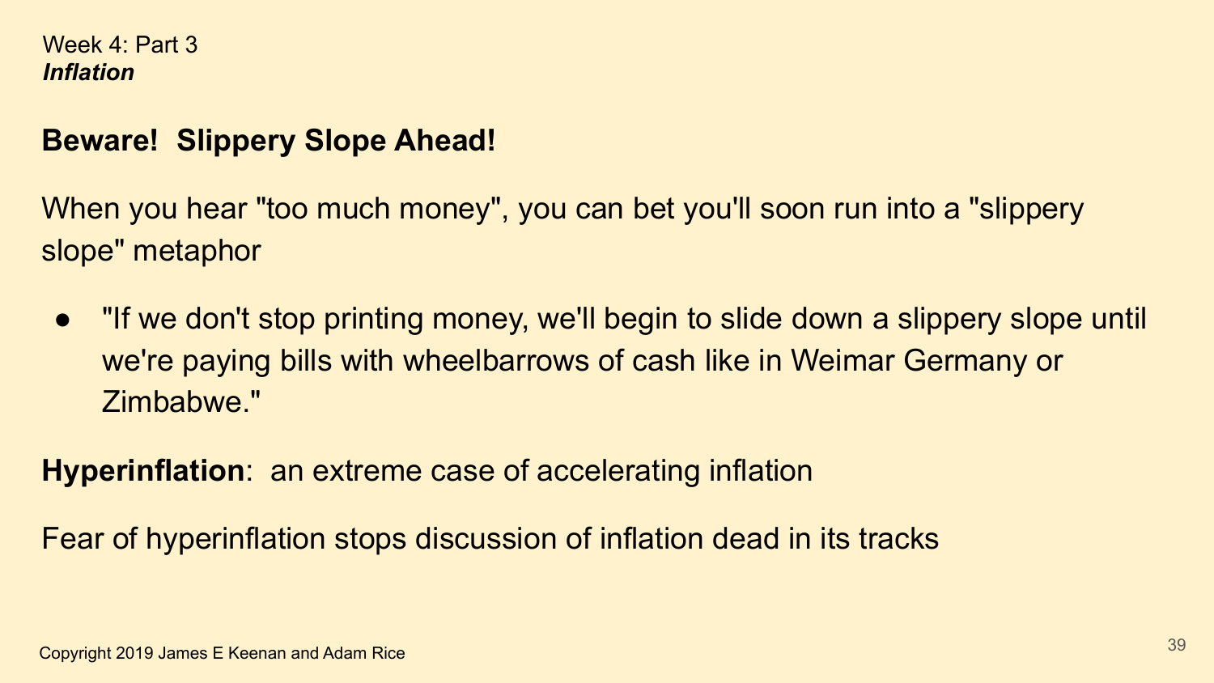Week 4: Part 3
***Inflation***

## Beware! Slippery Slope Ahead!

When you hear "too much money", you can bet you'll soon run into a "slippery slope" metaphor

- "If we don't stop printing money, we'll begin to slide down a slippery slope until we're paying bills with wheelbarrows of cash like in Weimar Germany or Zimbabwe."

**Hyperinflation**: an extreme case of accelerating inflation

Fear of hyperinflation stops discussion of inflation dead in its tracks

Copyright 2019 James E Keenan and Adam Rice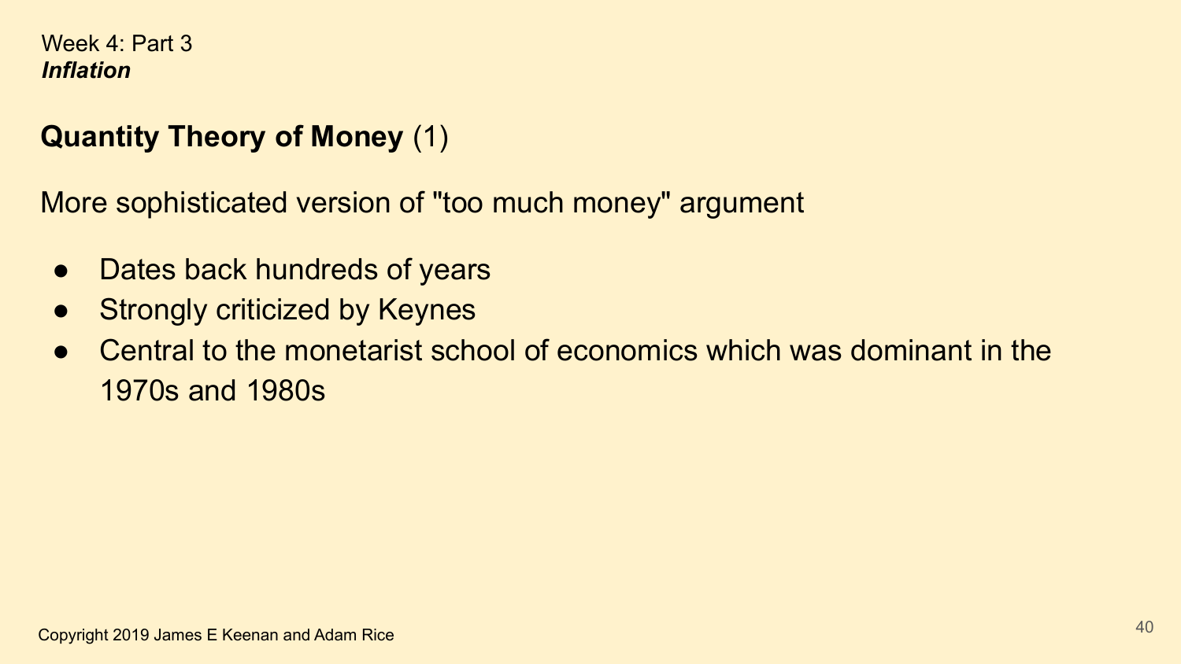Week 4: Part 3
***Inflation***

## **Quantity Theory of Money** (1)

More sophisticated version of "too much money" argument

- Dates back hundreds of years
- Strongly criticized by Keynes
- Central to the monetarist school of economics which was dominant in the 1970s and 1980s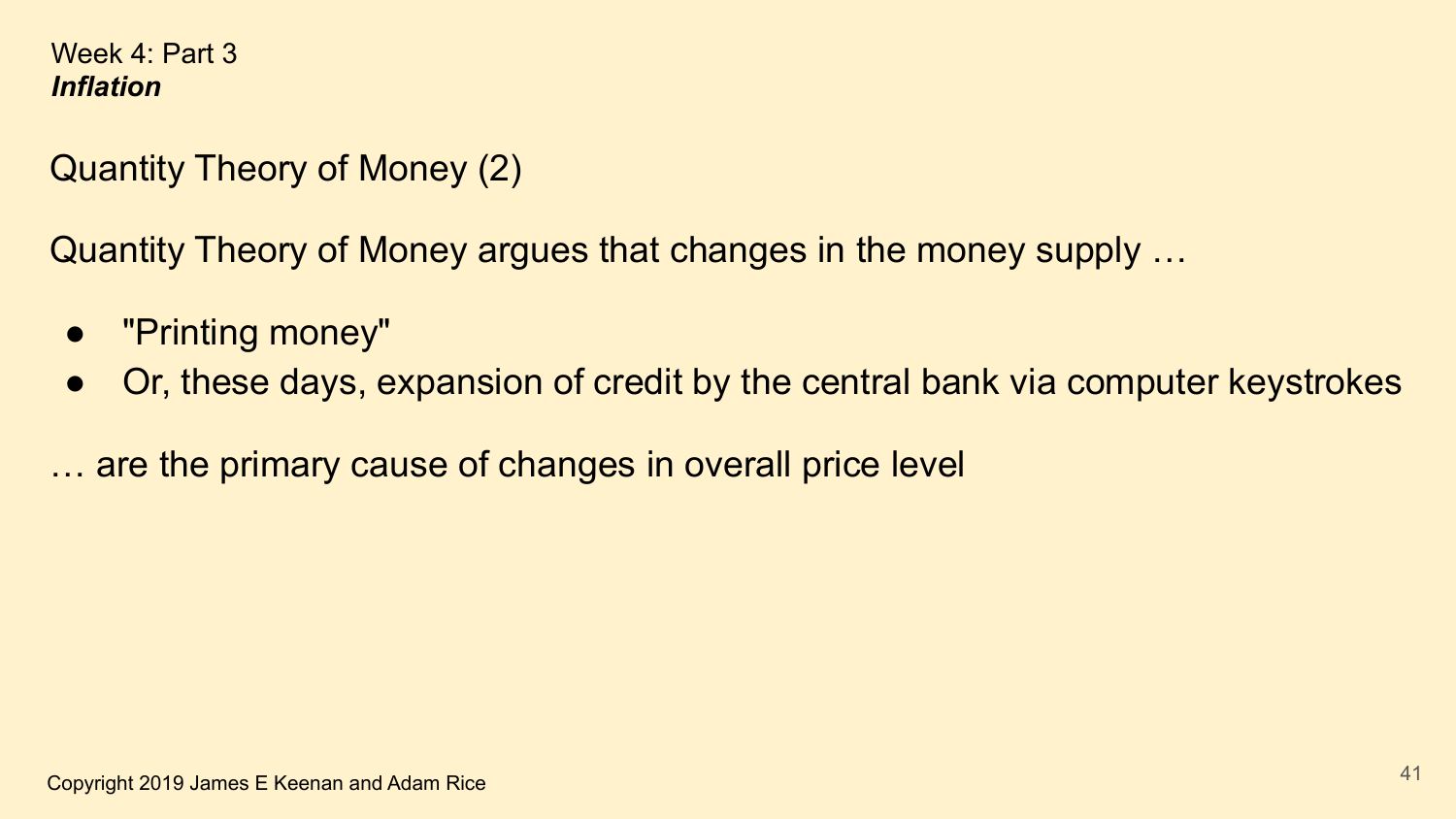Week 4: Part 3
***Inflation***

## Quantity Theory of Money (2)

Quantity Theory of Money argues that changes in the money supply …

- "Printing money"
- Or, these days, expansion of credit by the central bank via computer keystrokes

… are the primary cause of changes in overall price level

Copyright 2019 James E Keenan and Adam Rice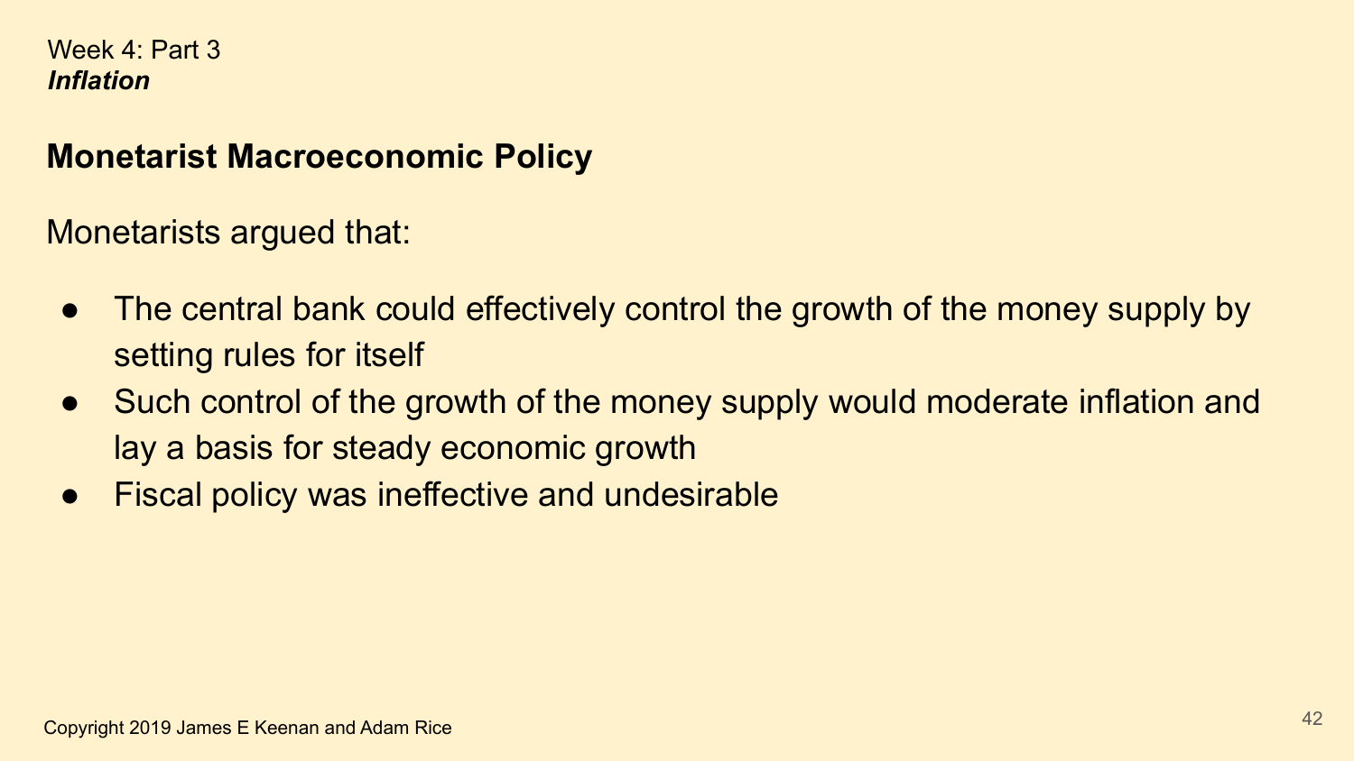Week 4: Part 3
***Inflation***

## Monetarist Macroeconomic Policy

Monetarists argued that:

- The central bank could effectively control the growth of the money supply by setting rules for itself
- Such control of the growth of the money supply would moderate inflation and lay a basis for steady economic growth
- Fiscal policy was ineffective and undesirable

Copyright 2019 James E Keenan and Adam Rice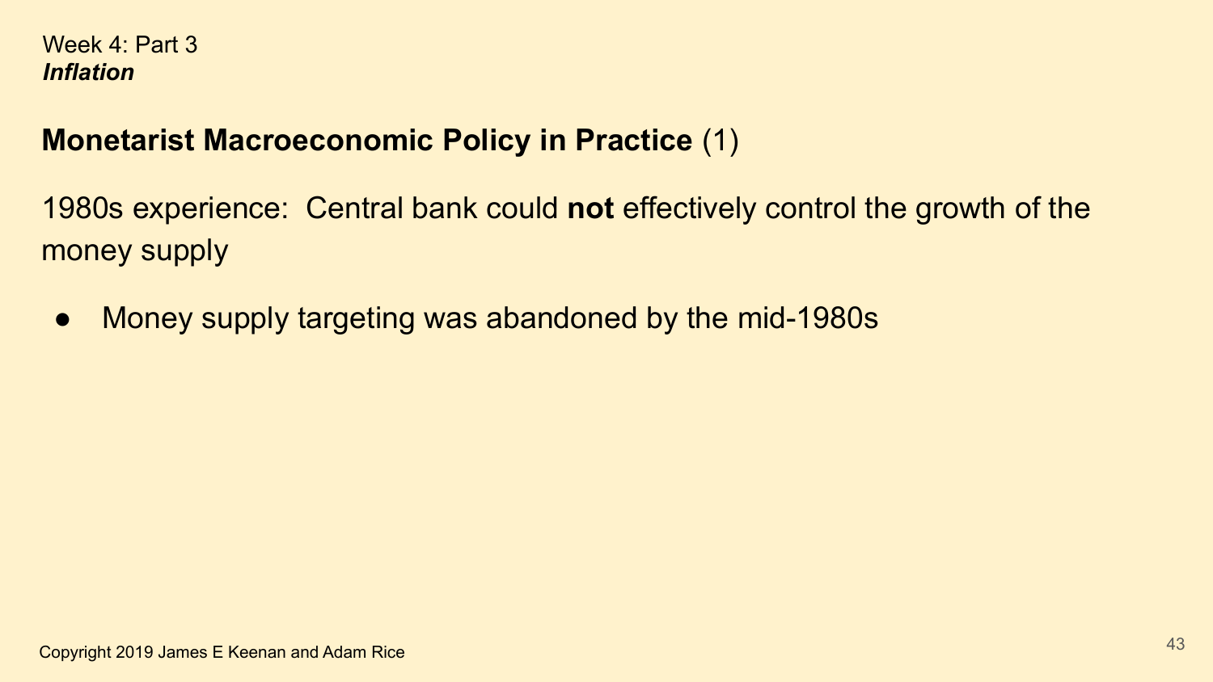Week 4: Part 3
***Inflation***

## **Monetarist Macroeconomic Policy in Practice** (1)

1980s experience: Central bank could **not** effectively control the growth of the money supply

- Money supply targeting was abandoned by the mid-1980s

Copyright 2019 James E Keenan and Adam Rice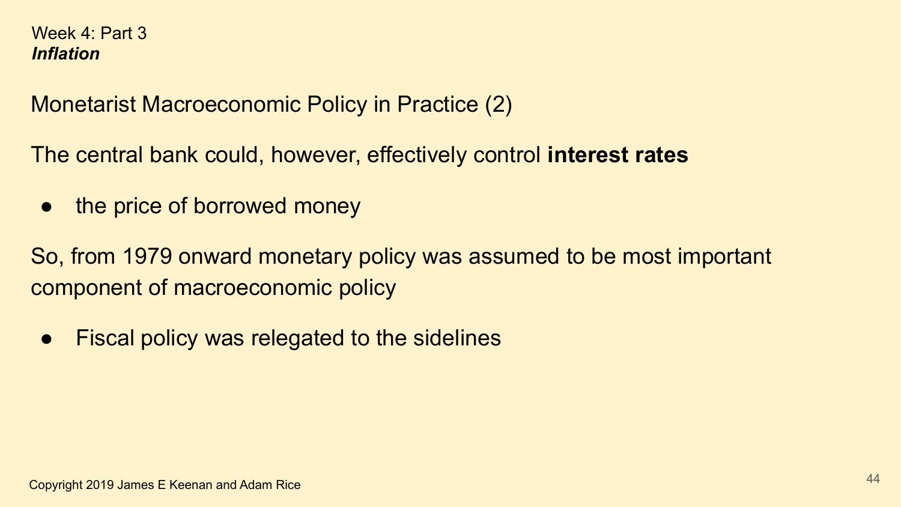Week 4: Part 3
***Inflation***

## Monetarist Macroeconomic Policy in Practice (2)

The central bank could, however, effectively control **interest rates**

- the price of borrowed money

So, from 1979 onward monetary policy was assumed to be most important component of macroeconomic policy

- Fiscal policy was relegated to the sidelines

Copyright 2019 James E Keenan and Adam Rice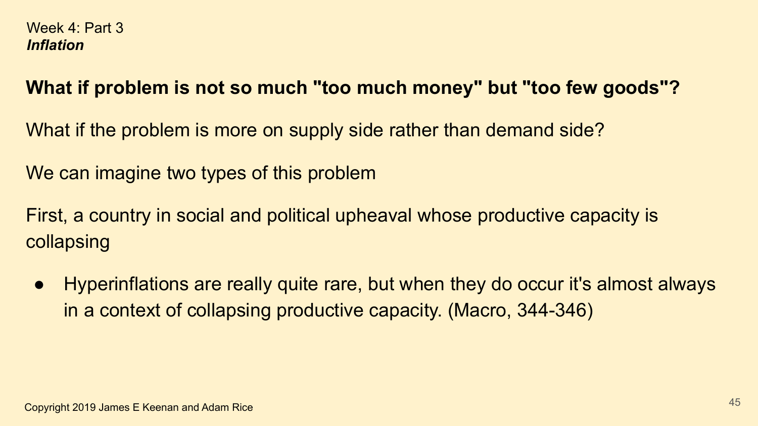Week 4: Part 3

***Inflation***

**What if problem is not so much "too much money" but "too few goods"?**

What if the problem is more on supply side rather than demand side?

We can imagine two types of this problem

First, a country in social and political upheaval whose productive capacity is collapsing

- Hyperinflations are really quite rare, but when they do occur it's almost always in a context of collapsing productive capacity. (Macro, 344-346)

Copyright 2019 James E Keenan and Adam Rice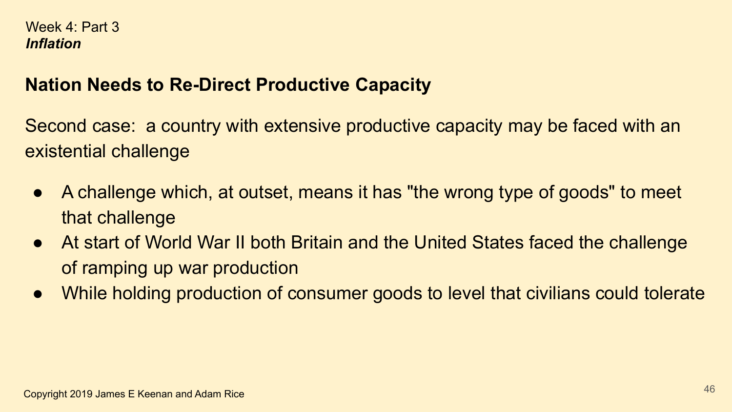## Nation Needs to Re-Direct Productive Capacity

Second case: a country with extensive productive capacity may be faced with an existential challenge

- A challenge which, at outset, means it has "the wrong type of goods" to meet that challenge
- At start of World War II both Britain and the United States faced the challenge of ramping up war production
- While holding production of consumer goods to level that civilians could tolerate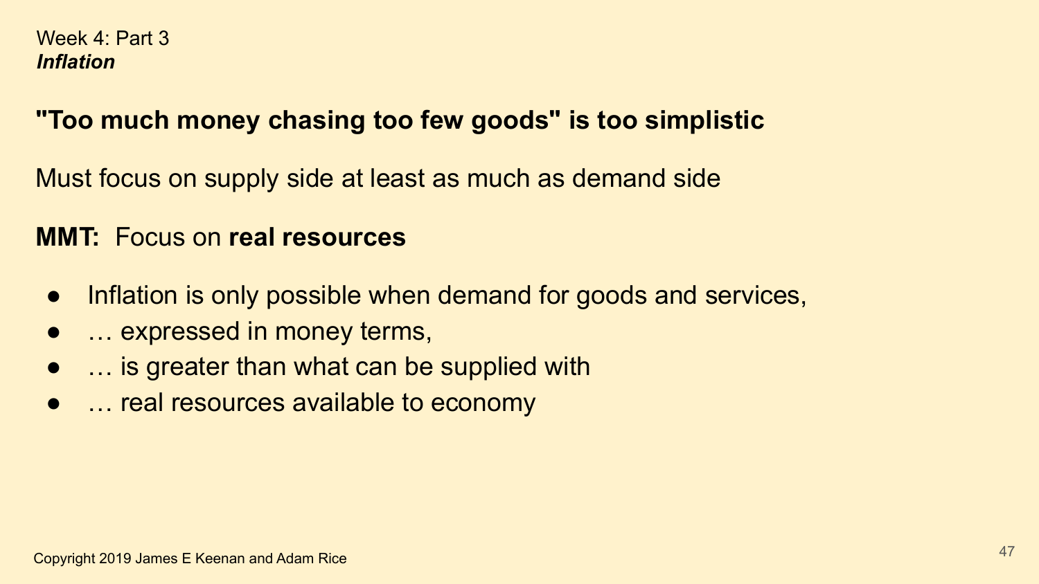Week 4: Part 3
***Inflation***

## "Too much money chasing too few goods" is too simplistic

Must focus on supply side at least as much as demand side

**MMT:** Focus on **real resources**

- Inflation is only possible when demand for goods and services,
- … expressed in money terms,
- … is greater than what can be supplied with
- … real resources available to economy

Copyright 2019 James E Keenan and Adam Rice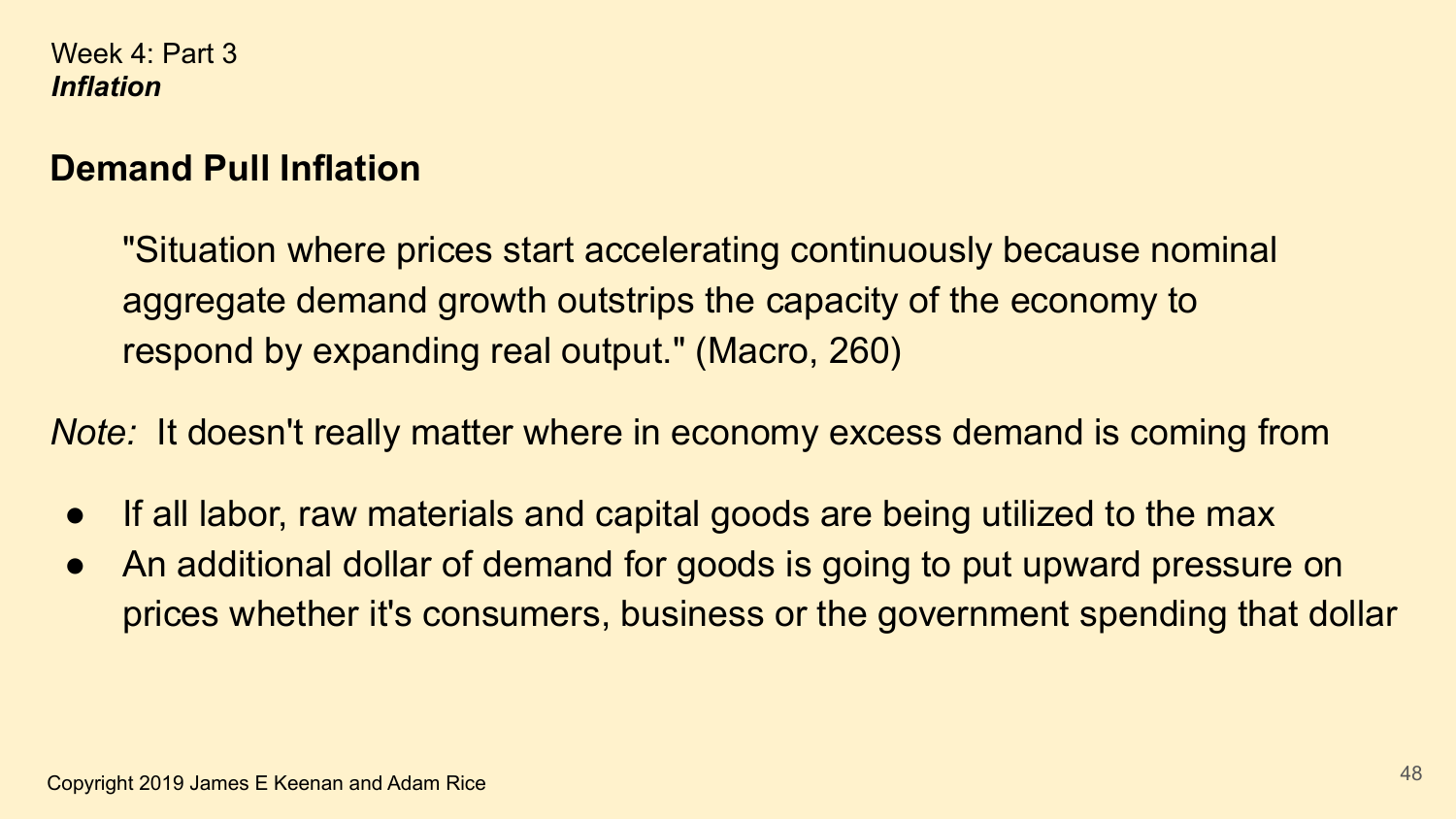Week 4: Part 3
***Inflation***

## Demand Pull Inflation

> "Situation where prices start accelerating continuously because nominal aggregate demand growth outstrips the capacity of the economy to respond by expanding real output." (Macro, 260)

*Note:* It doesn't really matter where in economy excess demand is coming from

- If all labor, raw materials and capital goods are being utilized to the max
- An additional dollar of demand for goods is going to put upward pressure on prices whether it's consumers, business or the government spending that dollar

Copyright 2019 James E Keenan and Adam Rice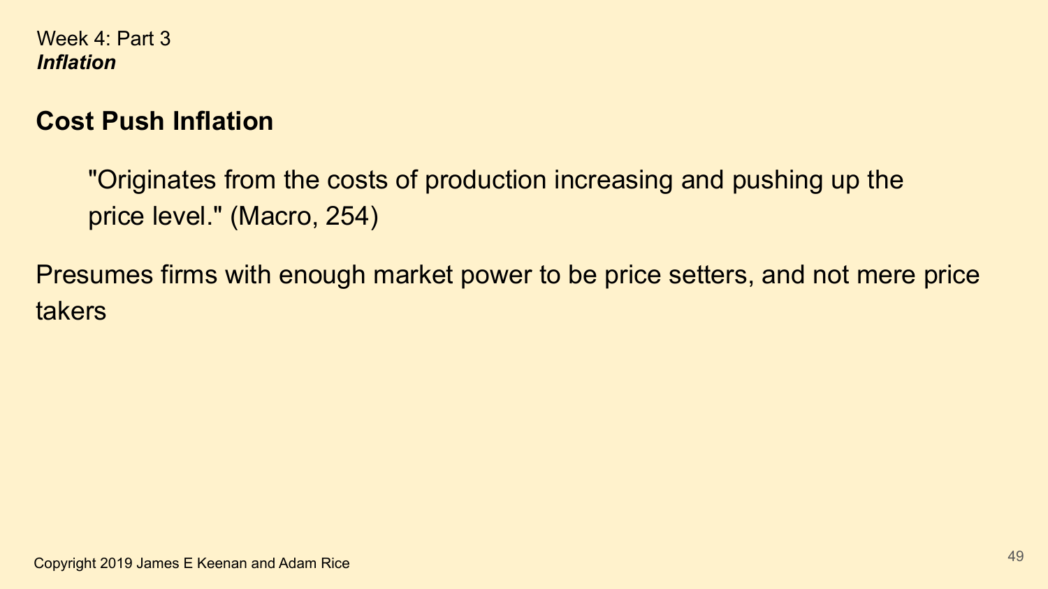Week 4: Part 3
***Inflation***

## Cost Push Inflation

> "Originates from the costs of production increasing and pushing up the price level." (Macro, 254)

Presumes firms with enough market power to be price setters, and not mere price takers

Copyright 2019 James E Keenan and Adam Rice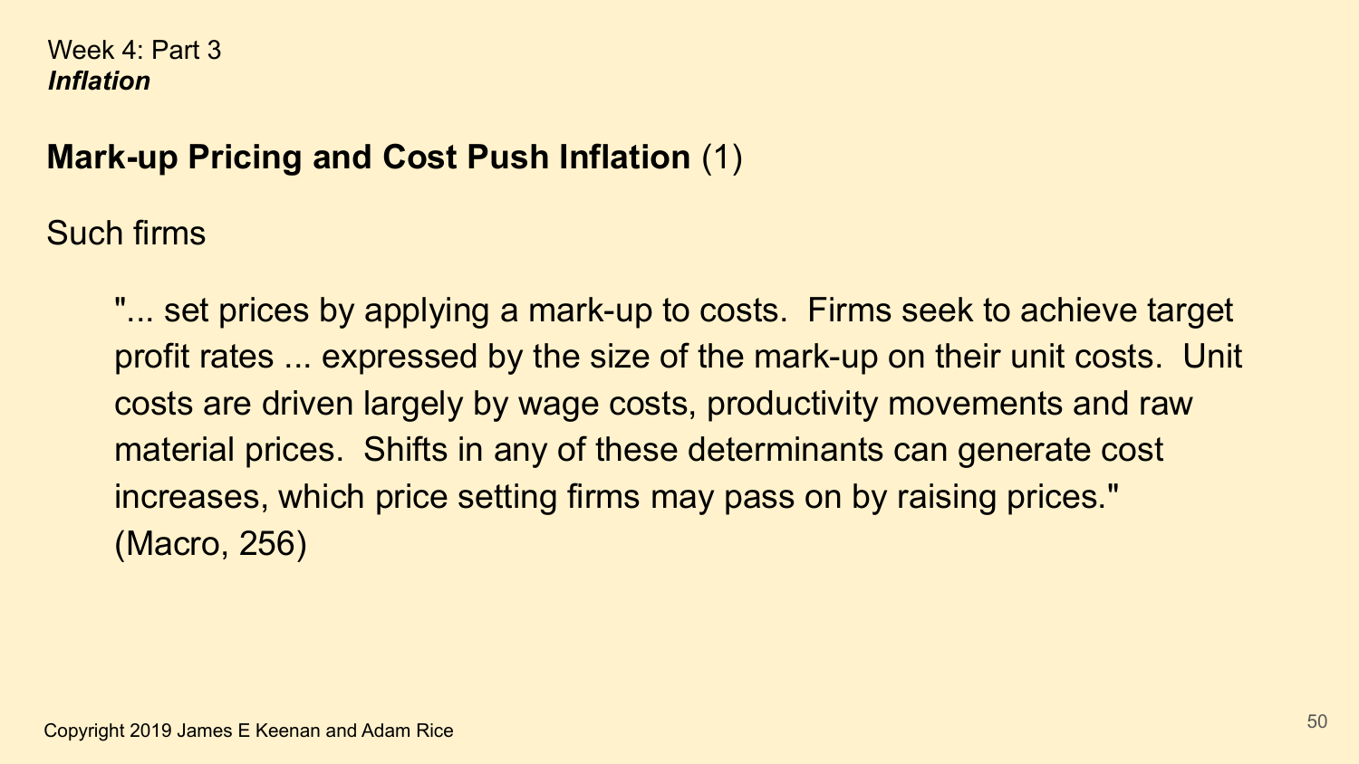Week 4: Part 3
***Inflation***

## **Mark-up Pricing and Cost Push Inflation** (1)

Such firms

> "... set prices by applying a mark-up to costs. Firms seek to achieve target profit rates ... expressed by the size of the mark-up on their unit costs. Unit costs are driven largely by wage costs, productivity movements and raw material prices. Shifts in any of these determinants can generate cost increases, which price setting firms may pass on by raising prices."
> (Macro, 256)

Copyright 2019 James E Keenan and Adam Rice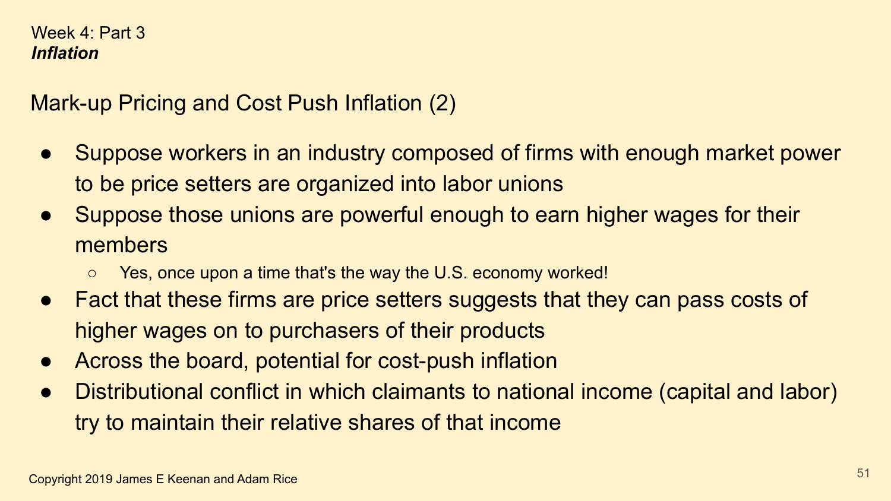Week 4: Part 3

***Inflation***

## Mark-up Pricing and Cost Push Inflation (2)

- Suppose workers in an industry composed of firms with enough market power to be price setters are organized into labor unions
- Suppose those unions are powerful enough to earn higher wages for their members
  - Yes, once upon a time that's the way the U.S. economy worked!
- Fact that these firms are price setters suggests that they can pass costs of higher wages on to purchasers of their products
- Across the board, potential for cost-push inflation
- Distributional conflict in which claimants to national income (capital and labor) try to maintain their relative shares of that income

Copyright 2019 James E Keenan and Adam Rice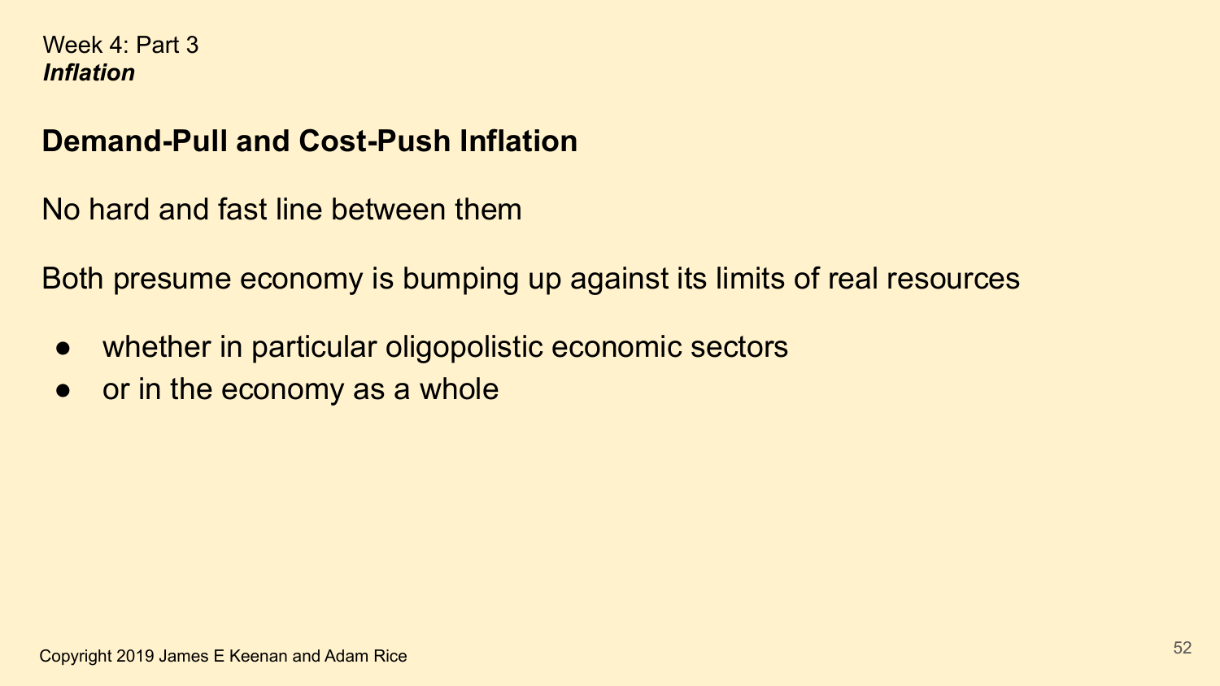Week 4: Part 3
*Inflation*

## Demand-Pull and Cost-Push Inflation

No hard and fast line between them

Both presume economy is bumping up against its limits of real resources

- whether in particular oligopolistic economic sectors
- or in the economy as a whole

Copyright 2019 James E Keenan and Adam Rice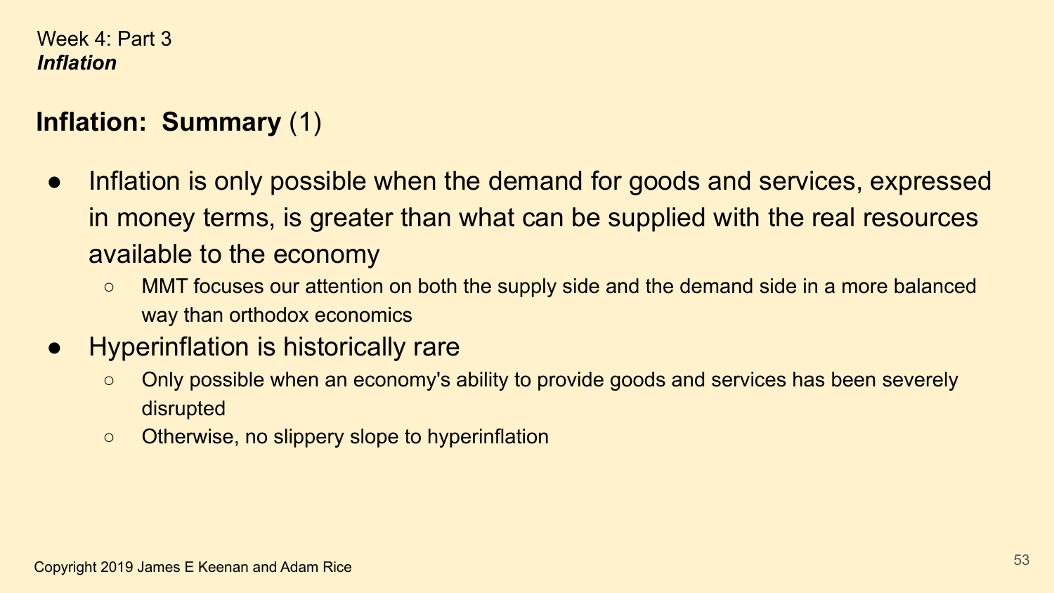Week 4: Part 3
***Inflation***

## **Inflation: Summary** (1)

- Inflation is only possible when the demand for goods and services, expressed in money terms, is greater than what can be supplied with the real resources available to the economy
  - MMT focuses our attention on both the supply side and the demand side in a more balanced way than orthodox economics
- Hyperinflation is historically rare
  - Only possible when an economy's ability to provide goods and services has been severely disrupted
  - Otherwise, no slippery slope to hyperinflation

Copyright 2019 James E Keenan and Adam Rice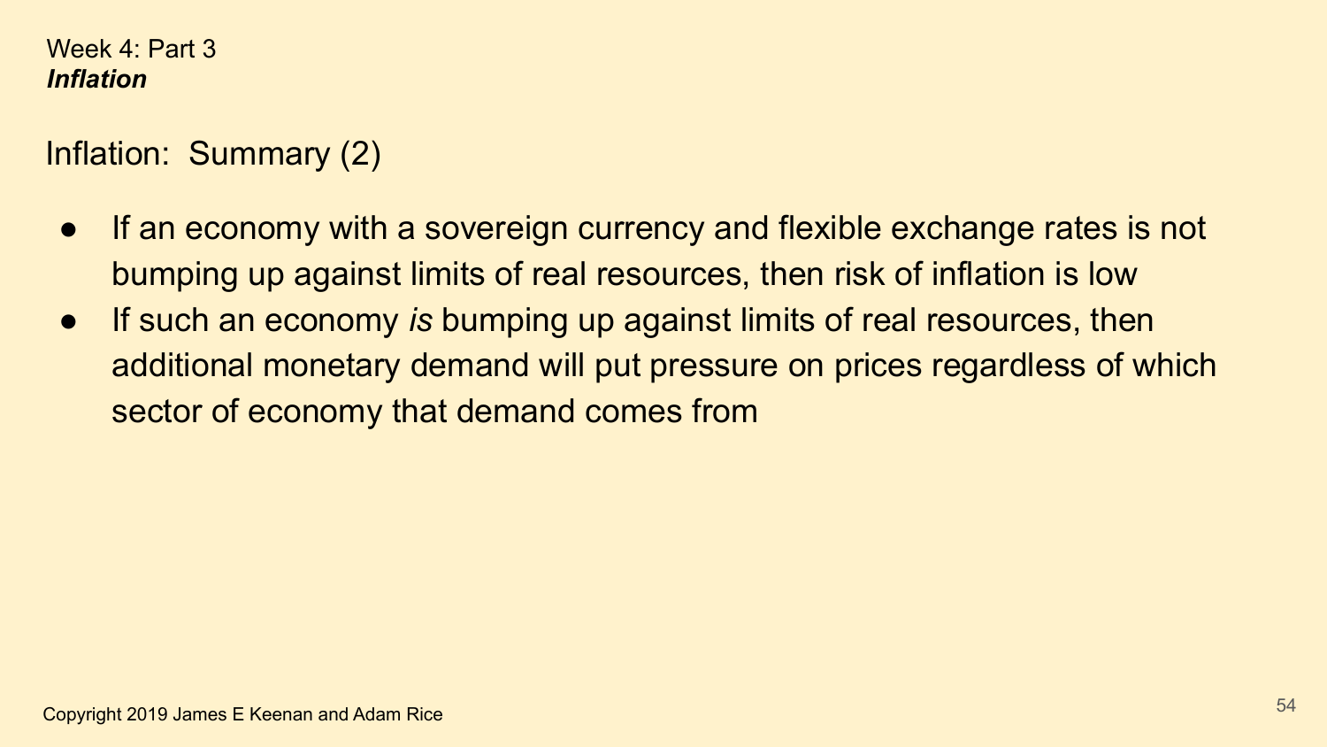Week 4: Part 3
***Inflation***

## Inflation: Summary (2)

- If an economy with a sovereign currency and flexible exchange rates is not bumping up against limits of real resources, then risk of inflation is low
- If such an economy *is* bumping up against limits of real resources, then additional monetary demand will put pressure on prices regardless of which sector of economy that demand comes from

Copyright 2019 James E Keenan and Adam Rice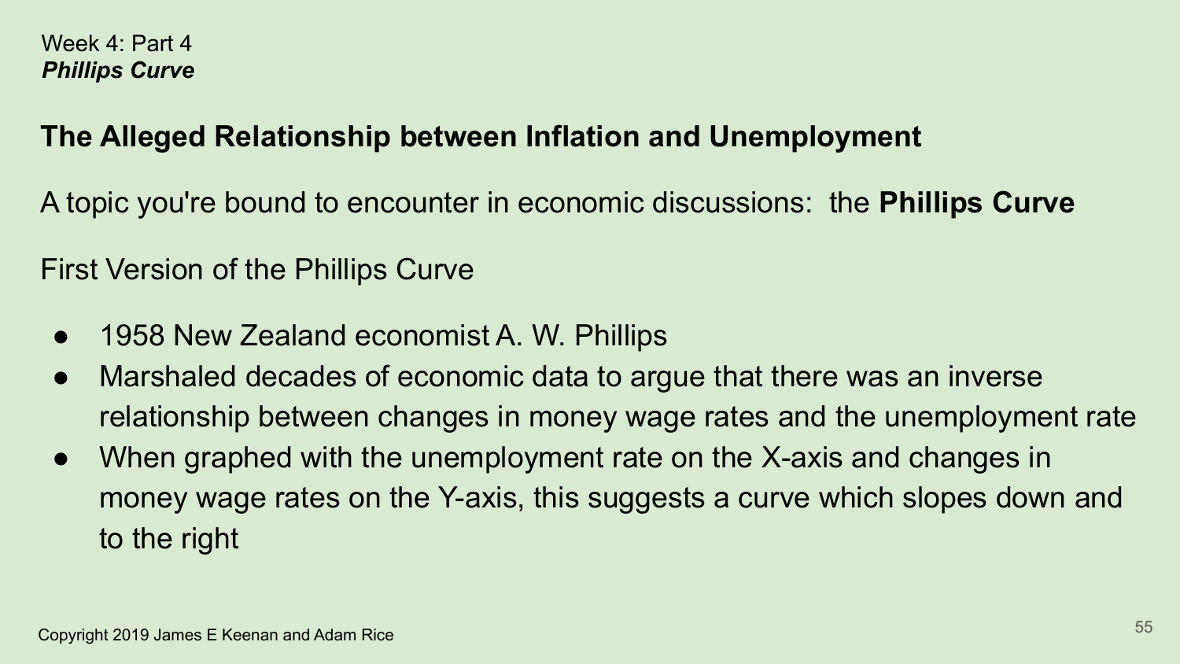Week 4: Part 4
***Phillips Curve***

## The Alleged Relationship between Inflation and Unemployment

A topic you're bound to encounter in economic discussions: the **Phillips Curve**

First Version of the Phillips Curve

- 1958 New Zealand economist A. W. Phillips
- Marshaled decades of economic data to argue that there was an inverse relationship between changes in money wage rates and the unemployment rate
- When graphed with the unemployment rate on the X-axis and changes in money wage rates on the Y-axis, this suggests a curve which slopes down and to the right

Copyright 2019 James E Keenan and Adam Rice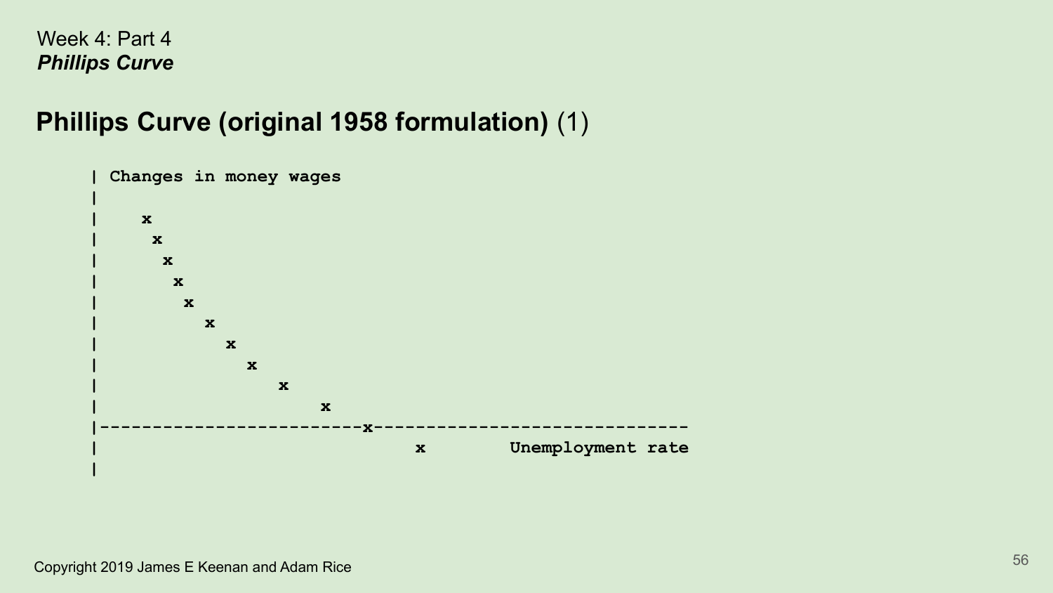Week 4: Part 4

***Phillips Curve***

## **Phillips Curve (original 1958 formulation)** (1)

```
| Changes in money wages
|
|    x
|     x
|      x
|       x
|        x
|          x
|            x
|              x
|                 x
|                     x
|-------------------------x----------------------------
|                              x        Unemployment rate
|
```

Copyright 2019 James E Keenan and Adam Rice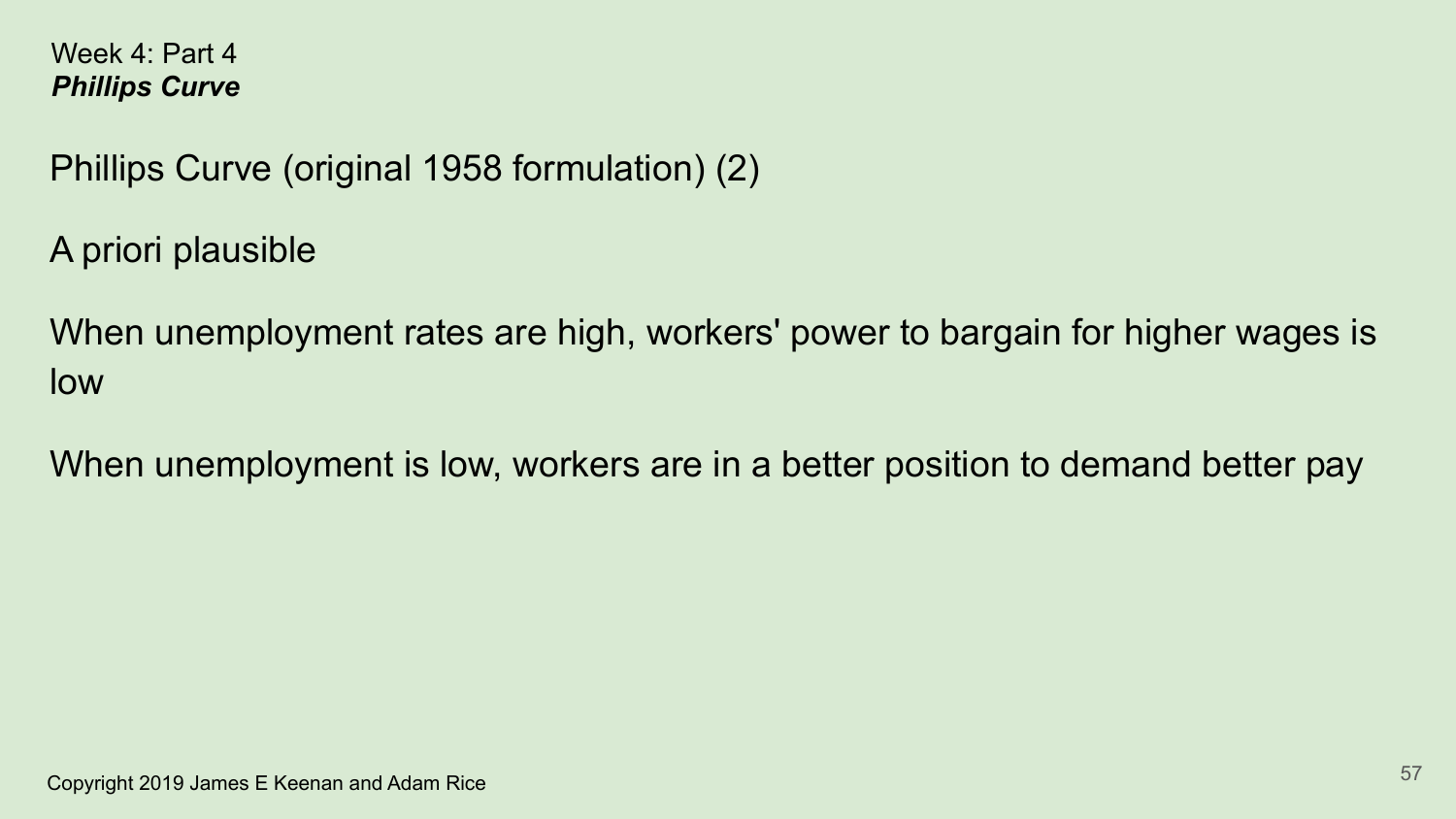Week 4: Part 4
***Phillips Curve***

## Phillips Curve (original 1958 formulation) (2)

A priori plausible

When unemployment rates are high, workers' power to bargain for higher wages is low

When unemployment is low, workers are in a better position to demand better pay

Copyright 2019 James E Keenan and Adam Rice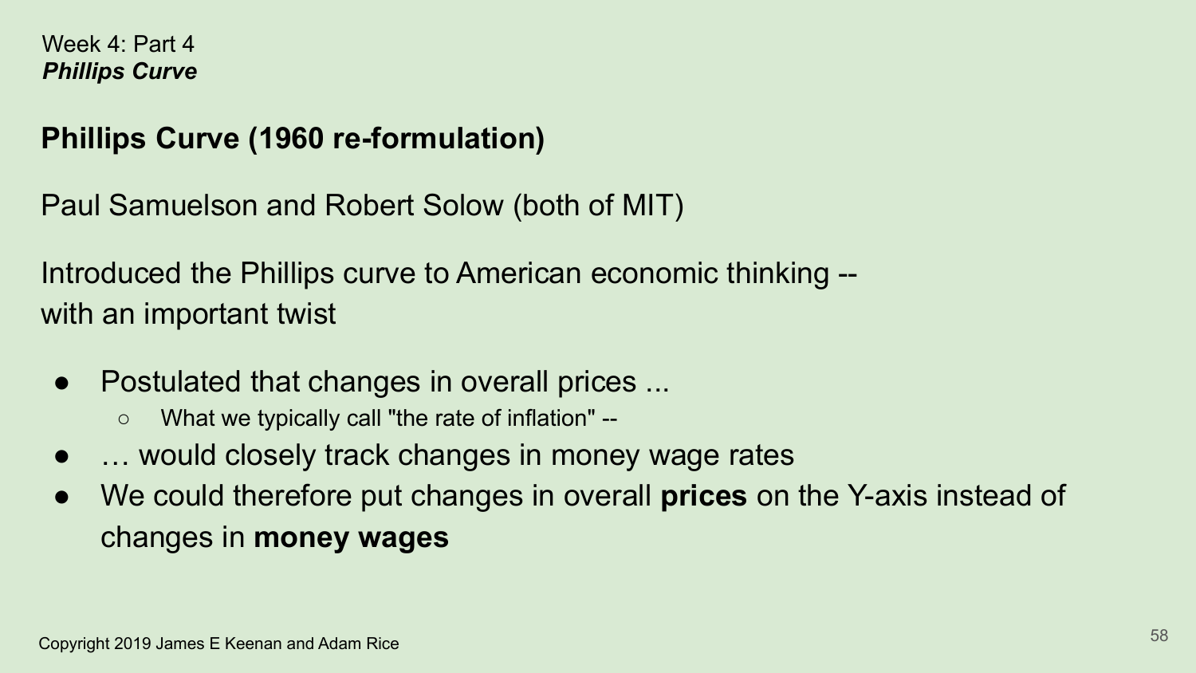Week 4: Part 4
*Phillips Curve*

## Phillips Curve (1960 re-formulation)

Paul Samuelson and Robert Solow (both of MIT)

Introduced the Phillips curve to American economic thinking --
with an important twist

- Postulated that changes in overall prices ...
  - What we typically call "the rate of inflation" --
- … would closely track changes in money wage rates
- We could therefore put changes in overall **prices** on the Y-axis instead of changes in **money wages**

Copyright 2019 James E Keenan and Adam Rice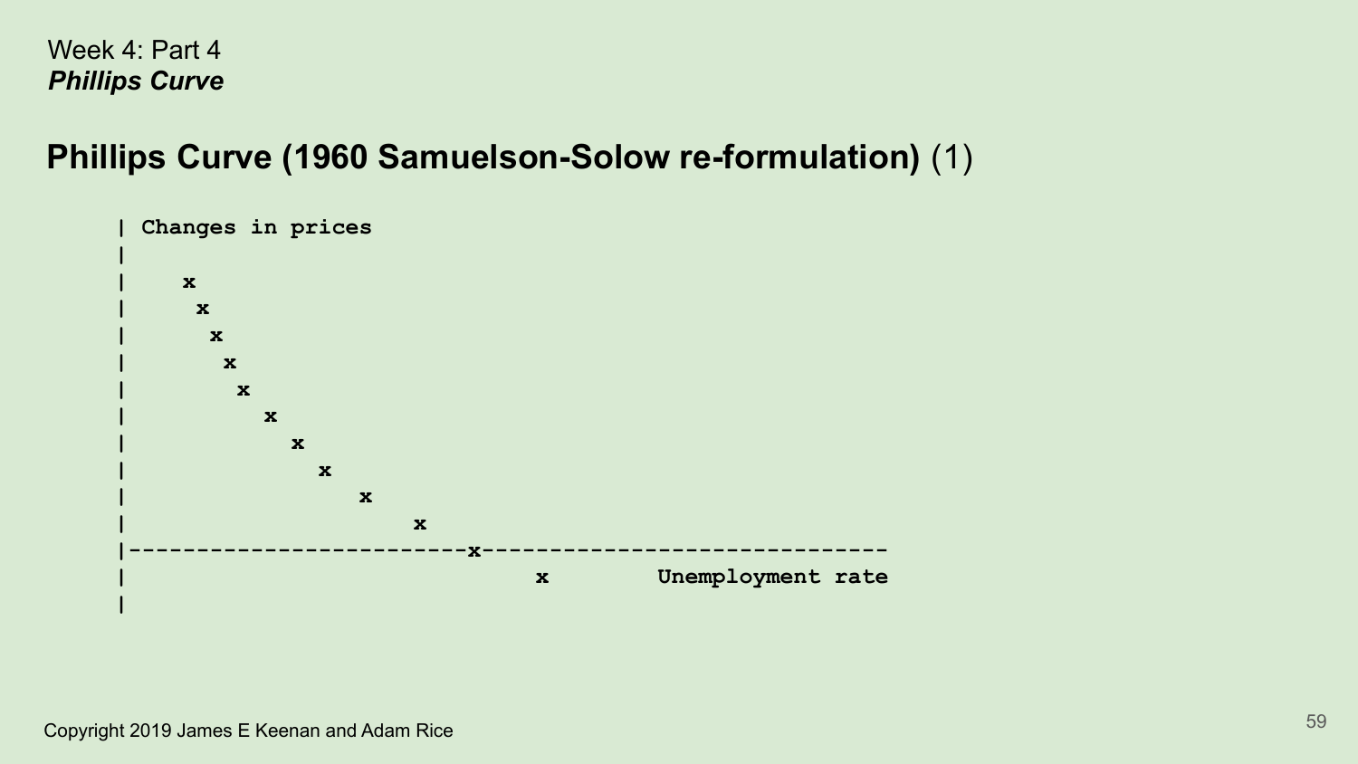Week 4: Part 4
***Phillips Curve***

## **Phillips Curve (1960 Samuelson-Solow re-formulation)** (1)

```
| Changes in prices
|
|    x
|     x
|      x
|       x
|        x
|          x
|            x
|              x
|                 x
|                     x
|-------------------------x----------------------------
|                              x        Unemployment rate
|
```

Copyright 2019 James E Keenan and Adam Rice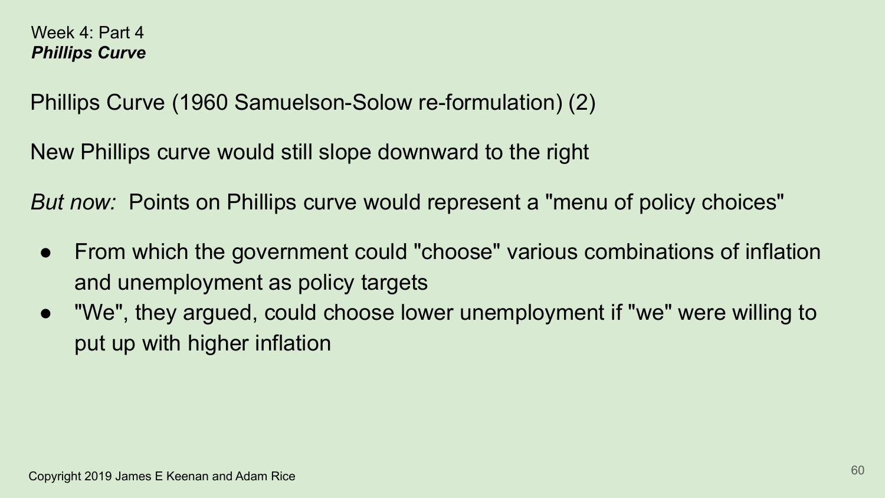Week 4: Part 4
***Phillips Curve***

## Phillips Curve (1960 Samuelson-Solow re-formulation) (2)

New Phillips curve would still slope downward to the right

*But now:* Points on Phillips curve would represent a "menu of policy choices"

- From which the government could "choose" various combinations of inflation and unemployment as policy targets
- "We", they argued, could choose lower unemployment if "we" were willing to put up with higher inflation

Copyright 2019 James E Keenan and Adam Rice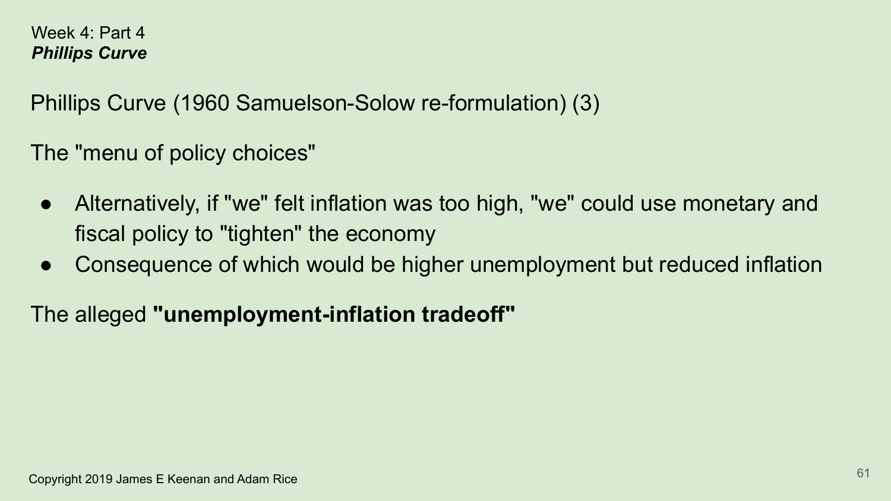Week 4: Part 4
***Phillips Curve***

## Phillips Curve (1960 Samuelson-Solow re-formulation) (3)

The "menu of policy choices"

- Alternatively, if "we" felt inflation was too high, "we" could use monetary and fiscal policy to "tighten" the economy
- Consequence of which would be higher unemployment but reduced inflation

The alleged **"unemployment-inflation tradeoff"**

Copyright 2019 James E Keenan and Adam Rice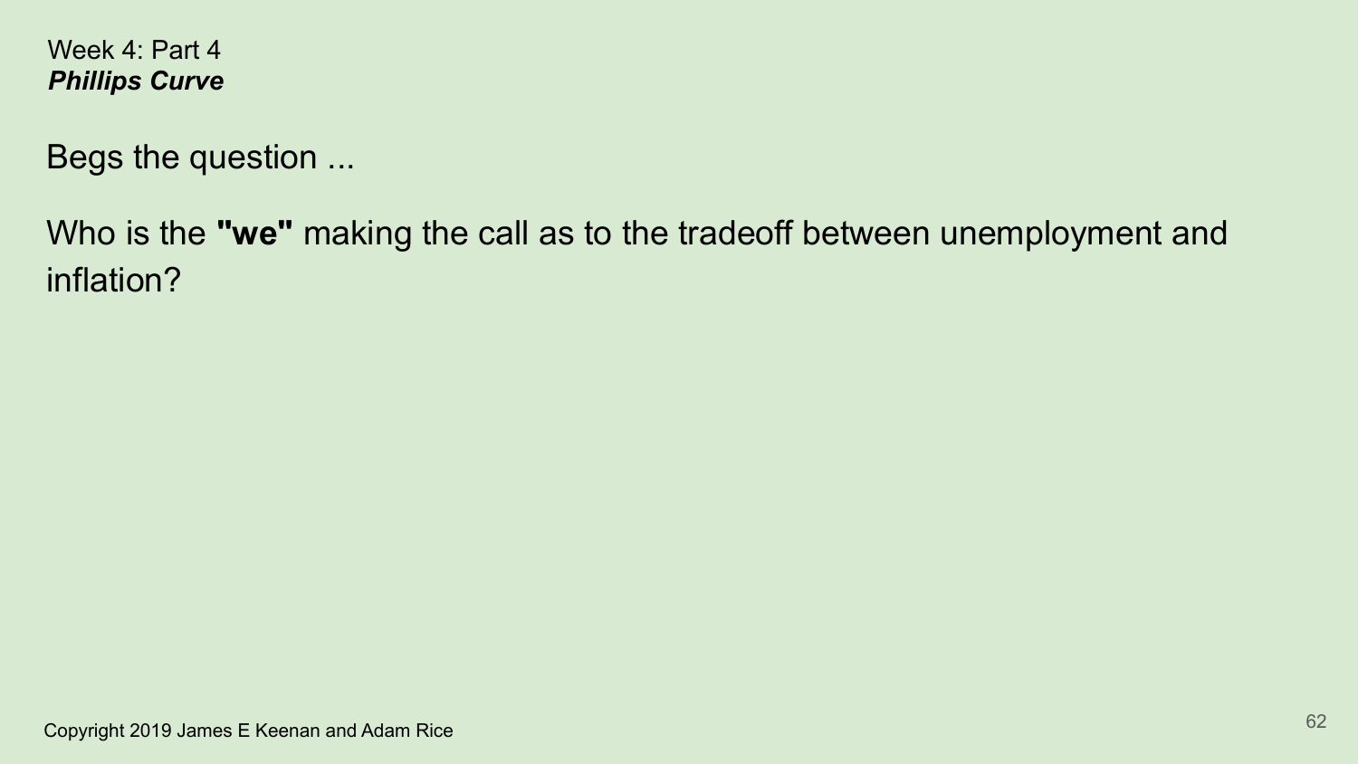Week 4: Part 4
***Phillips Curve***

Begs the question ...

Who is the **"we"** making the call as to the tradeoff between unemployment and inflation?

Copyright 2019 James E Keenan and Adam Rice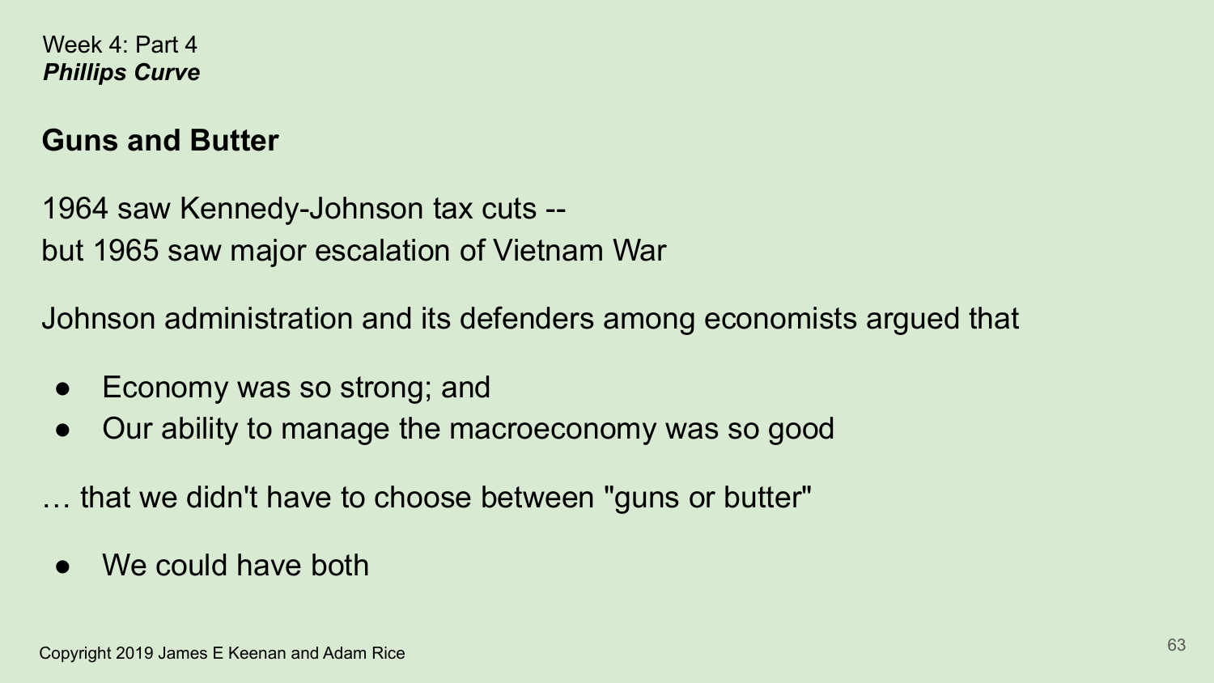Week 4: Part 4
***Phillips Curve***

## Guns and Butter

1964 saw Kennedy-Johnson tax cuts --
but 1965 saw major escalation of Vietnam War

Johnson administration and its defenders among economists argued that

- Economy was so strong; and
- Our ability to manage the macroeconomy was so good

… that we didn't have to choose between "guns or butter"

- We could have both

Copyright 2019 James E Keenan and Adam Rice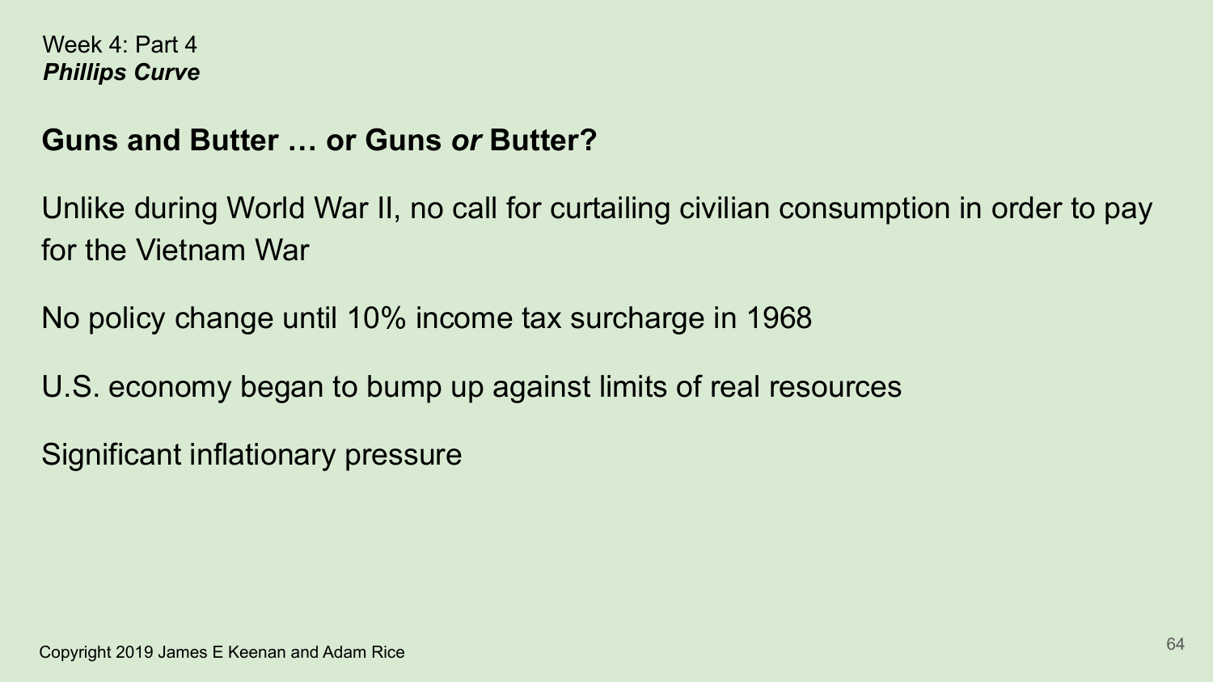Week 4: Part 4
***Phillips Curve***

## Guns and Butter … or Guns *or* Butter?

Unlike during World War II, no call for curtailing civilian consumption in order to pay for the Vietnam War

No policy change until 10% income tax surcharge in 1968

U.S. economy began to bump up against limits of real resources

Significant inflationary pressure

Copyright 2019 James E Keenan and Adam Rice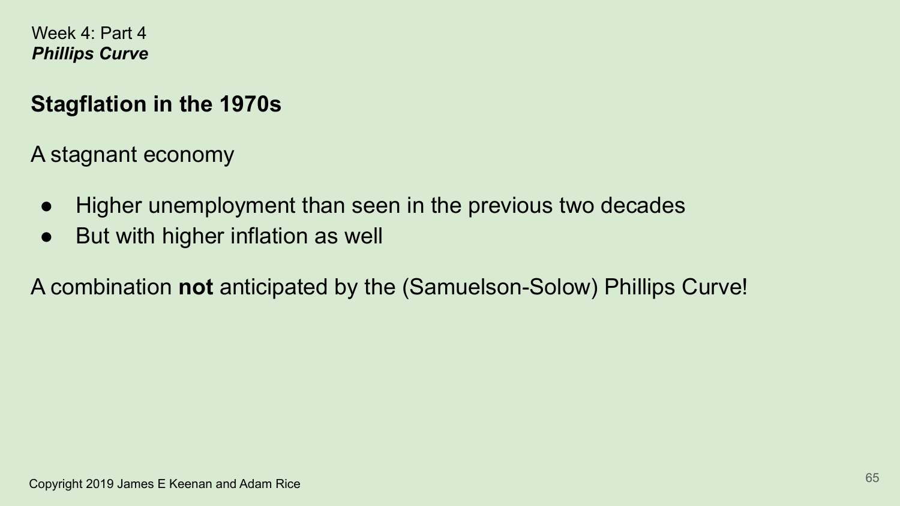Week 4: Part 4
***Phillips Curve***

## Stagflation in the 1970s

A stagnant economy

- Higher unemployment than seen in the previous two decades
- But with higher inflation as well

A combination **not** anticipated by the (Samuelson-Solow) Phillips Curve!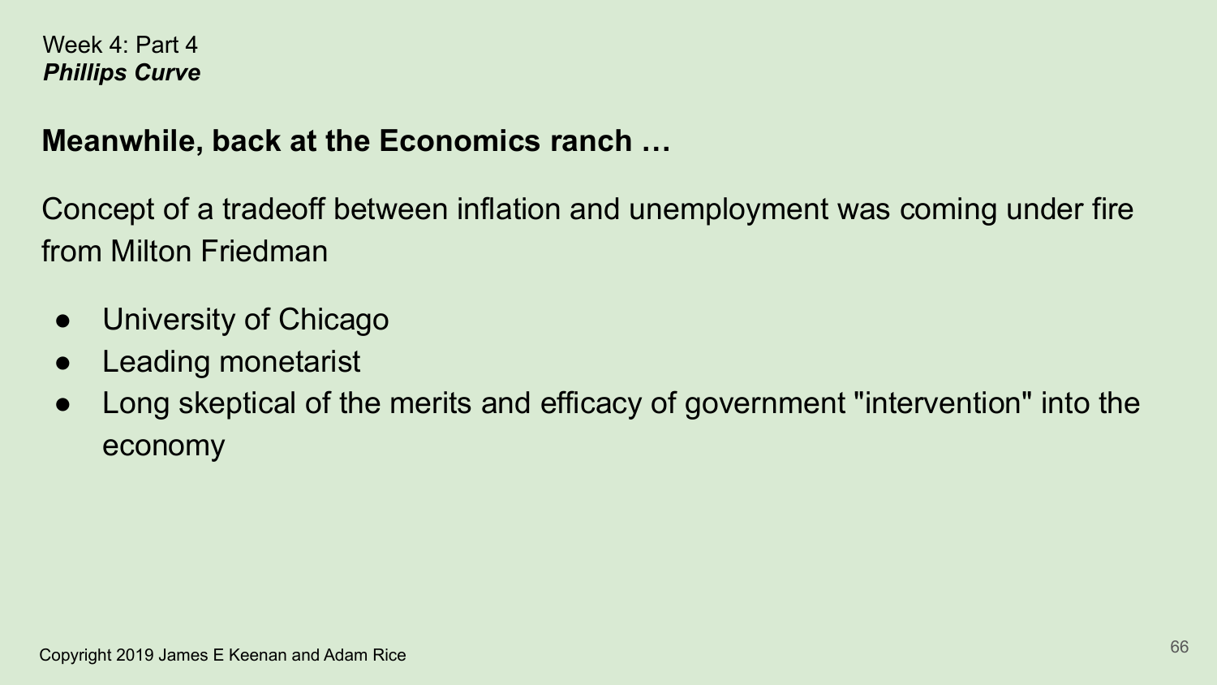Week 4: Part 4
***Phillips Curve***

## Meanwhile, back at the Economics ranch …

Concept of a tradeoff between inflation and unemployment was coming under fire from Milton Friedman

- University of Chicago
- Leading monetarist
- Long skeptical of the merits and efficacy of government "intervention" into the economy

Copyright 2019 James E Keenan and Adam Rice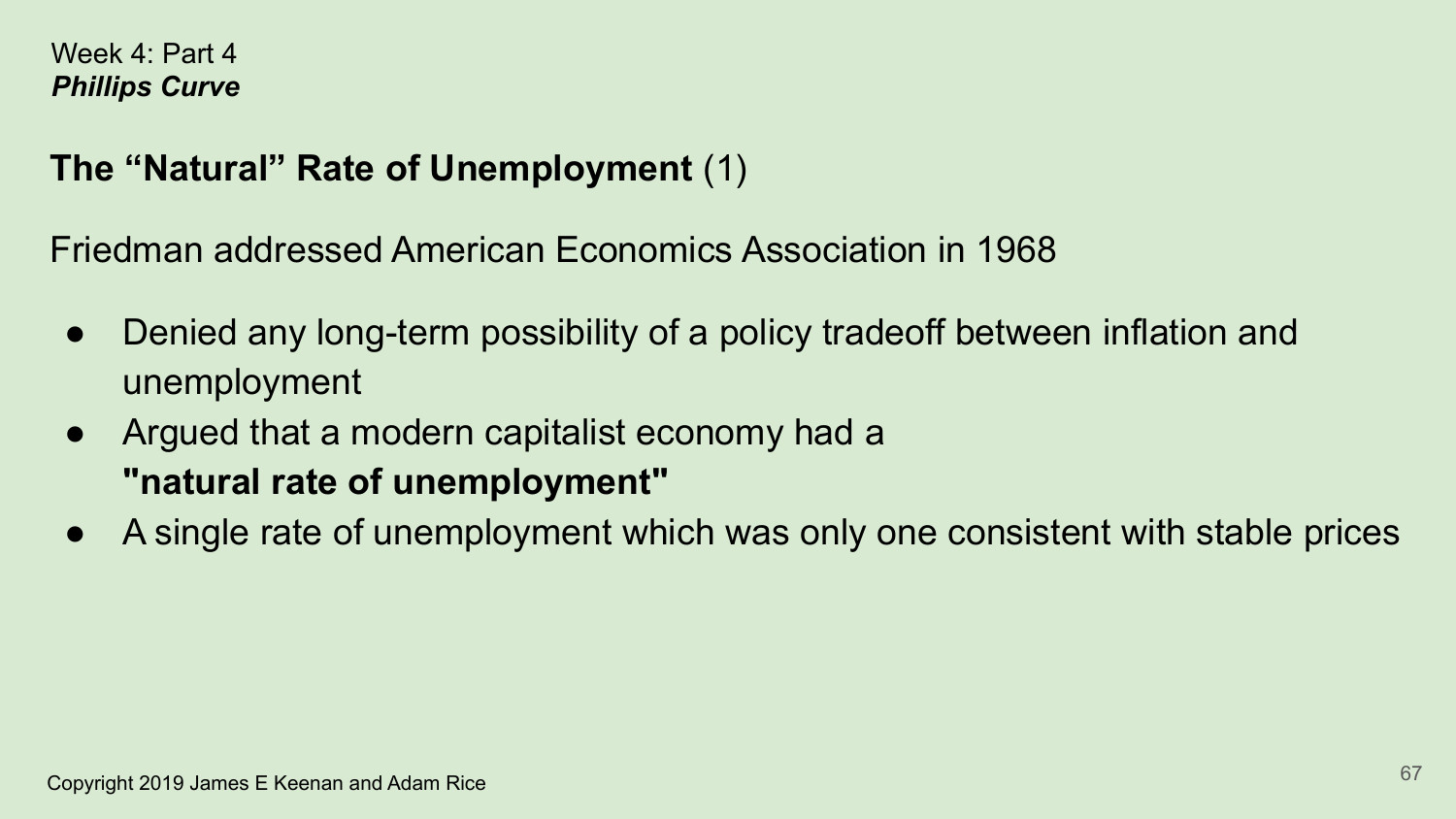Week 4: Part 4
***Phillips Curve***

## **The “Natural” Rate of Unemployment** (1)

Friedman addressed American Economics Association in 1968

- Denied any long-term possibility of a policy tradeoff between inflation and unemployment
- Argued that a modern capitalist economy had a **"natural rate of unemployment"**
- A single rate of unemployment which was only one consistent with stable prices

Copyright 2019 James E Keenan and Adam Rice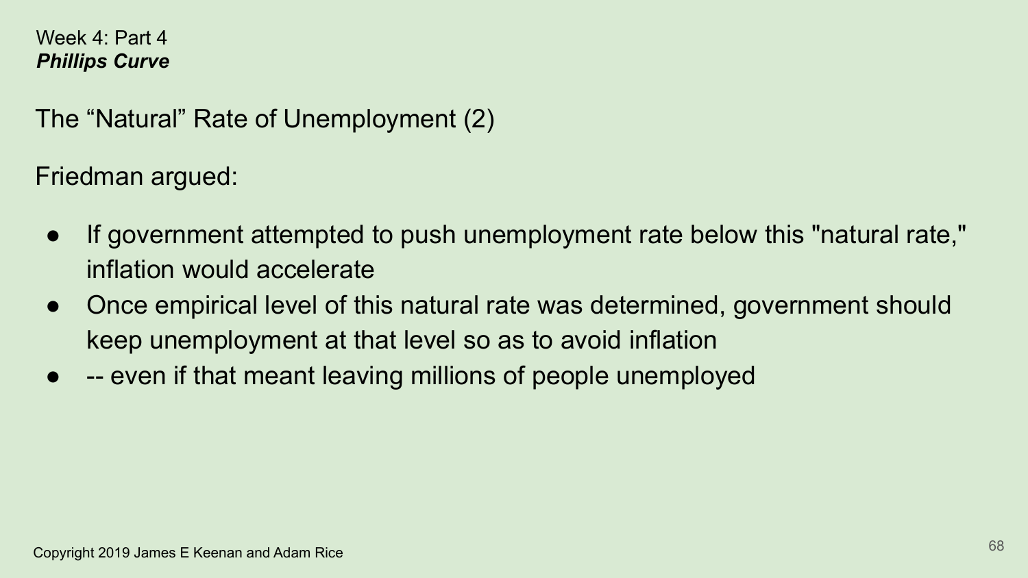Week 4: Part 4
***Phillips Curve***

## The “Natural” Rate of Unemployment (2)

Friedman argued:

- If government attempted to push unemployment rate below this "natural rate," inflation would accelerate
- Once empirical level of this natural rate was determined, government should keep unemployment at that level so as to avoid inflation
- -- even if that meant leaving millions of people unemployed

Copyright 2019 James E Keenan and Adam Rice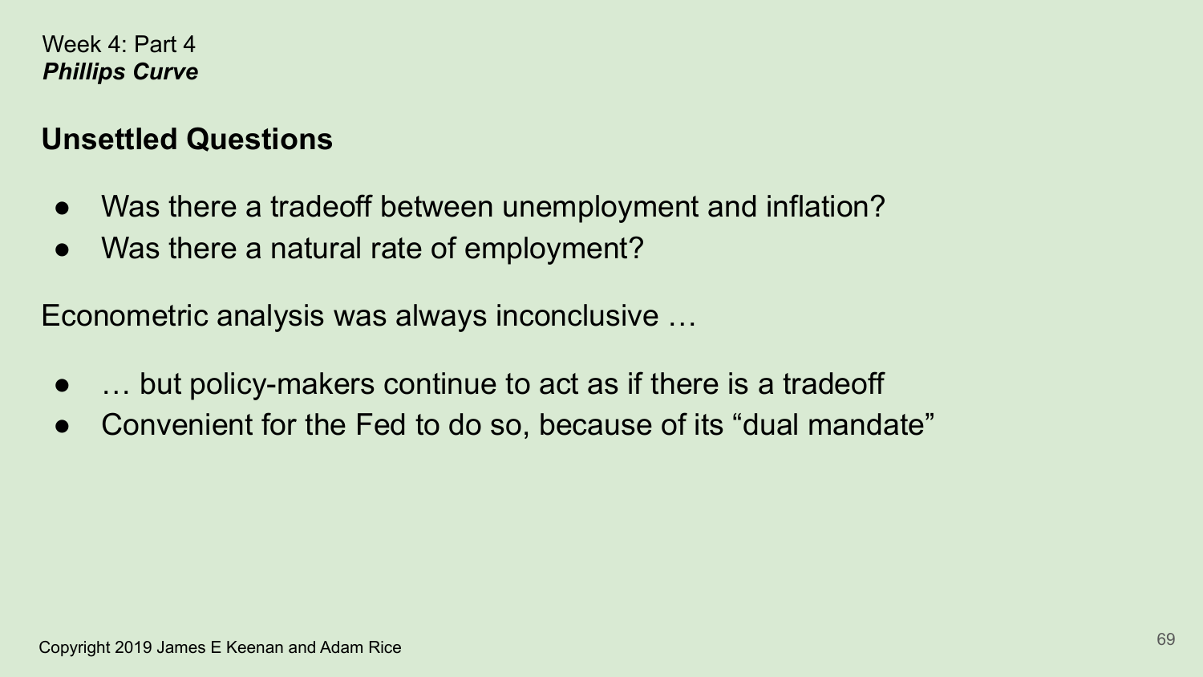Week 4: Part 4
***Phillips Curve***

## Unsettled Questions

- Was there a tradeoff between unemployment and inflation?
- Was there a natural rate of employment?

Econometric analysis was always inconclusive …

- … but policy-makers continue to act as if there is a tradeoff
- Convenient for the Fed to do so, because of its “dual mandate”

Copyright 2019 James E Keenan and Adam Rice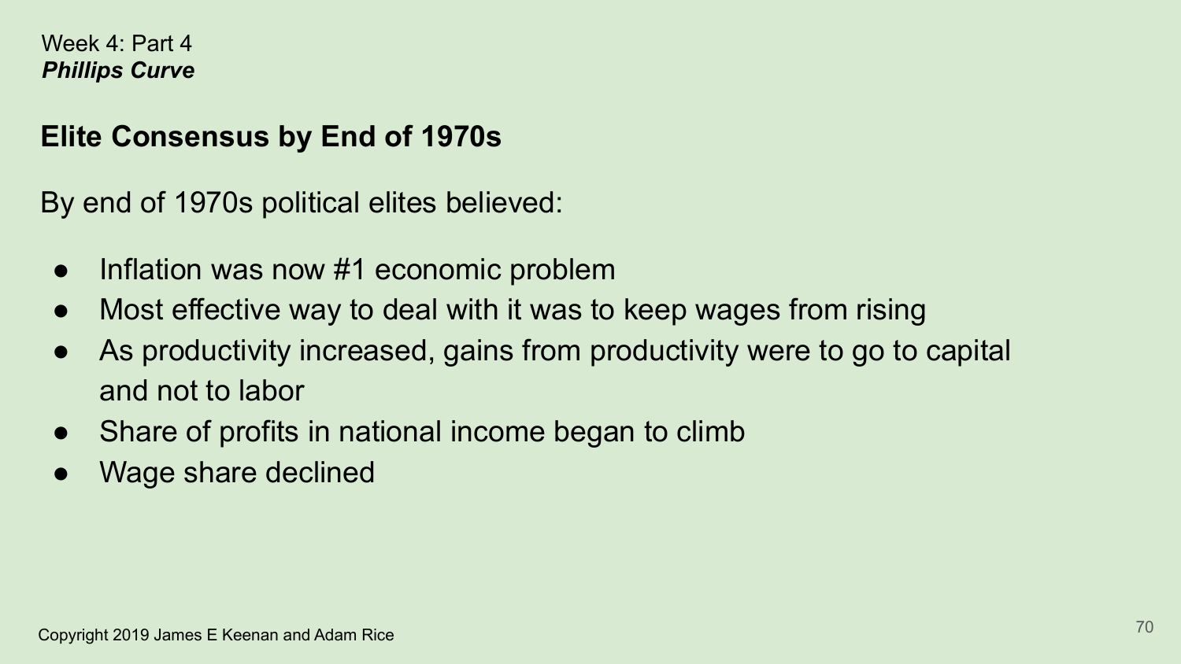Week 4: Part 4
***Phillips Curve***

## Elite Consensus by End of 1970s

By end of 1970s political elites believed:

- Inflation was now #1 economic problem
- Most effective way to deal with it was to keep wages from rising
- As productivity increased, gains from productivity were to go to capital and not to labor
- Share of profits in national income began to climb
- Wage share declined

Copyright 2019 James E Keenan and Adam Rice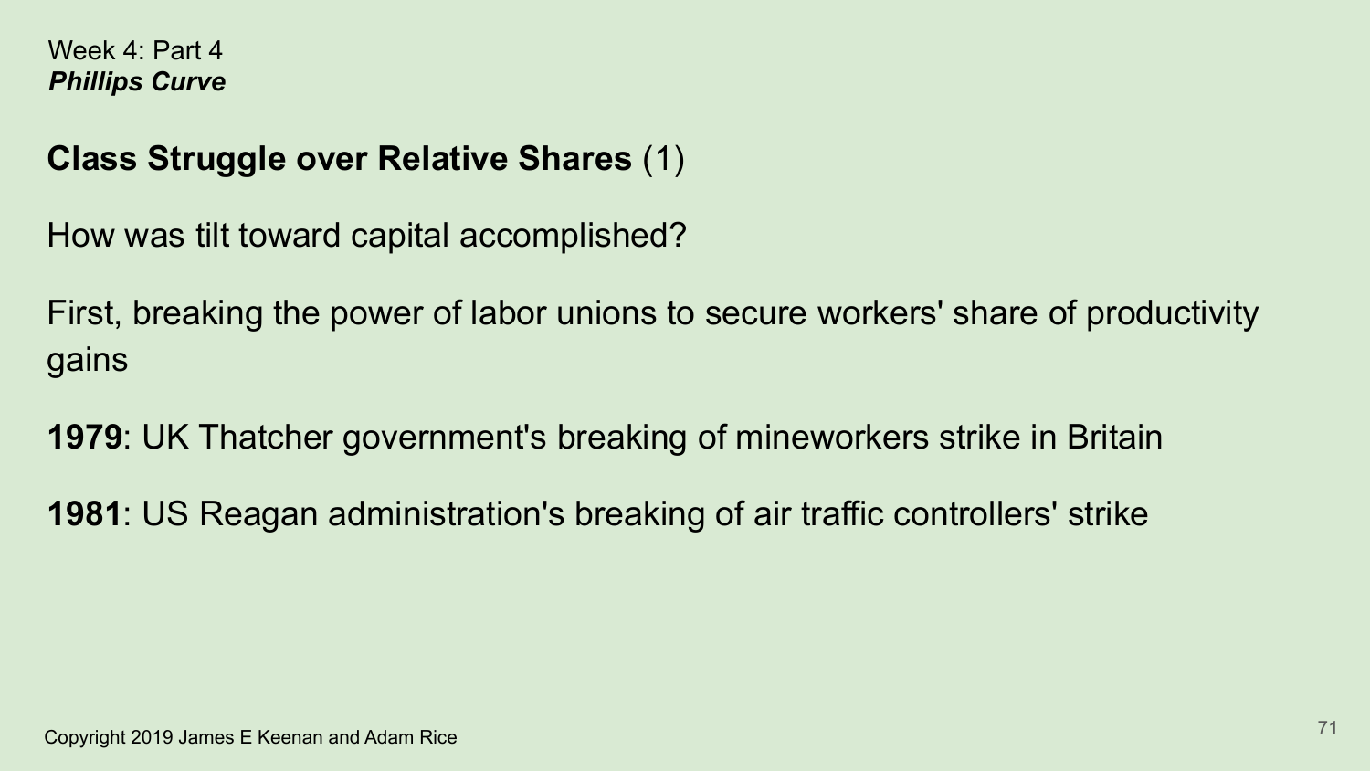Week 4: Part 4
***Phillips Curve***

## **Class Struggle over Relative Shares** (1)

How was tilt toward capital accomplished?

First, breaking the power of labor unions to secure workers' share of productivity gains

**1979**: UK Thatcher government's breaking of mineworkers strike in Britain

**1981**: US Reagan administration's breaking of air traffic controllers' strike

Copyright 2019 James E Keenan and Adam Rice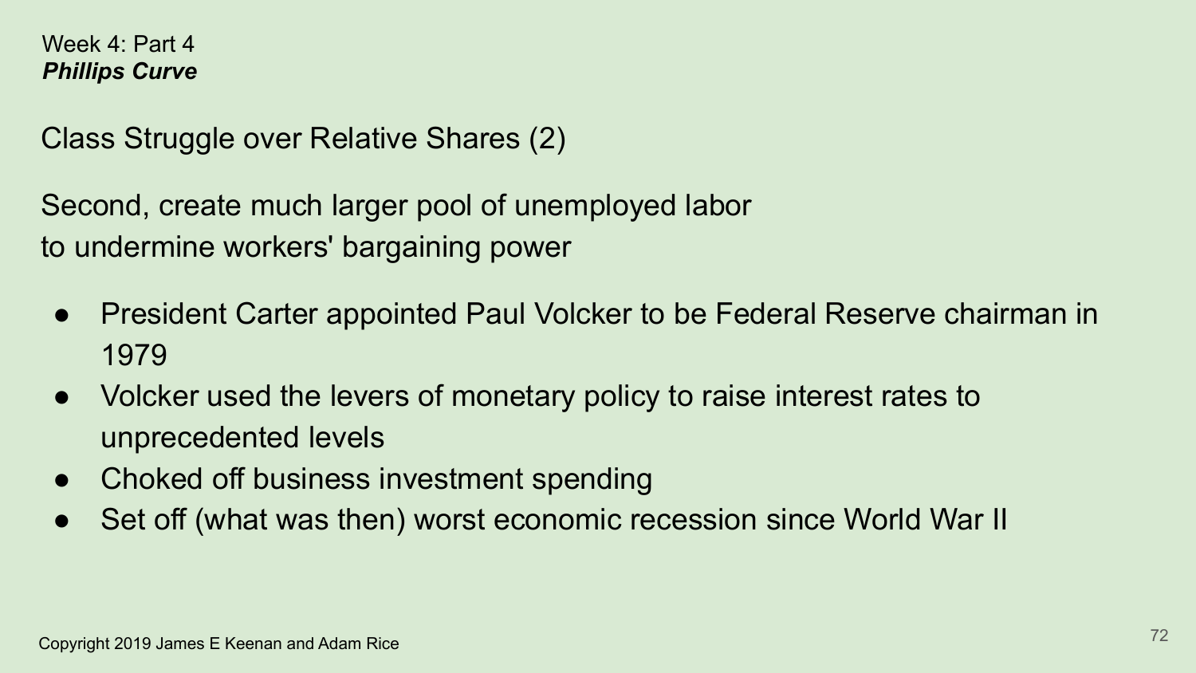Week 4: Part 4
***Phillips Curve***

Class Struggle over Relative Shares (2)

Second, create much larger pool of unemployed labor
to undermine workers' bargaining power

- President Carter appointed Paul Volcker to be Federal Reserve chairman in 1979
- Volcker used the levers of monetary policy to raise interest rates to unprecedented levels
- Choked off business investment spending
- Set off (what was then) worst economic recession since World War II

Copyright 2019 James E Keenan and Adam Rice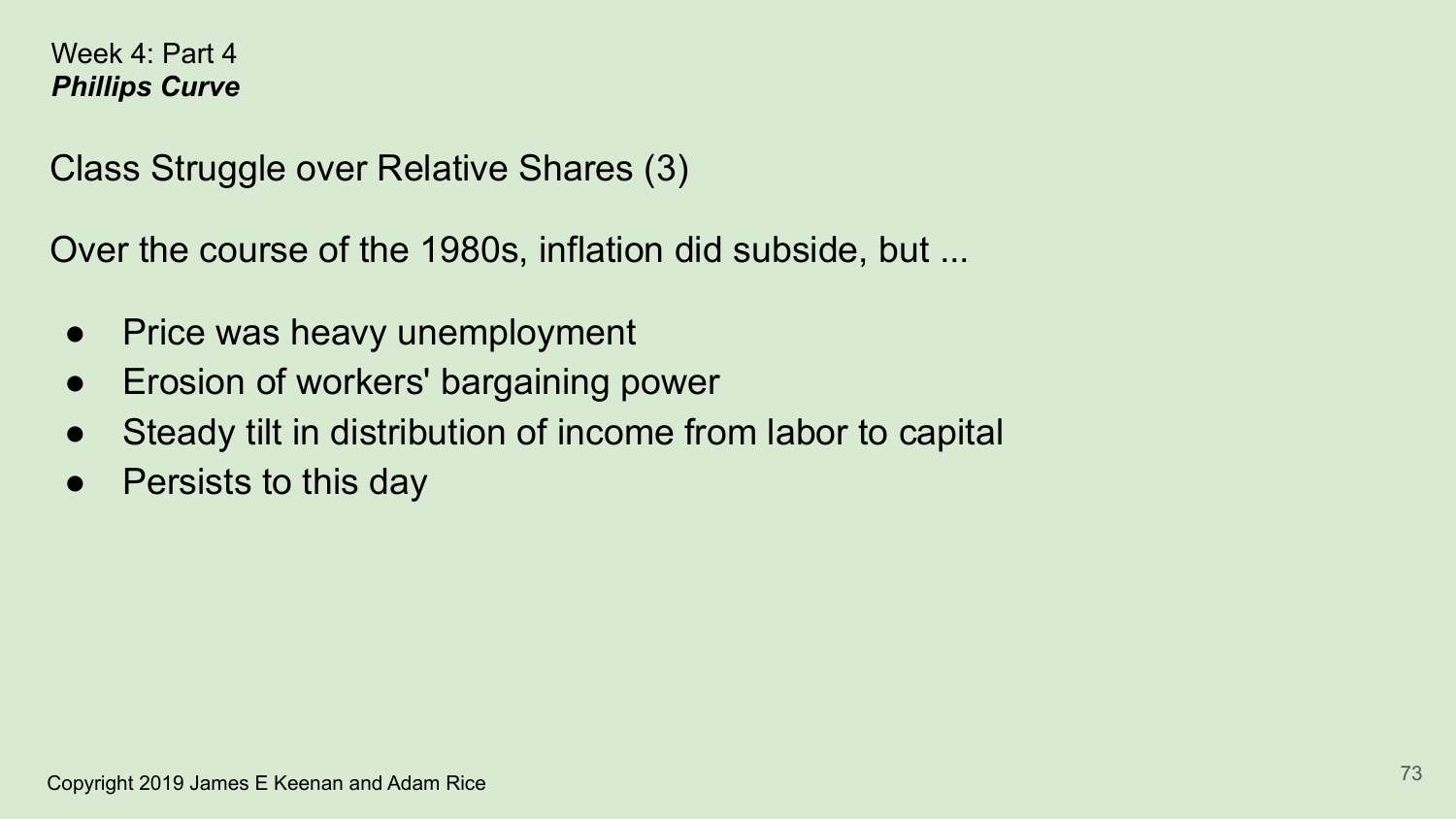Week 4: Part 4
***Phillips Curve***

## Class Struggle over Relative Shares (3)

Over the course of the 1980s, inflation did subside, but ...

- Price was heavy unemployment
- Erosion of workers' bargaining power
- Steady tilt in distribution of income from labor to capital
- Persists to this day

Copyright 2019 James E Keenan and Adam Rice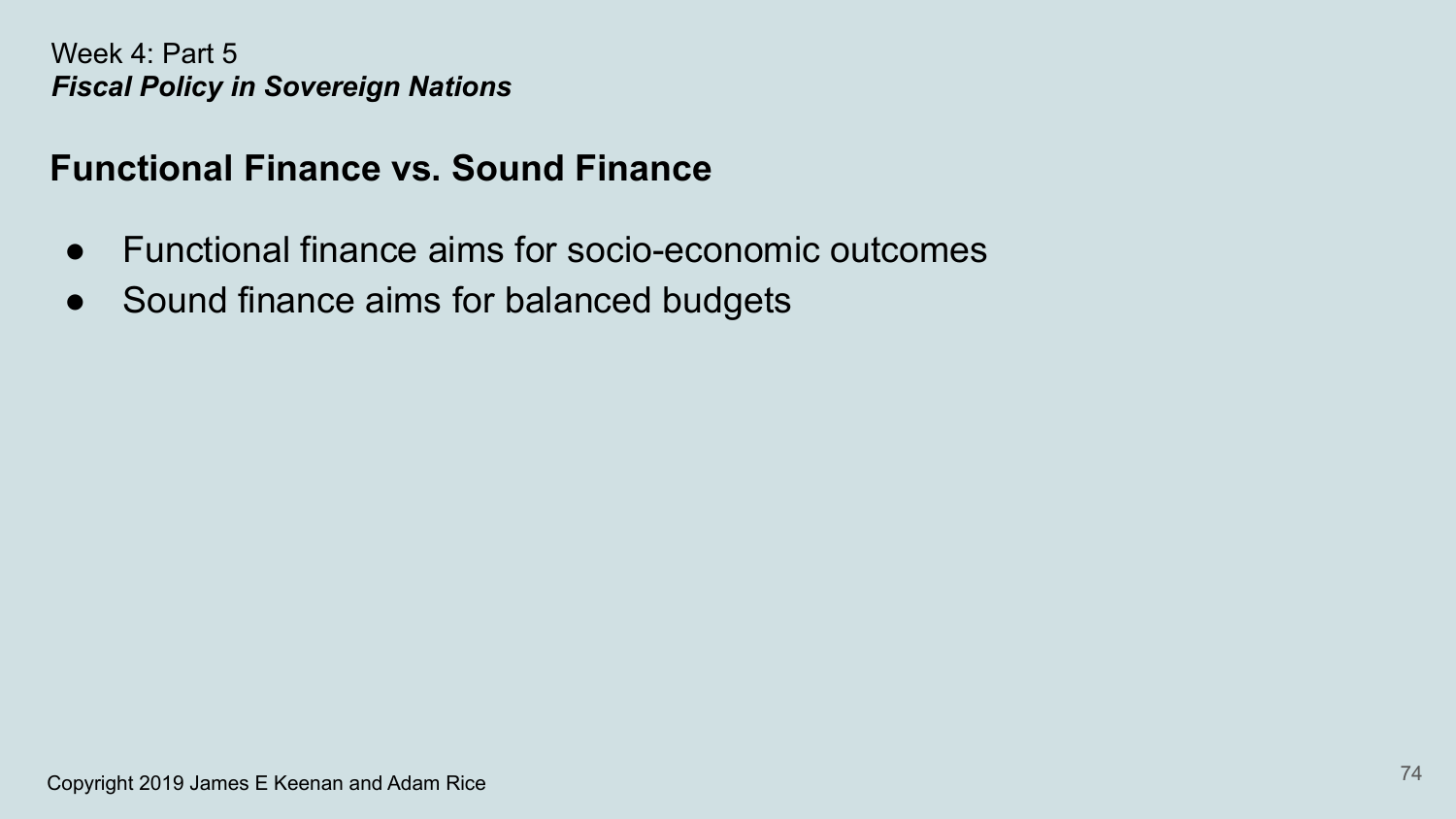Week 4: Part 5

*Fiscal Policy in Sovereign Nations*

## Functional Finance vs. Sound Finance

- Functional finance aims for socio-economic outcomes
- Sound finance aims for balanced budgets

Copyright 2019 James E Keenan and Adam Rice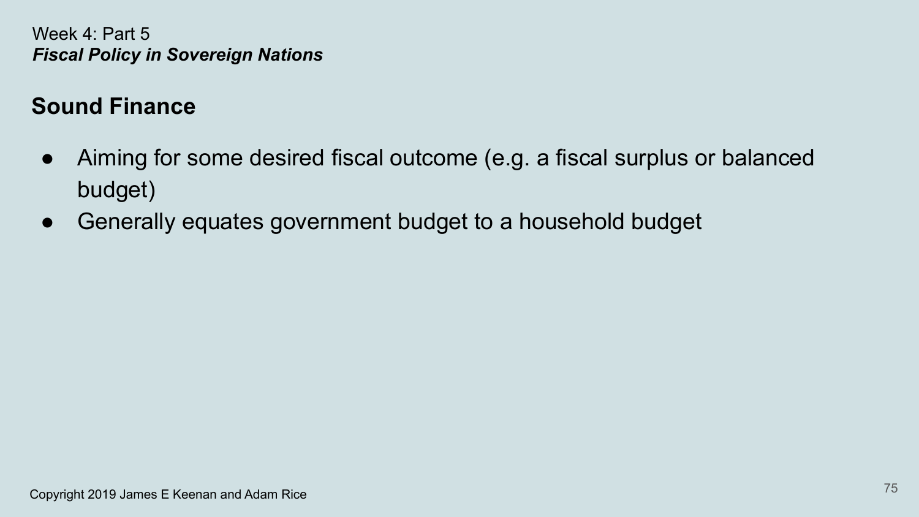Week 4: Part 5

***Fiscal Policy in Sovereign Nations***

## Sound Finance

- Aiming for some desired fiscal outcome (e.g. a fiscal surplus or balanced budget)
- Generally equates government budget to a household budget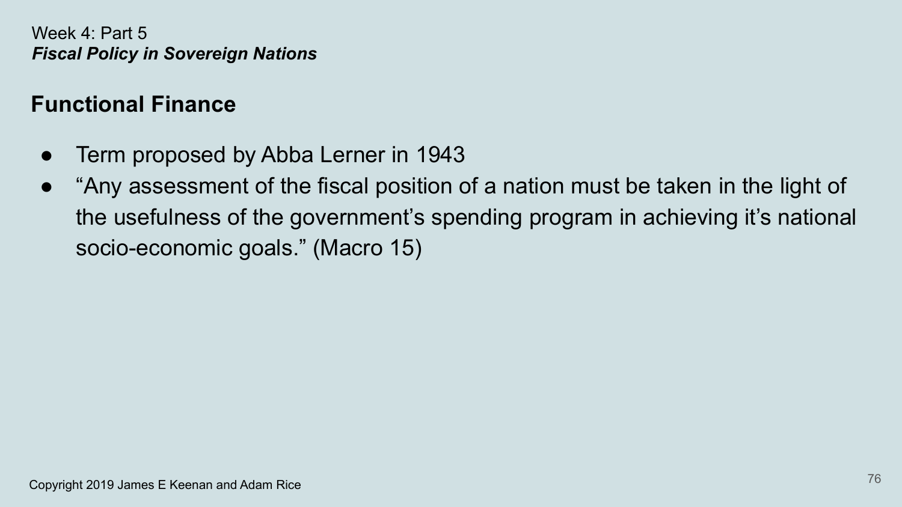Week 4: Part 5
***Fiscal Policy in Sovereign Nations***

## Functional Finance

- Term proposed by Abba Lerner in 1943
- "Any assessment of the fiscal position of a nation must be taken in the light of the usefulness of the government's spending program in achieving it's national socio-economic goals." (Macro 15)

Copyright 2019 James E Keenan and Adam Rice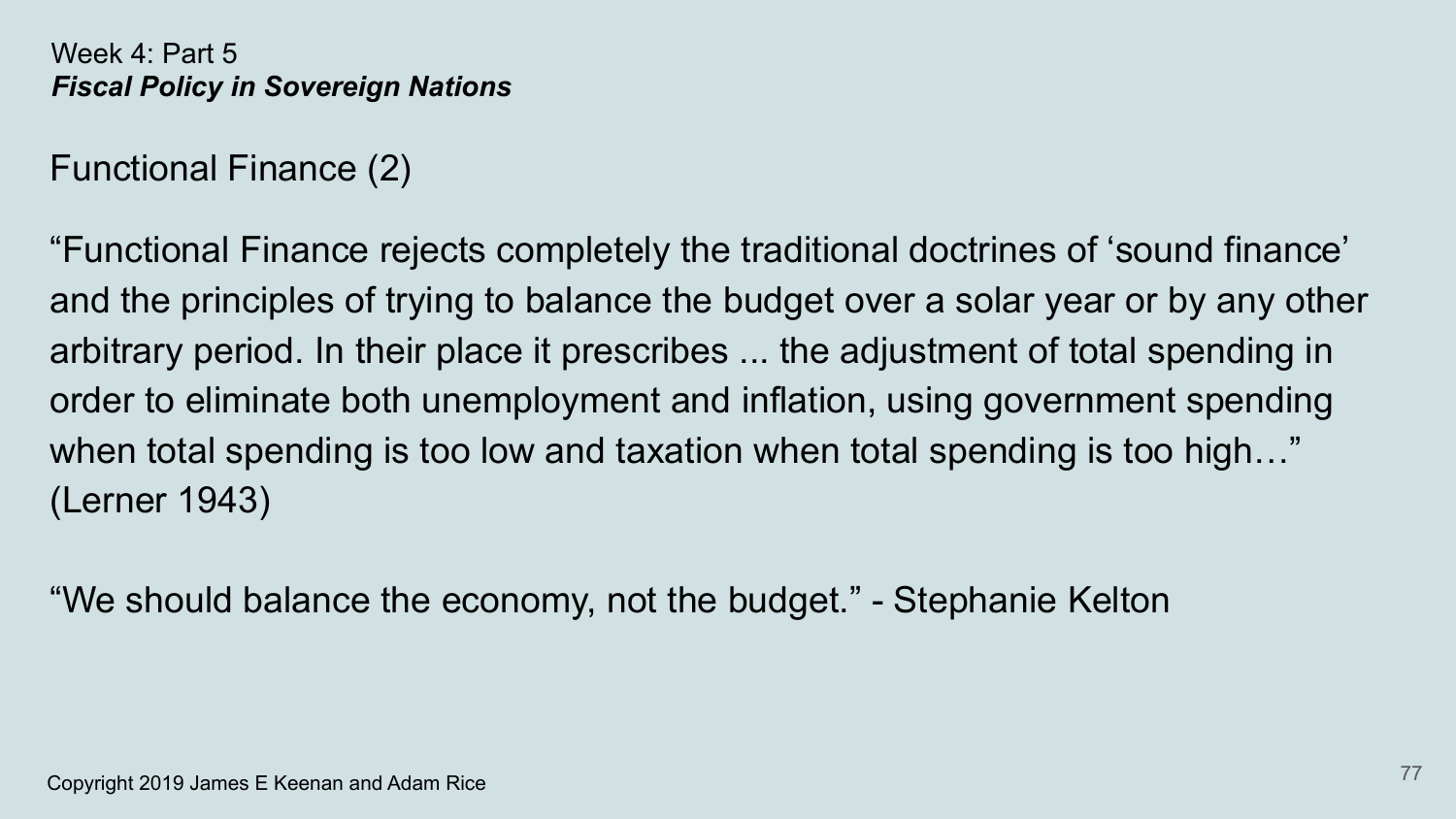Week 4: Part 5

***Fiscal Policy in Sovereign Nations***

## Functional Finance (2)

“Functional Finance rejects completely the traditional doctrines of ‘sound finance’ and the principles of trying to balance the budget over a solar year or by any other arbitrary period. In their place it prescribes ... the adjustment of total spending in order to eliminate both unemployment and inflation, using government spending when total spending is too low and taxation when total spending is too high…” (Lerner 1943)

“We should balance the economy, not the budget.” - Stephanie Kelton

Copyright 2019 James E Keenan and Adam Rice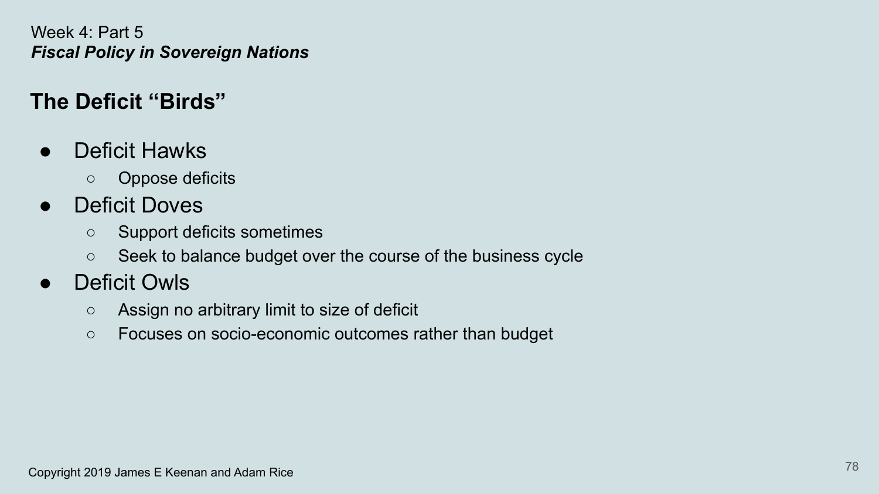Week 4: Part 5
***Fiscal Policy in Sovereign Nations***

## The Deficit "Birds"

- Deficit Hawks
  - Oppose deficits
- Deficit Doves
  - Support deficits sometimes
  - Seek to balance budget over the course of the business cycle
- Deficit Owls
  - Assign no arbitrary limit to size of deficit
  - Focuses on socio-economic outcomes rather than budget

Copyright 2019 James E Keenan and Adam Rice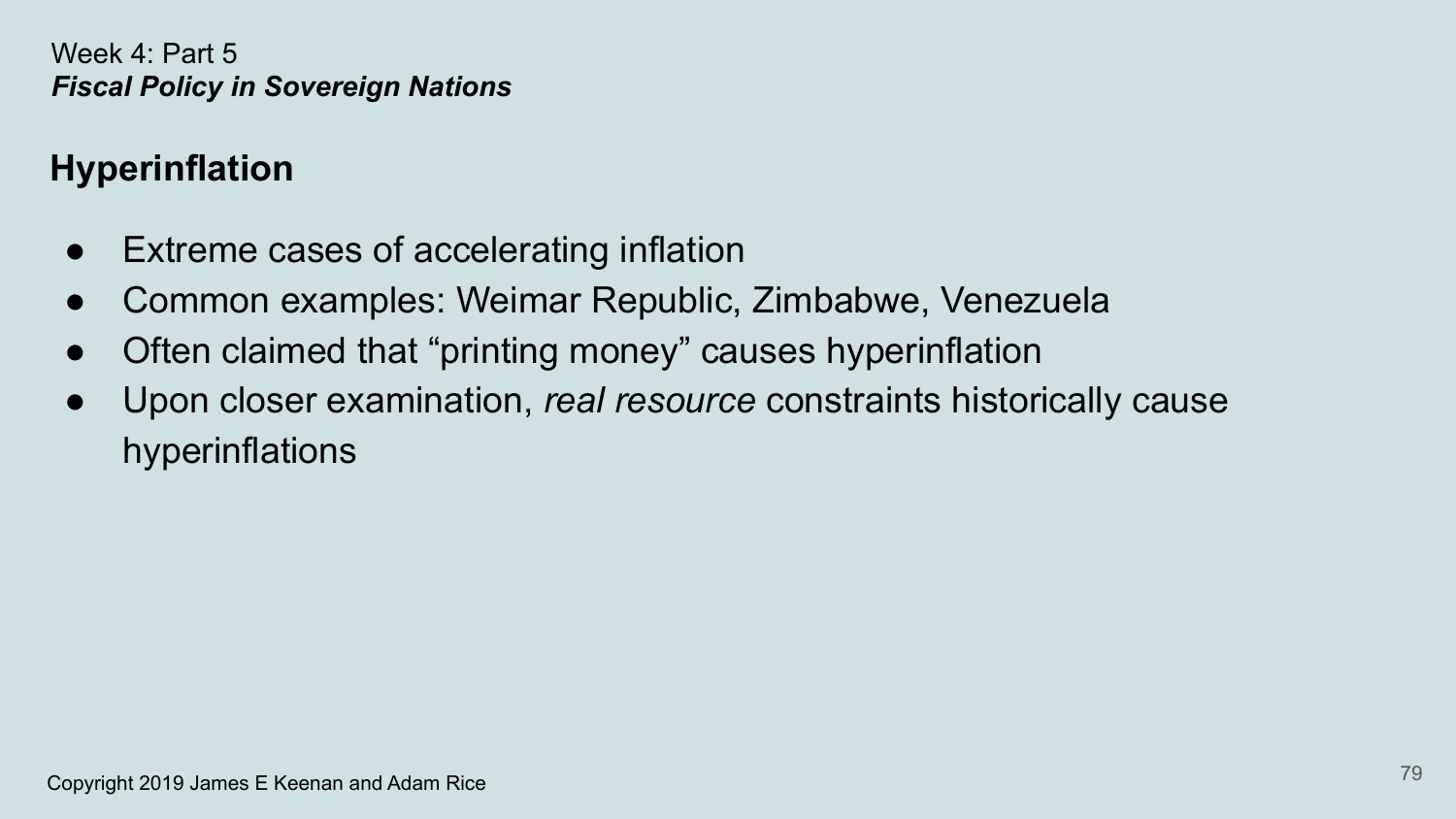Week 4: Part 5

***Fiscal Policy in Sovereign Nations***

## Hyperinflation

- Extreme cases of accelerating inflation
- Common examples: Weimar Republic, Zimbabwe, Venezuela
- Often claimed that “printing money” causes hyperinflation
- Upon closer examination, *real resource* constraints historically cause hyperinflations

Copyright 2019 James E Keenan and Adam Rice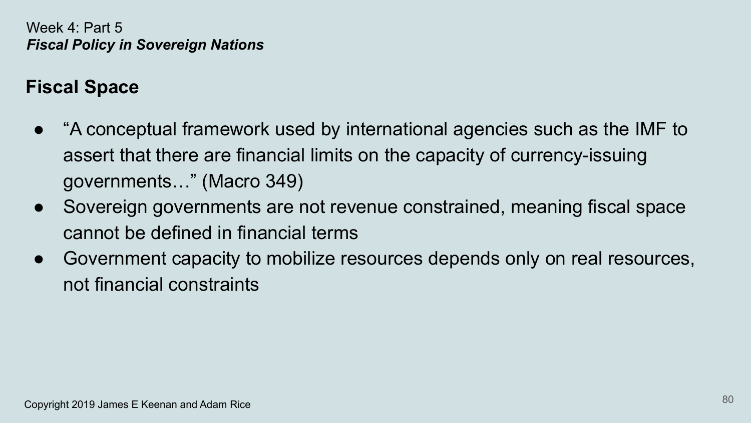Week 4: Part 5
***Fiscal Policy in Sovereign Nations***

## Fiscal Space

- "A conceptual framework used by international agencies such as the IMF to assert that there are financial limits on the capacity of currency-issuing governments…" (Macro 349)
- Sovereign governments are not revenue constrained, meaning fiscal space cannot be defined in financial terms
- Government capacity to mobilize resources depends only on real resources, not financial constraints

Copyright 2019 James E Keenan and Adam Rice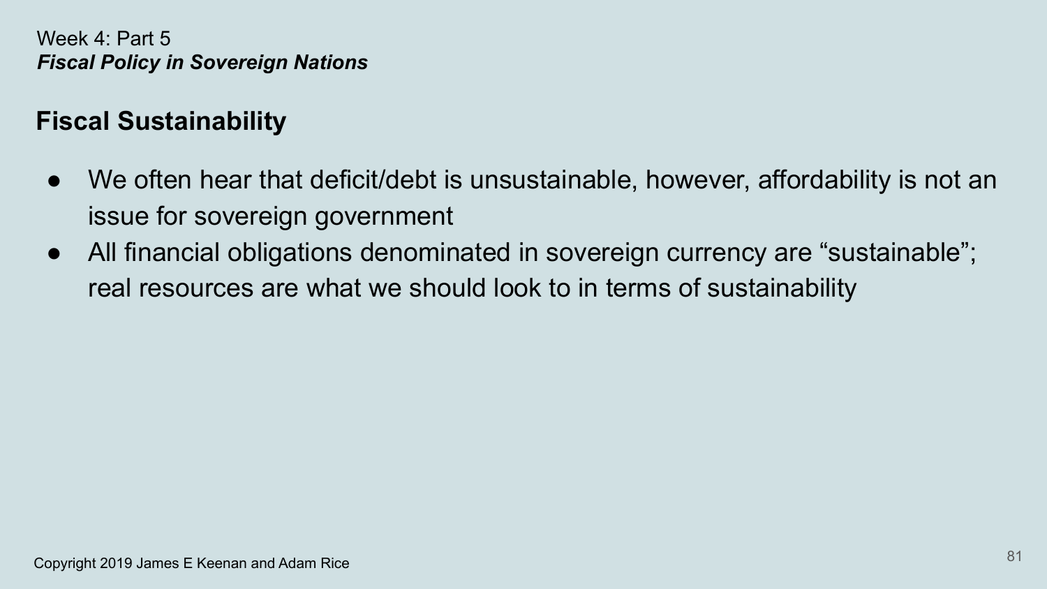Week 4: Part 5

***Fiscal Policy in Sovereign Nations***

## Fiscal Sustainability

- We often hear that deficit/debt is unsustainable, however, affordability is not an issue for sovereign government
- All financial obligations denominated in sovereign currency are "sustainable"; real resources are what we should look to in terms of sustainability

Copyright 2019 James E Keenan and Adam Rice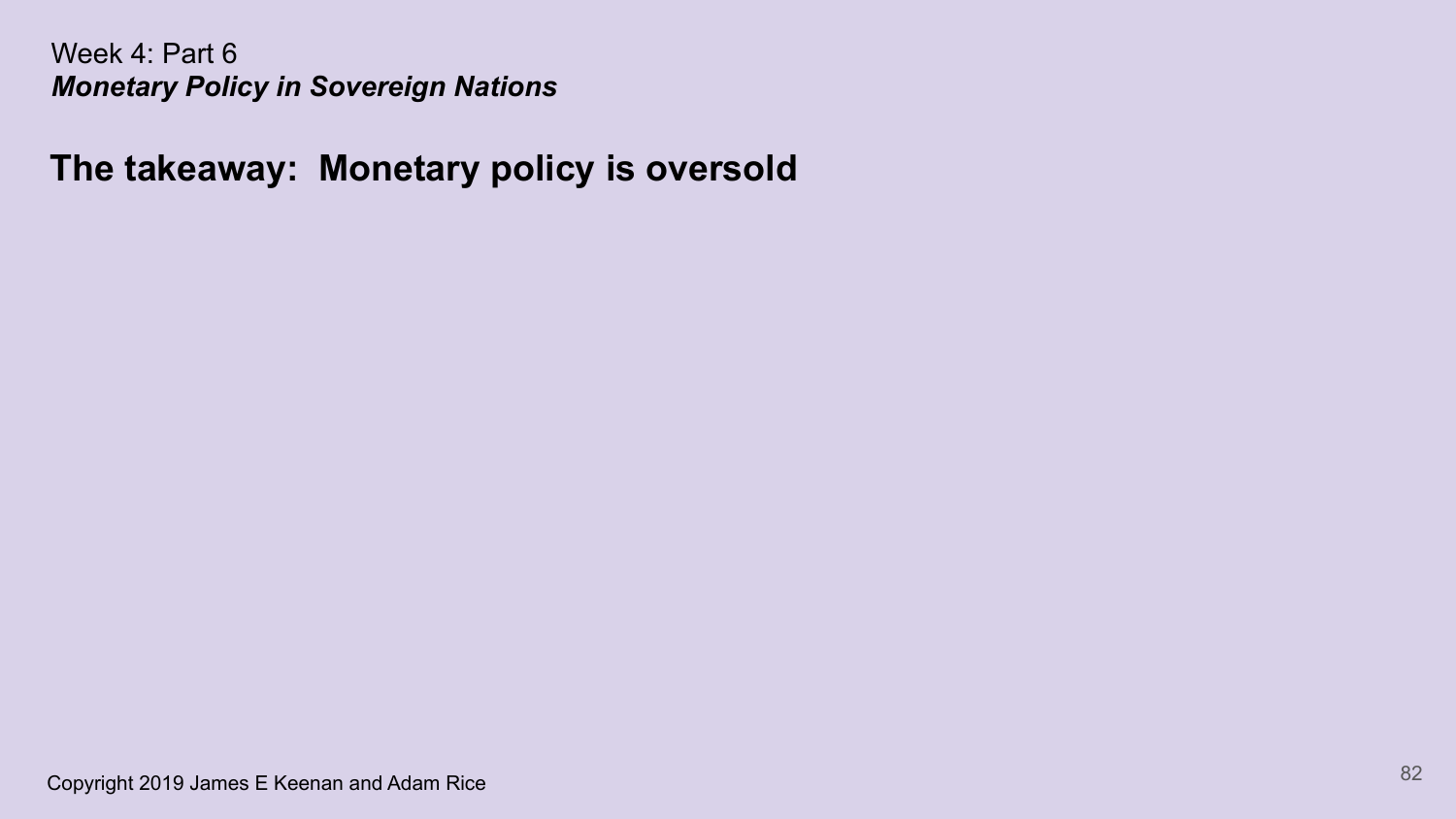Week 4: Part 6

***Monetary Policy in Sovereign Nations***

## The takeaway:  Monetary policy is oversold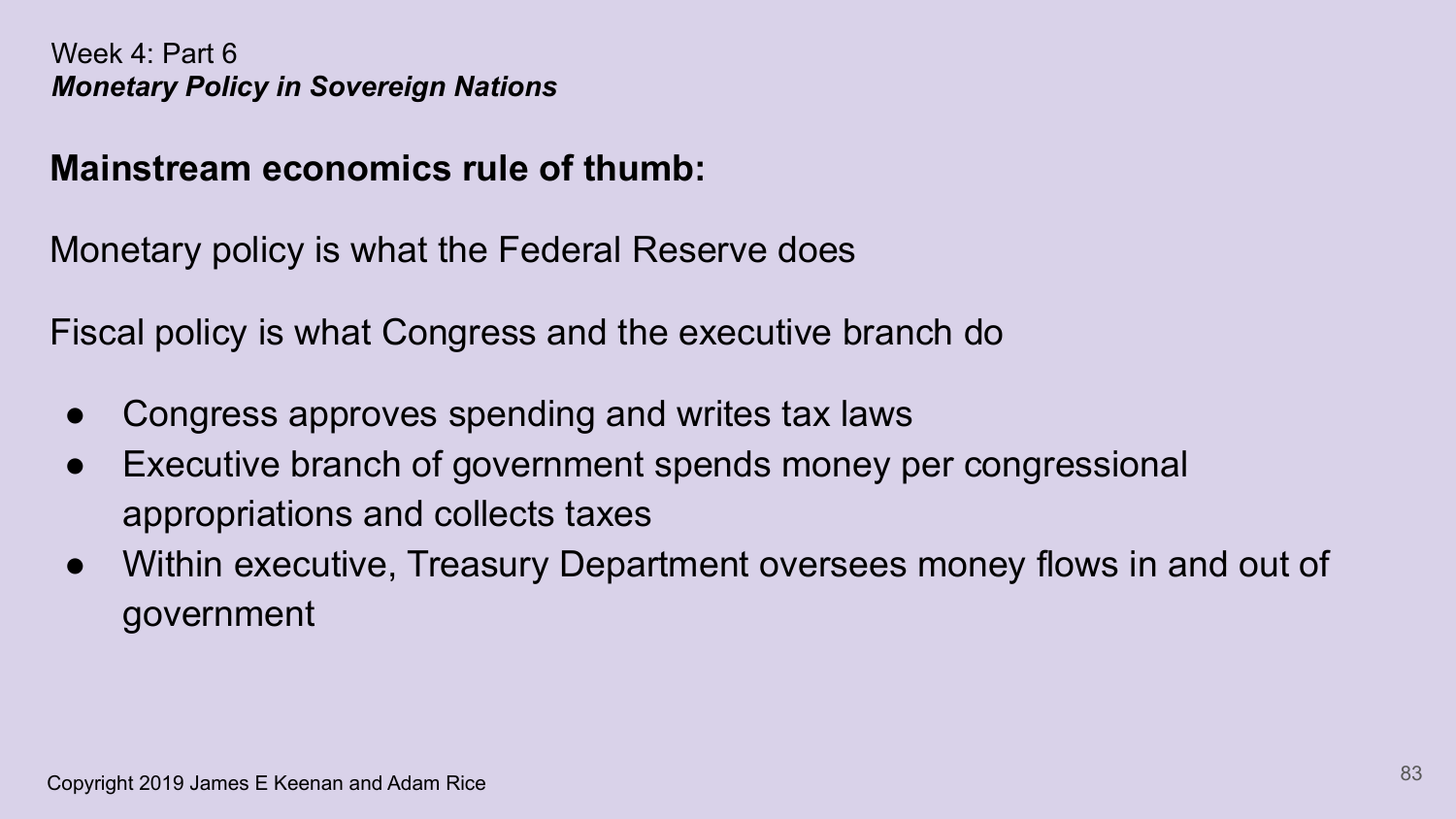Week 4: Part 6

***Monetary Policy in Sovereign Nations***

## Mainstream economics rule of thumb:

Monetary policy is what the Federal Reserve does

Fiscal policy is what Congress and the executive branch do

- Congress approves spending and writes tax laws
- Executive branch of government spends money per congressional appropriations and collects taxes
- Within executive, Treasury Department oversees money flows in and out of government

Copyright 2019 James E Keenan and Adam Rice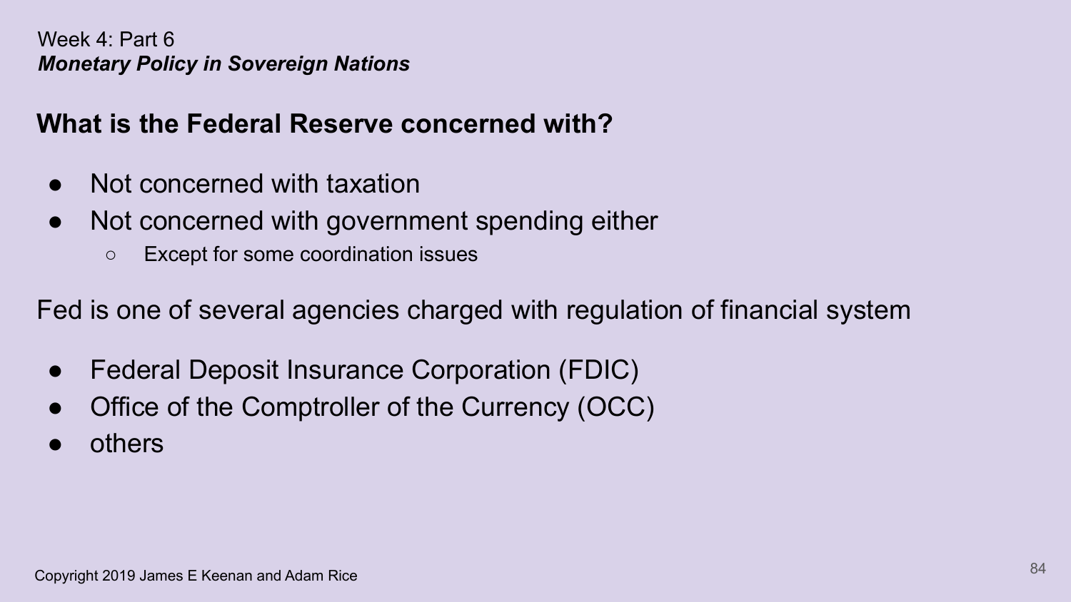Week 4: Part 6
***Monetary Policy in Sovereign Nations***

## What is the Federal Reserve concerned with?

- Not concerned with taxation
- Not concerned with government spending either
  - Except for some coordination issues

Fed is one of several agencies charged with regulation of financial system

- Federal Deposit Insurance Corporation (FDIC)
- Office of the Comptroller of the Currency (OCC)
- others

Copyright 2019 James E Keenan and Adam Rice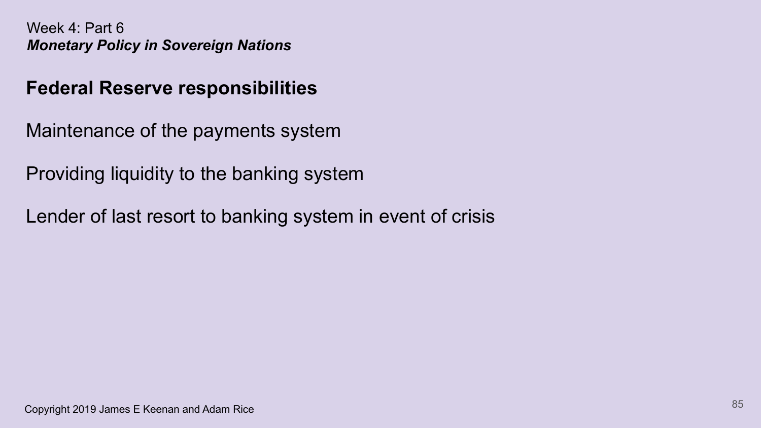Week 4: Part 6

***Monetary Policy in Sovereign Nations***

## Federal Reserve responsibilities

Maintenance of the payments system

Providing liquidity to the banking system

Lender of last resort to banking system in event of crisis

Copyright 2019 James E Keenan and Adam Rice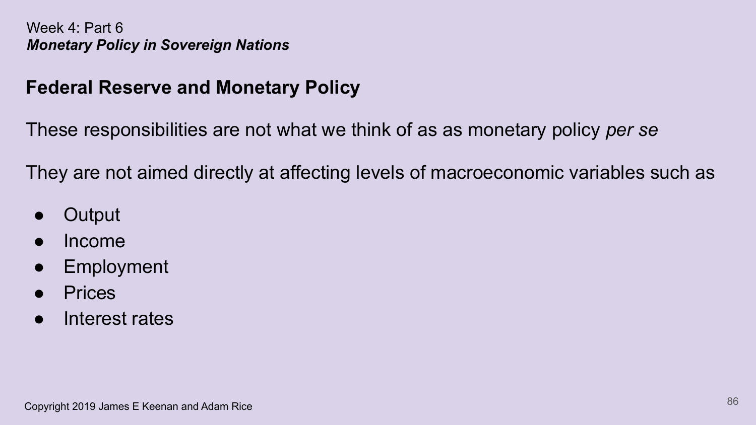Week 4: Part 6

***Monetary Policy in Sovereign Nations***

## Federal Reserve and Monetary Policy

These responsibilities are not what we think of as as monetary policy *per se*

They are not aimed directly at affecting levels of macroeconomic variables such as

- Output
- Income
- Employment
- Prices
- Interest rates

Copyright 2019 James E Keenan and Adam Rice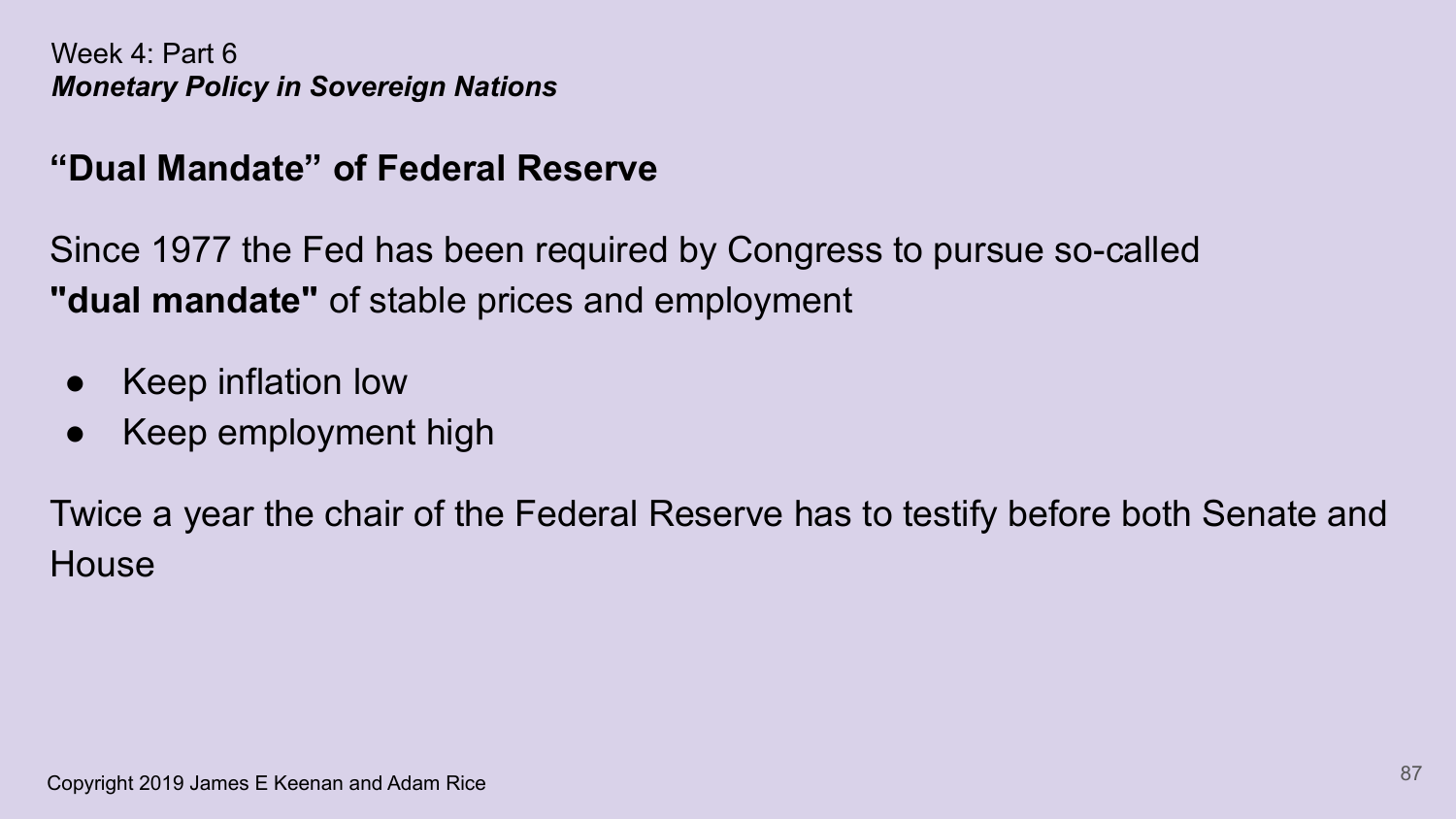Week 4: Part 6

***Monetary Policy in Sovereign Nations***

## "Dual Mandate" of Federal Reserve

Since 1977 the Fed has been required by Congress to pursue so-called **"dual mandate"** of stable prices and employment

- Keep inflation low
- Keep employment high

Twice a year the chair of the Federal Reserve has to testify before both Senate and House

Copyright 2019 James E Keenan and Adam Rice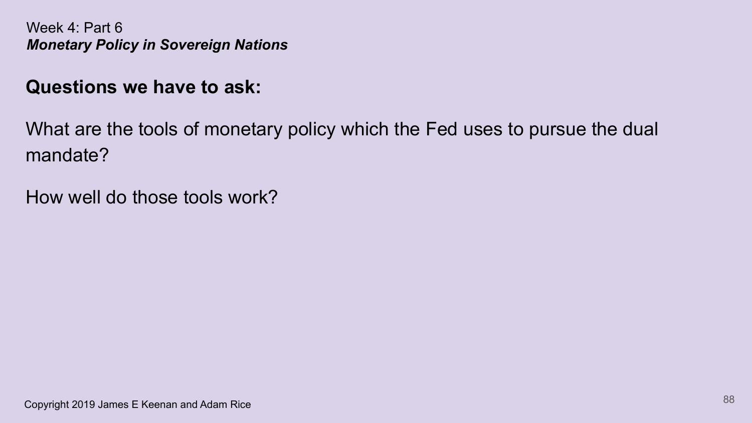Week 4: Part 6
***Monetary Policy in Sovereign Nations***

**Questions we have to ask:**

What are the tools of monetary policy which the Fed uses to pursue the dual mandate?

How well do those tools work?

Copyright 2019 James E Keenan and Adam Rice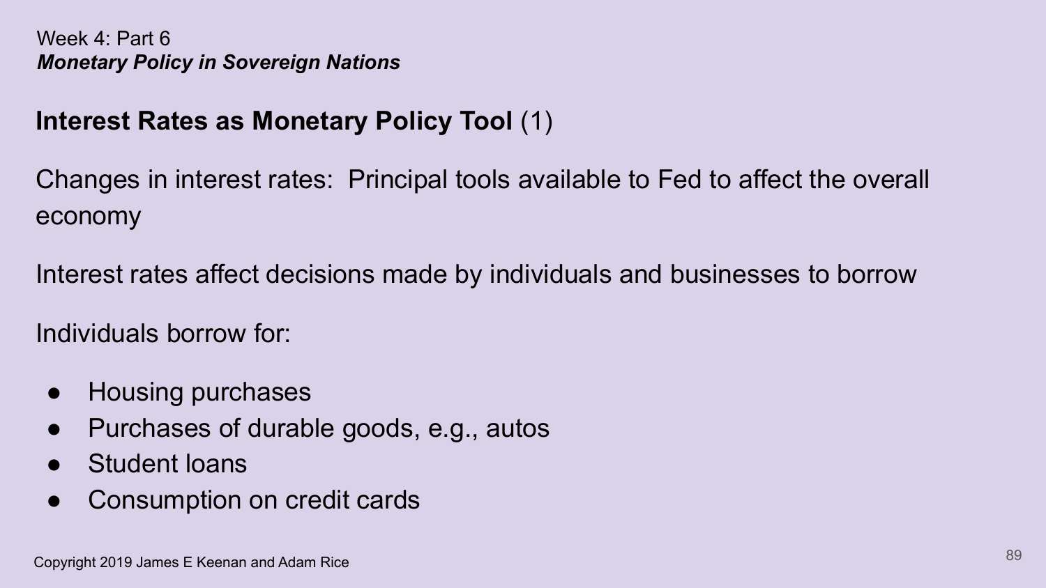Week 4: Part 6

***Monetary Policy in Sovereign Nations***

## **Interest Rates as Monetary Policy Tool** (1)

Changes in interest rates: Principal tools available to Fed to affect the overall economy

Interest rates affect decisions made by individuals and businesses to borrow

Individuals borrow for:

- Housing purchases
- Purchases of durable goods, e.g., autos
- Student loans
- Consumption on credit cards

Copyright 2019 James E Keenan and Adam Rice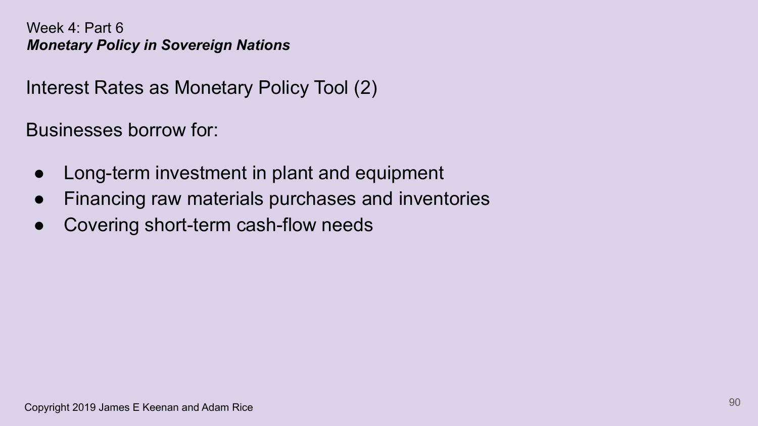Week 4: Part 6

***Monetary Policy in Sovereign Nations***

## Interest Rates as Monetary Policy Tool (2)

Businesses borrow for:

- Long-term investment in plant and equipment
- Financing raw materials purchases and inventories
- Covering short-term cash-flow needs

Copyright 2019 James E Keenan and Adam Rice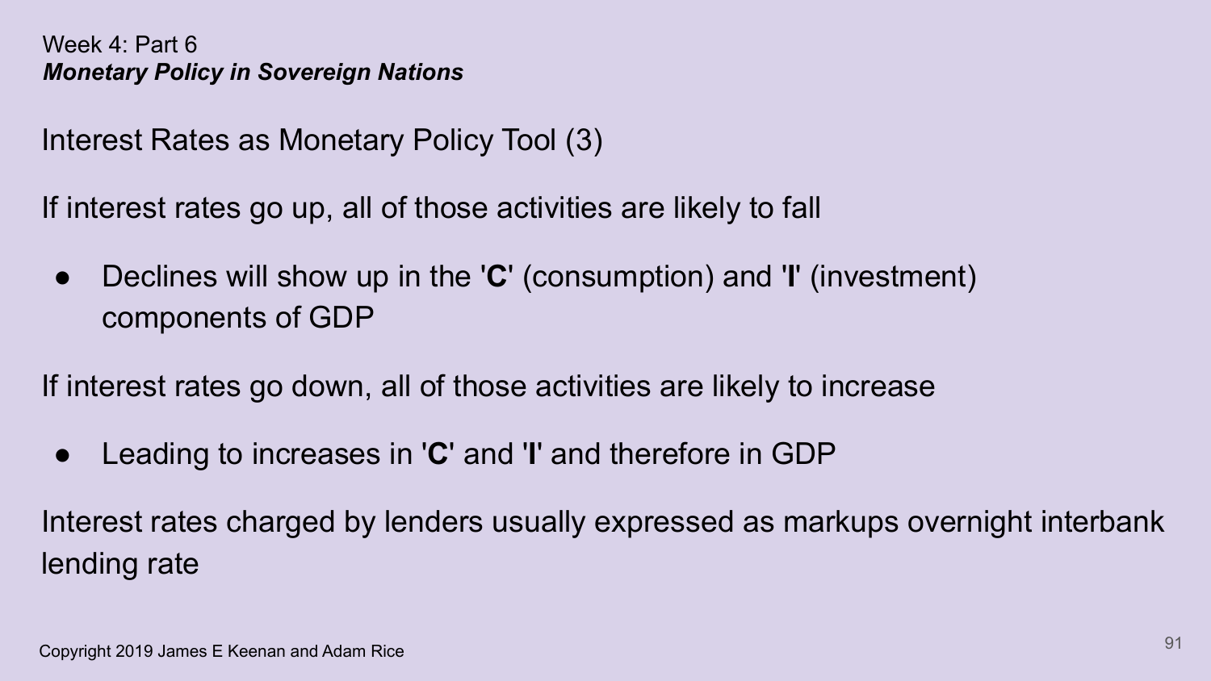Week 4: Part 6
***Monetary Policy in Sovereign Nations***

## Interest Rates as Monetary Policy Tool (3)

If interest rates go up, all of those activities are likely to fall

- Declines will show up in the '**C**' (consumption) and '**I**' (investment) components of GDP

If interest rates go down, all of those activities are likely to increase

- Leading to increases in '**C**' and '**I**' and therefore in GDP

Interest rates charged by lenders usually expressed as markups overnight interbank lending rate

Copyright 2019 James E Keenan and Adam Rice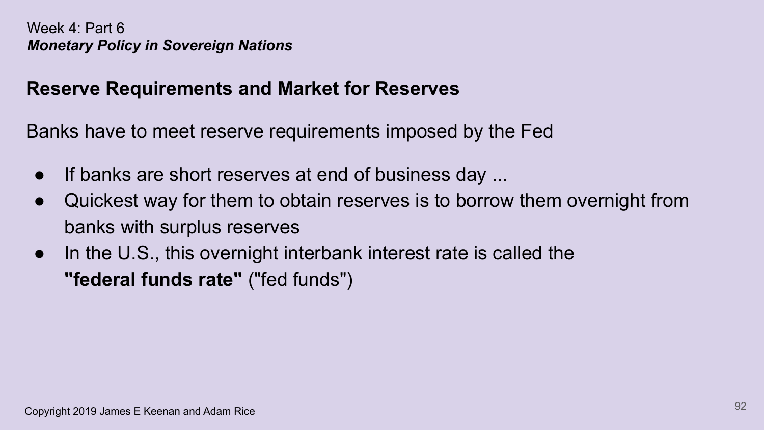Week 4: Part 6

***Monetary Policy in Sovereign Nations***

## Reserve Requirements and Market for Reserves

Banks have to meet reserve requirements imposed by the Fed

- If banks are short reserves at end of business day ...
- Quickest way for them to obtain reserves is to borrow them overnight from banks with surplus reserves
- In the U.S., this overnight interbank interest rate is called the **"federal funds rate"** ("fed funds")

Copyright 2019 James E Keenan and Adam Rice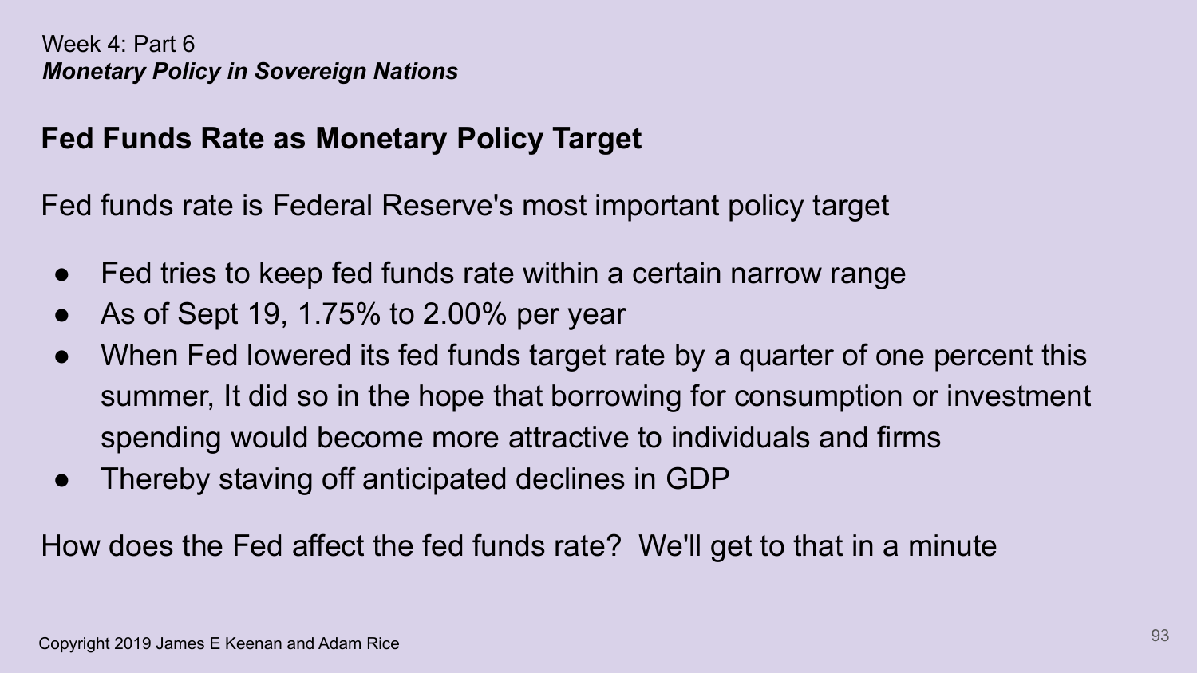Week 4: Part 6
***Monetary Policy in Sovereign Nations***

## Fed Funds Rate as Monetary Policy Target

Fed funds rate is Federal Reserve's most important policy target

- Fed tries to keep fed funds rate within a certain narrow range
- As of Sept 19, 1.75% to 2.00% per year
- When Fed lowered its fed funds target rate by a quarter of one percent this summer, It did so in the hope that borrowing for consumption or investment spending would become more attractive to individuals and firms
- Thereby staving off anticipated declines in GDP

How does the Fed affect the fed funds rate? We'll get to that in a minute

Copyright 2019 James E Keenan and Adam Rice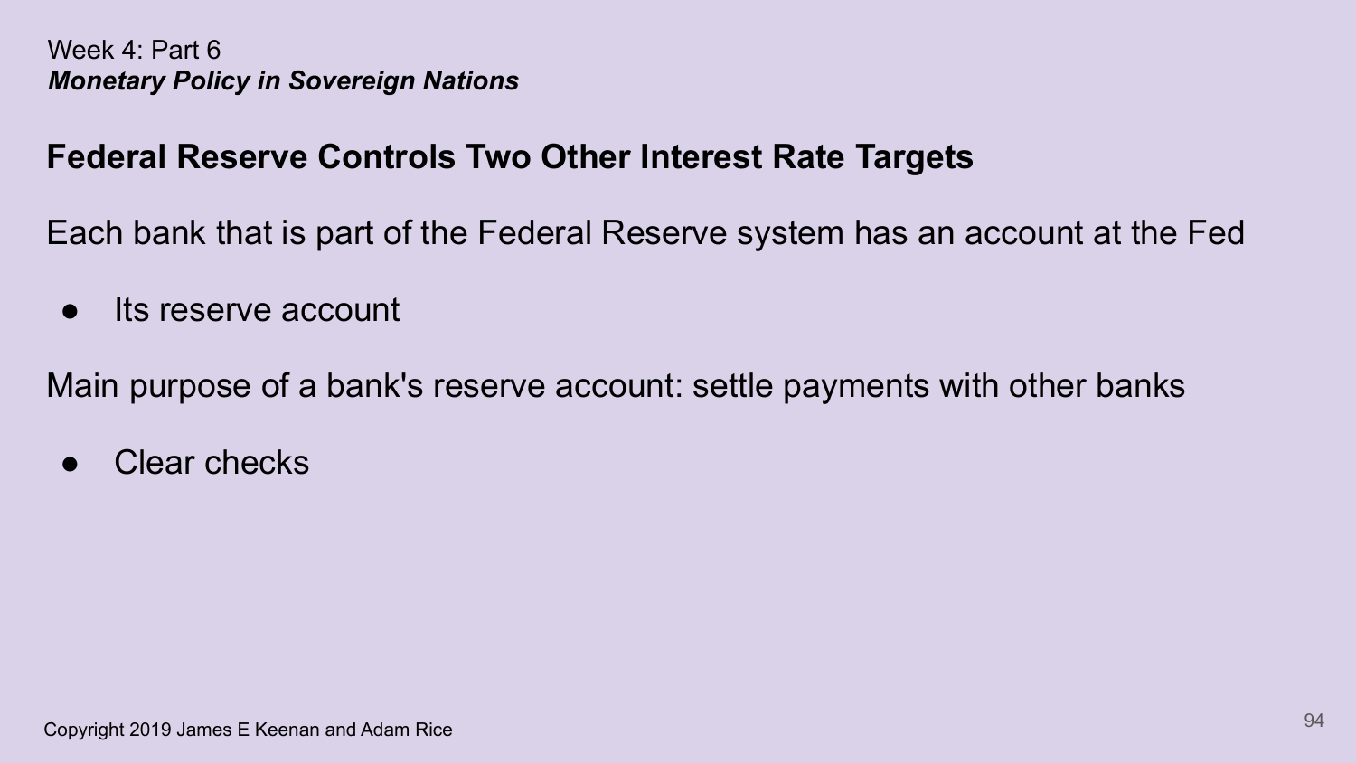Week 4: Part 6
***Monetary Policy in Sovereign Nations***

## Federal Reserve Controls Two Other Interest Rate Targets

Each bank that is part of the Federal Reserve system has an account at the Fed

- Its reserve account

Main purpose of a bank's reserve account: settle payments with other banks

- Clear checks

Copyright 2019 James E Keenan and Adam Rice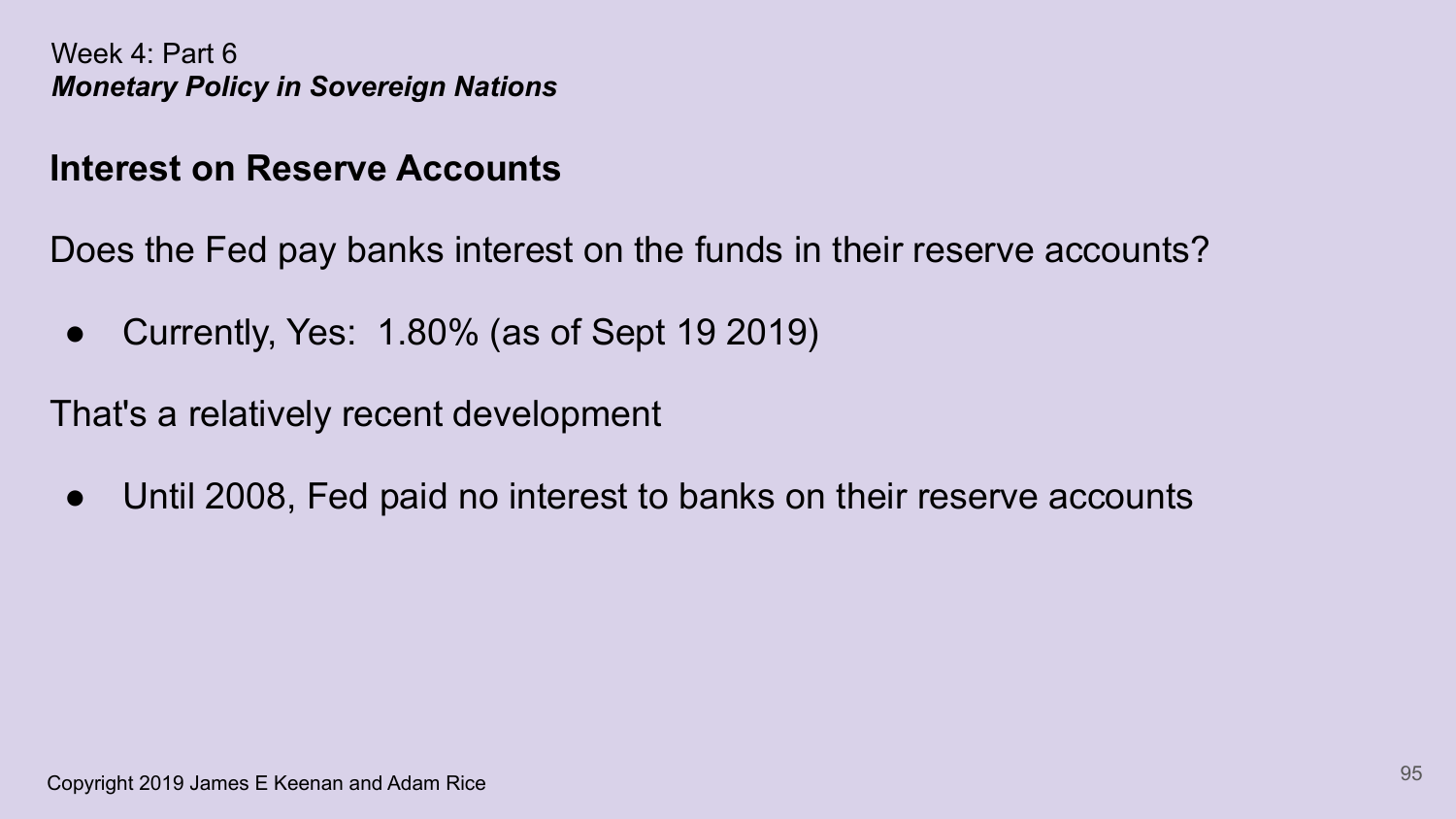Week 4: Part 6
***Monetary Policy in Sovereign Nations***

## Interest on Reserve Accounts

Does the Fed pay banks interest on the funds in their reserve accounts?

- Currently, Yes:  1.80% (as of Sept 19 2019)

That's a relatively recent development

- Until 2008, Fed paid no interest to banks on their reserve accounts

Copyright 2019 James E Keenan and Adam Rice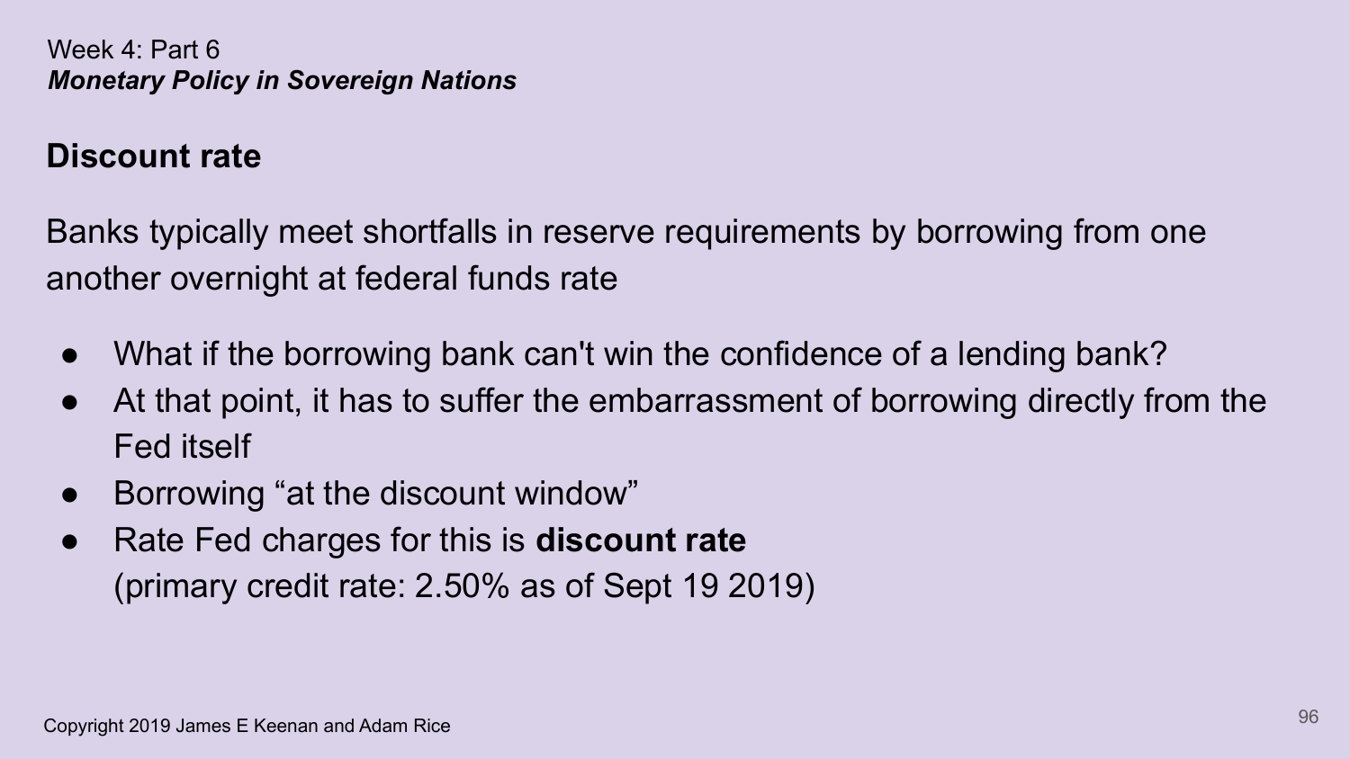Week 4: Part 6
***Monetary Policy in Sovereign Nations***

## Discount rate

Banks typically meet shortfalls in reserve requirements by borrowing from one another overnight at federal funds rate

- What if the borrowing bank can't win the confidence of a lending bank?
- At that point, it has to suffer the embarrassment of borrowing directly from the Fed itself
- Borrowing "at the discount window"
- Rate Fed charges for this is **discount rate**
  (primary credit rate: 2.50% as of Sept 19 2019)

Copyright 2019 James E Keenan and Adam Rice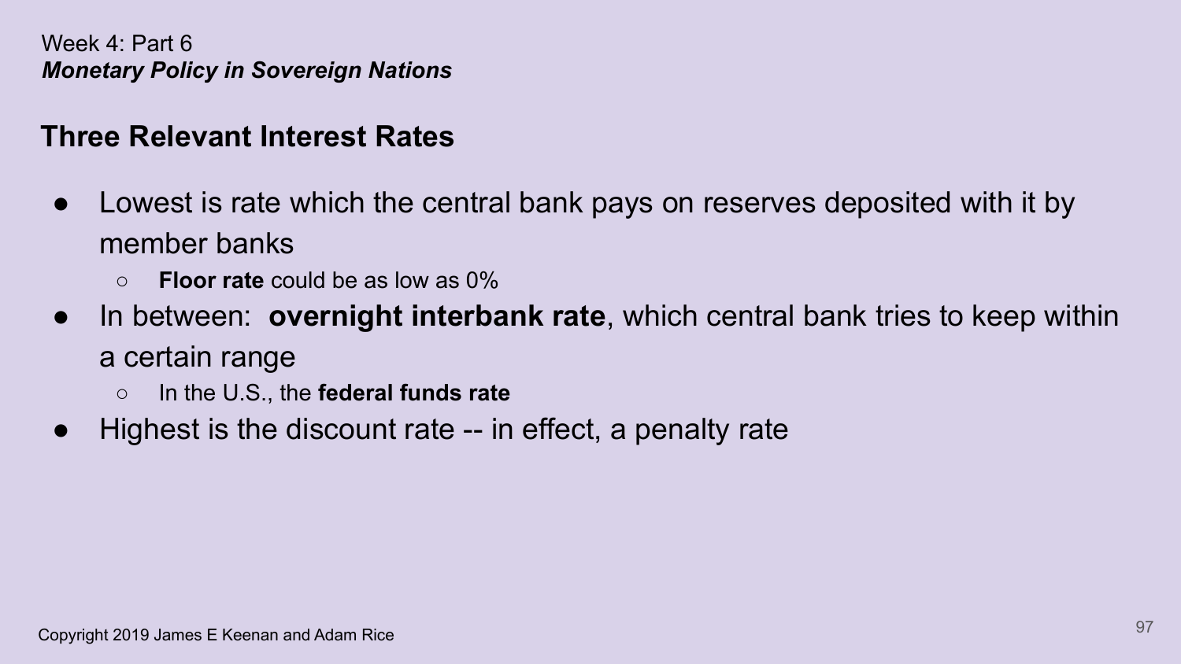Week 4: Part 6
***Monetary Policy in Sovereign Nations***

## Three Relevant Interest Rates

- Lowest is rate which the central bank pays on reserves deposited with it by member banks
  - **Floor rate** could be as low as 0%
- In between: **overnight interbank rate**, which central bank tries to keep within a certain range
  - In the U.S., the **federal funds rate**
- Highest is the discount rate -- in effect, a penalty rate

Copyright 2019 James E Keenan and Adam Rice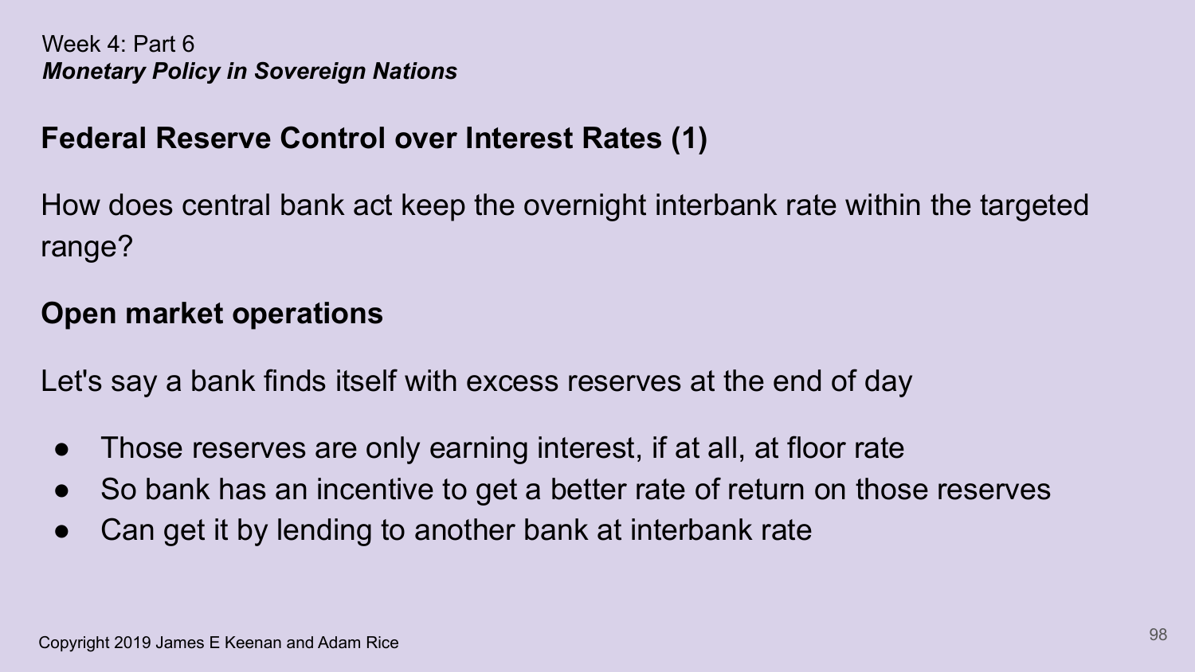Week 4: Part 6
***Monetary Policy in Sovereign Nations***

## Federal Reserve Control over Interest Rates (1)

How does central bank act keep the overnight interbank rate within the targeted range?

### Open market operations

Let's say a bank finds itself with excess reserves at the end of day

- Those reserves are only earning interest, if at all, at floor rate
- So bank has an incentive to get a better rate of return on those reserves
- Can get it by lending to another bank at interbank rate

Copyright 2019 James E Keenan and Adam Rice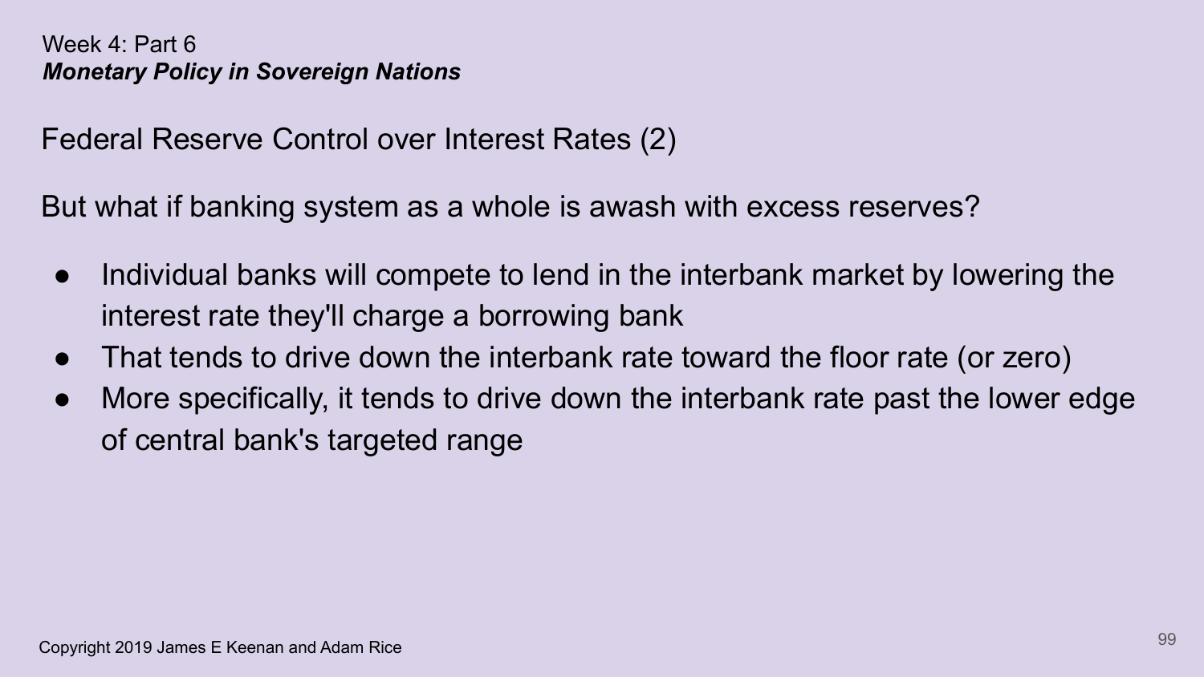Week 4: Part 6
***Monetary Policy in Sovereign Nations***

## Federal Reserve Control over Interest Rates (2)

But what if banking system as a whole is awash with excess reserves?

- Individual banks will compete to lend in the interbank market by lowering the interest rate they'll charge a borrowing bank
- That tends to drive down the interbank rate toward the floor rate (or zero)
- More specifically, it tends to drive down the interbank rate past the lower edge of central bank's targeted range

Copyright 2019 James E Keenan and Adam Rice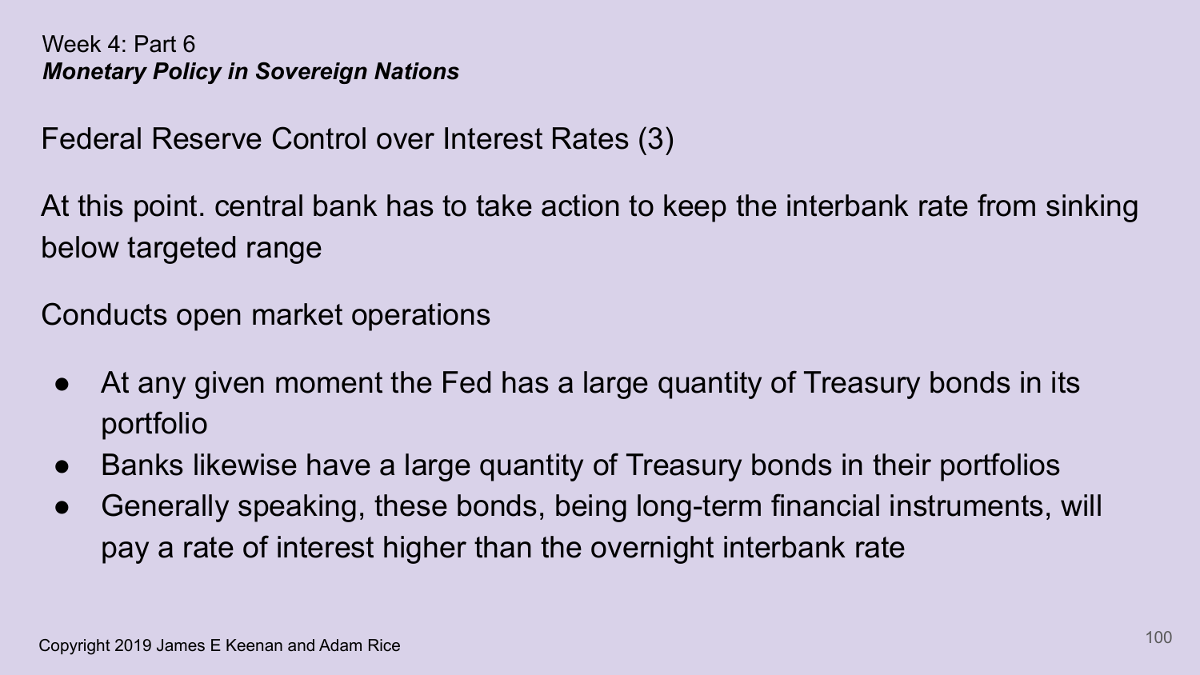Week 4: Part 6
***Monetary Policy in Sovereign Nations***

## Federal Reserve Control over Interest Rates (3)

At this point. central bank has to take action to keep the interbank rate from sinking below targeted range

Conducts open market operations

- At any given moment the Fed has a large quantity of Treasury bonds in its portfolio
- Banks likewise have a large quantity of Treasury bonds in their portfolios
- Generally speaking, these bonds, being long-term financial instruments, will pay a rate of interest higher than the overnight interbank rate

Copyright 2019 James E Keenan and Adam Rice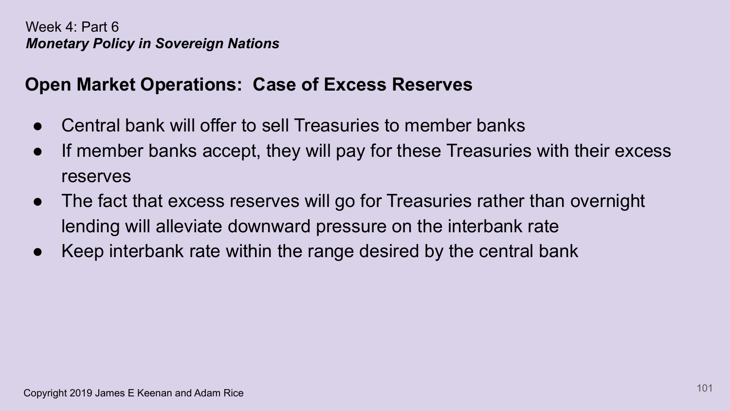Week 4: Part 6
***Monetary Policy in Sovereign Nations***

## Open Market Operations: Case of Excess Reserves

- Central bank will offer to sell Treasuries to member banks
- If member banks accept, they will pay for these Treasuries with their excess reserves
- The fact that excess reserves will go for Treasuries rather than overnight lending will alleviate downward pressure on the interbank rate
- Keep interbank rate within the range desired by the central bank

Copyright 2019 James E Keenan and Adam Rice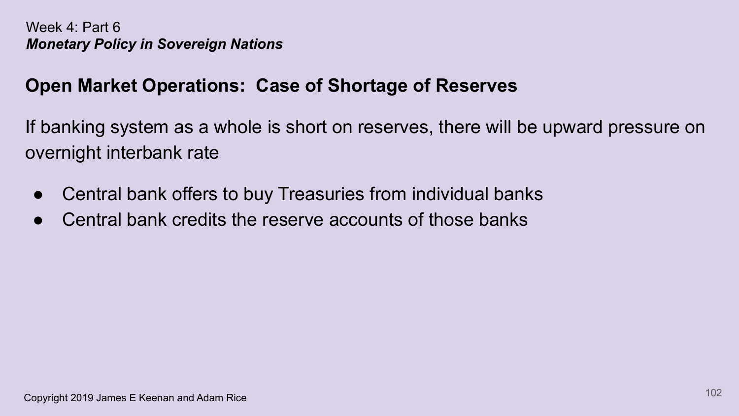Week 4: Part 6
*Monetary Policy in Sovereign Nations*

## Open Market Operations: Case of Shortage of Reserves

If banking system as a whole is short on reserves, there will be upward pressure on overnight interbank rate

- Central bank offers to buy Treasuries from individual banks
- Central bank credits the reserve accounts of those banks

Copyright 2019 James E Keenan and Adam Rice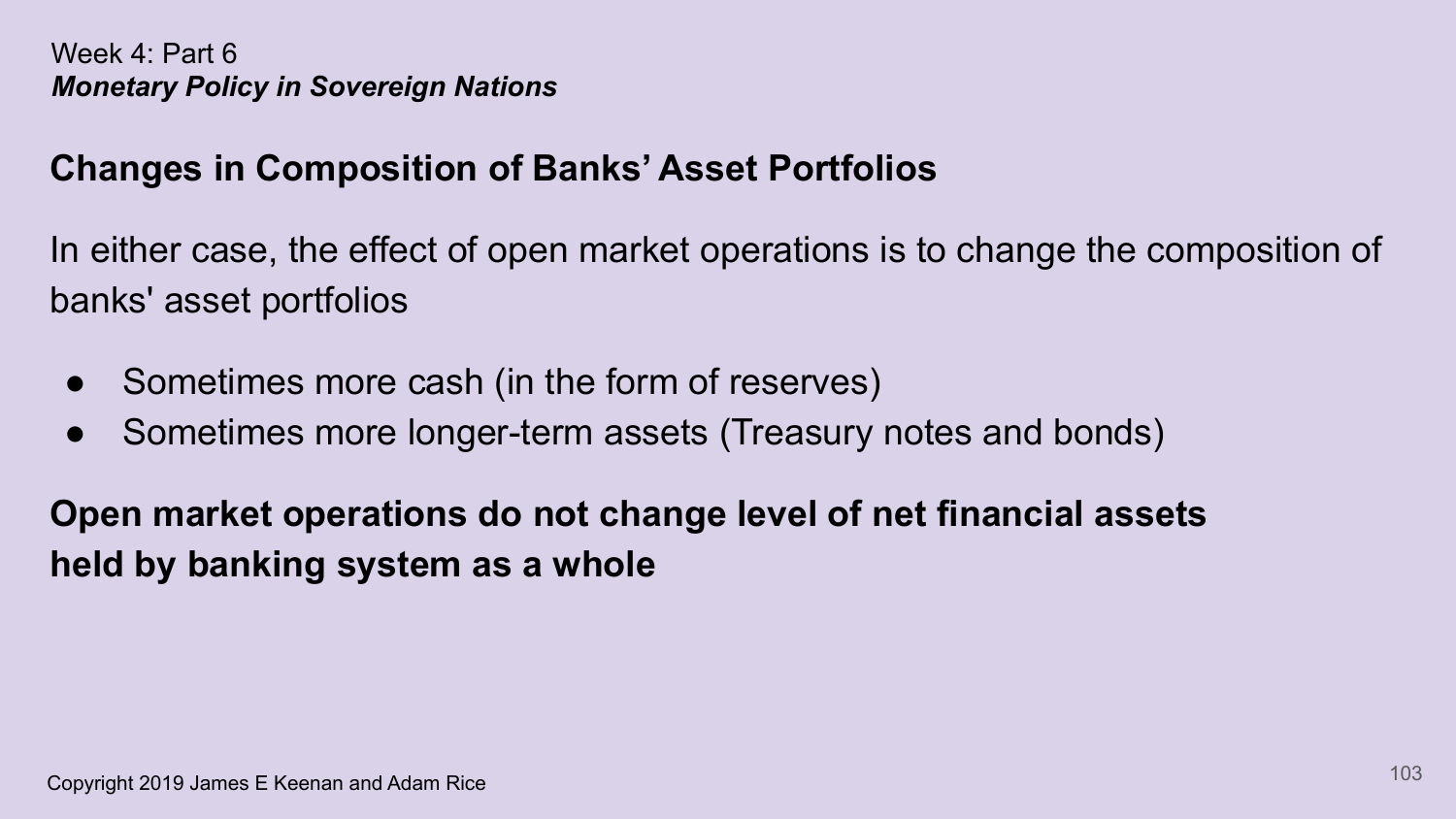Week 4: Part 6

*Monetary Policy in Sovereign Nations*

## Changes in Composition of Banks' Asset Portfolios

In either case, the effect of open market operations is to change the composition of banks' asset portfolios

- Sometimes more cash (in the form of reserves)
- Sometimes more longer-term assets (Treasury notes and bonds)

**Open market operations do not change level of net financial assets held by banking system as a whole**

Copyright 2019 James E Keenan and Adam Rice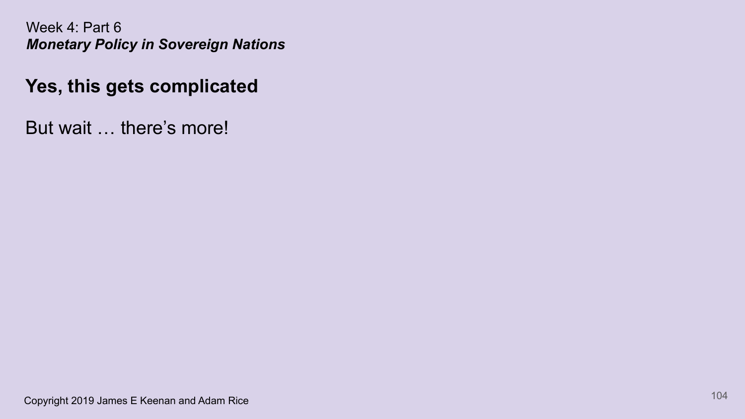Week 4: Part 6
***Monetary Policy in Sovereign Nations***

## Yes, this gets complicated

But wait … there's more!

Copyright 2019 James E Keenan and Adam Rice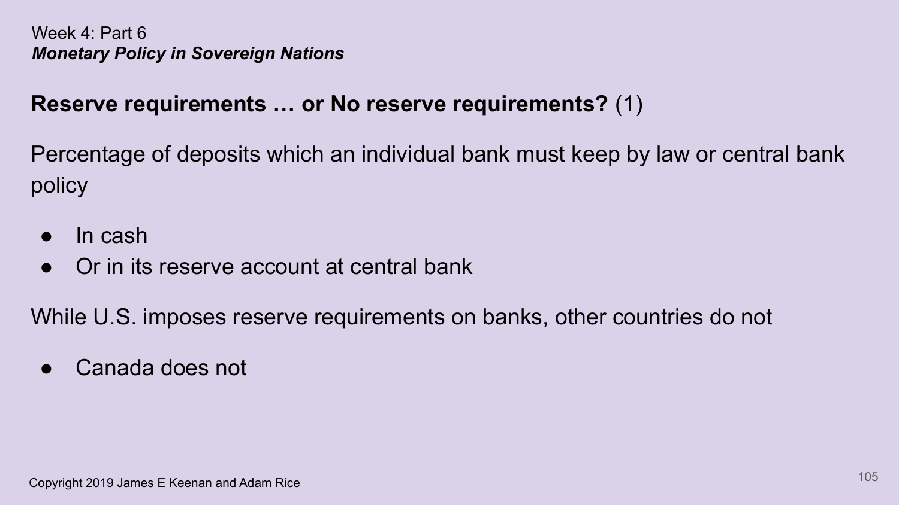Week 4: Part 6
***Monetary Policy in Sovereign Nations***

## **Reserve requirements … or No reserve requirements?** (1)

Percentage of deposits which an individual bank must keep by law or central bank policy

- In cash
- Or in its reserve account at central bank

While U.S. imposes reserve requirements on banks, other countries do not

- Canada does not

Copyright 2019 James E Keenan and Adam Rice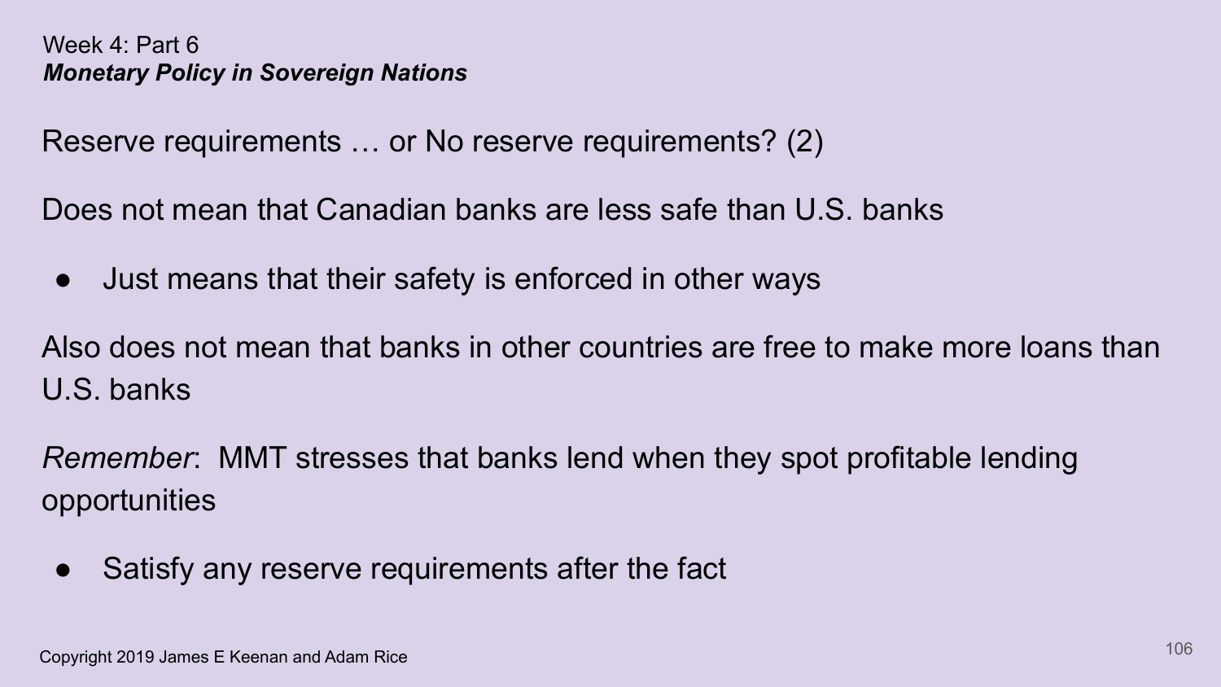Week 4: Part 6
***Monetary Policy in Sovereign Nations***

Reserve requirements … or No reserve requirements? (2)

Does not mean that Canadian banks are less safe than U.S. banks

- Just means that their safety is enforced in other ways

Also does not mean that banks in other countries are free to make more loans than U.S. banks

*Remember*: MMT stresses that banks lend when they spot profitable lending opportunities

- Satisfy any reserve requirements after the fact

Copyright 2019 James E Keenan and Adam Rice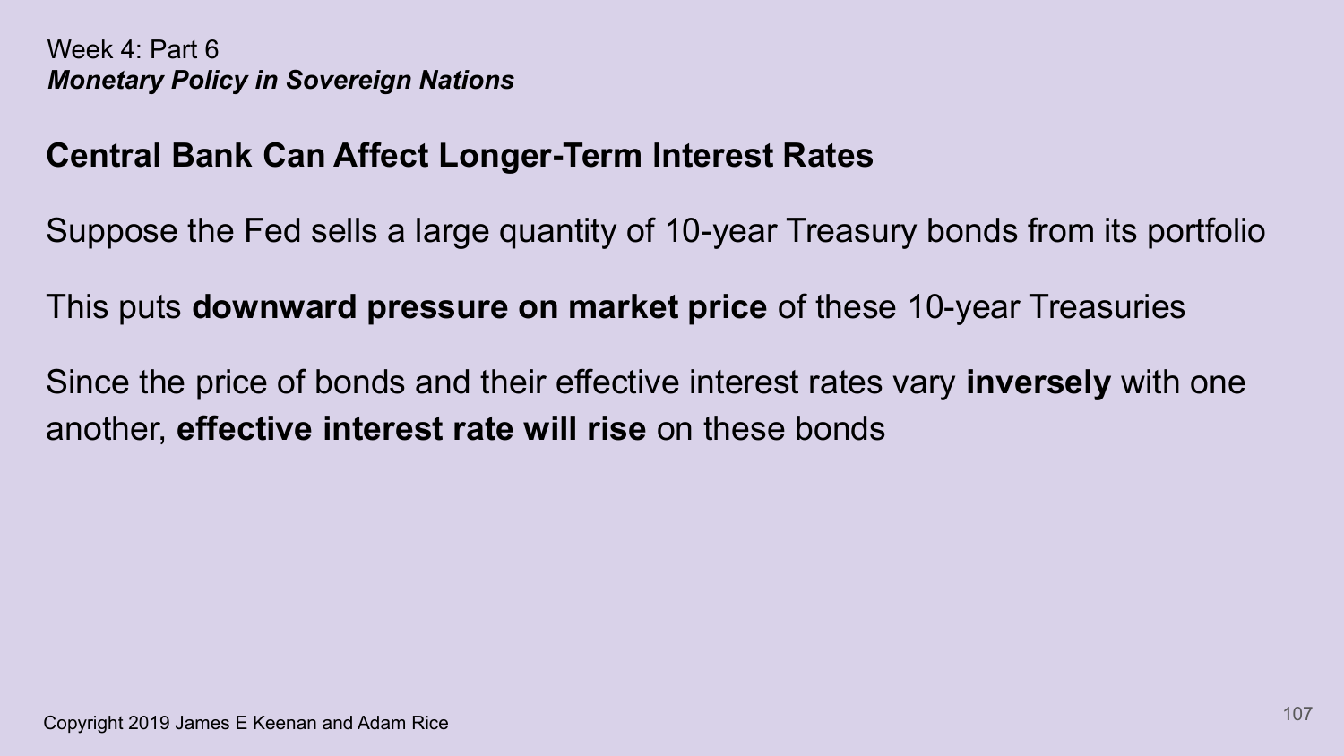Week 4: Part 6
***Monetary Policy in Sovereign Nations***

## Central Bank Can Affect Longer-Term Interest Rates

Suppose the Fed sells a large quantity of 10-year Treasury bonds from its portfolio

This puts **downward pressure on market price** of these 10-year Treasuries

Since the price of bonds and their effective interest rates vary **inversely** with one another, **effective interest rate will rise** on these bonds

Copyright 2019 James E Keenan and Adam Rice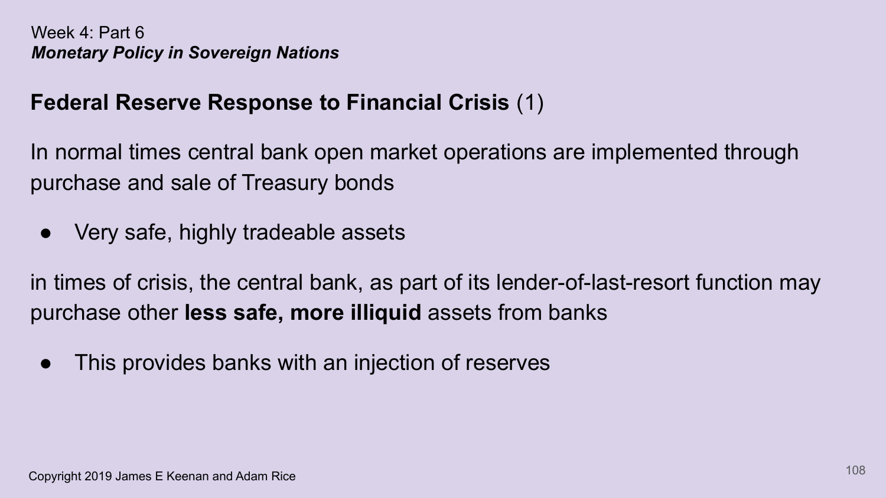Week 4: Part 6
*Monetary Policy in Sovereign Nations*

## **Federal Reserve Response to Financial Crisis** (1)

In normal times central bank open market operations are implemented through purchase and sale of Treasury bonds

- Very safe, highly tradeable assets

in times of crisis, the central bank, as part of its lender-of-last-resort function may purchase other **less safe, more illiquid** assets from banks

- This provides banks with an injection of reserves

Copyright 2019 James E Keenan and Adam Rice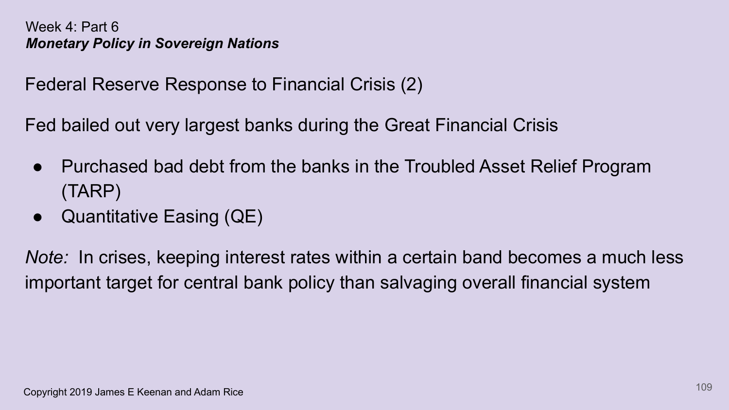Week 4: Part 6
***Monetary Policy in Sovereign Nations***

## Federal Reserve Response to Financial Crisis (2)

Fed bailed out very largest banks during the Great Financial Crisis

- Purchased bad debt from the banks in the Troubled Asset Relief Program (TARP)
- Quantitative Easing (QE)

*Note:* In crises, keeping interest rates within a certain band becomes a much less important target for central bank policy than salvaging overall financial system

Copyright 2019 James E Keenan and Adam Rice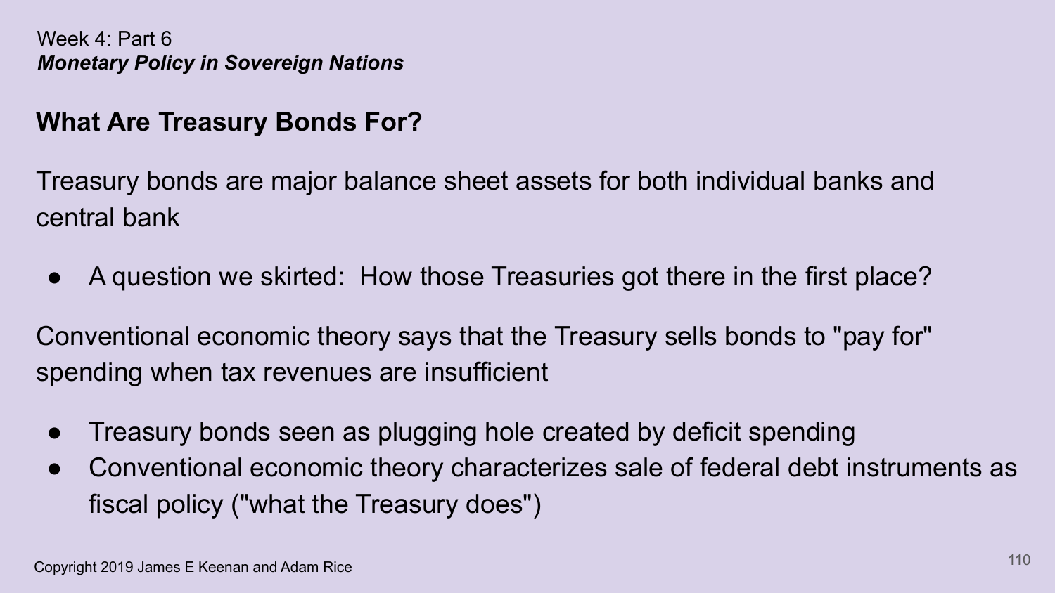Week 4: Part 6

***Monetary Policy in Sovereign Nations***

## What Are Treasury Bonds For?

Treasury bonds are major balance sheet assets for both individual banks and central bank

- A question we skirted: How those Treasuries got there in the first place?

Conventional economic theory says that the Treasury sells bonds to "pay for" spending when tax revenues are insufficient

- Treasury bonds seen as plugging hole created by deficit spending
- Conventional economic theory characterizes sale of federal debt instruments as fiscal policy ("what the Treasury does")

Copyright 2019 James E Keenan and Adam Rice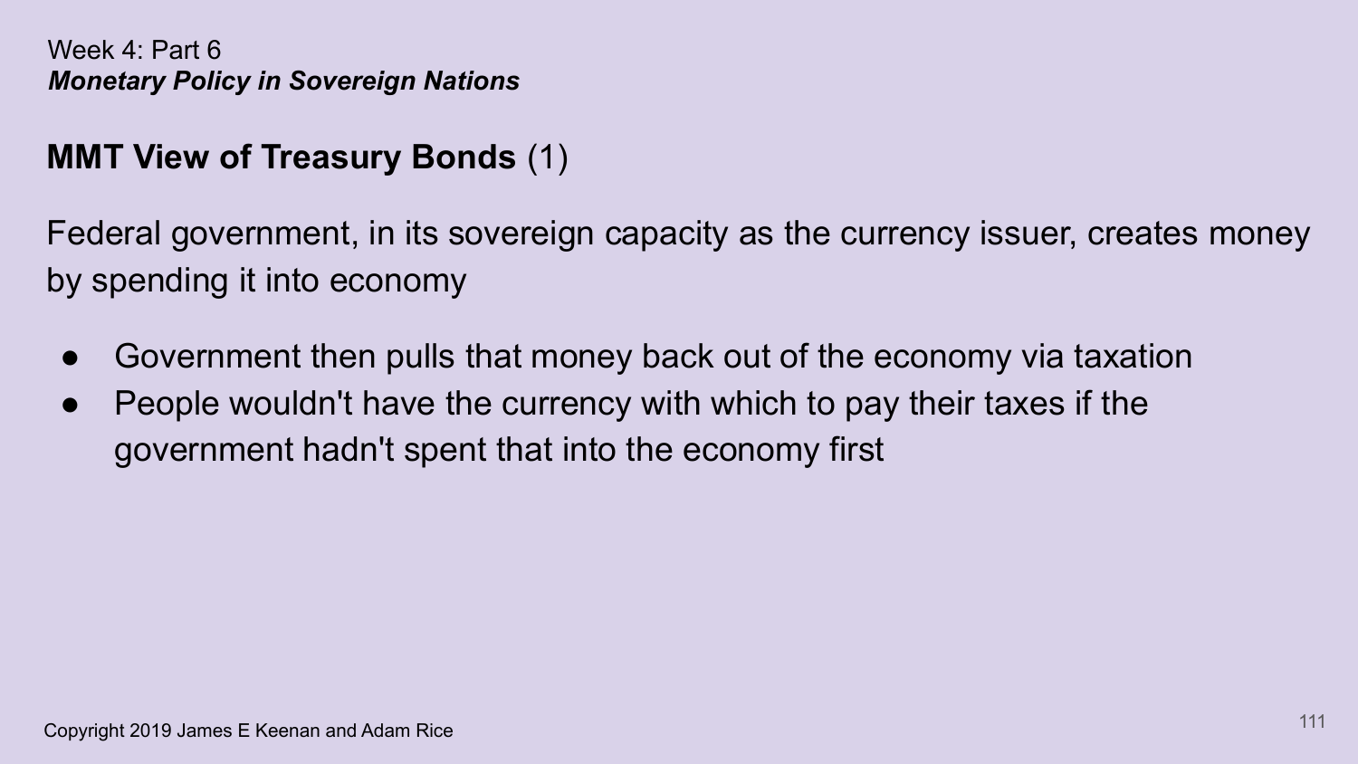Week 4: Part 6
***Monetary Policy in Sovereign Nations***

## **MMT View of Treasury Bonds** (1)

Federal government, in its sovereign capacity as the currency issuer, creates money by spending it into economy

- Government then pulls that money back out of the economy via taxation
- People wouldn't have the currency with which to pay their taxes if the government hadn't spent that into the economy first

Copyright 2019 James E Keenan and Adam Rice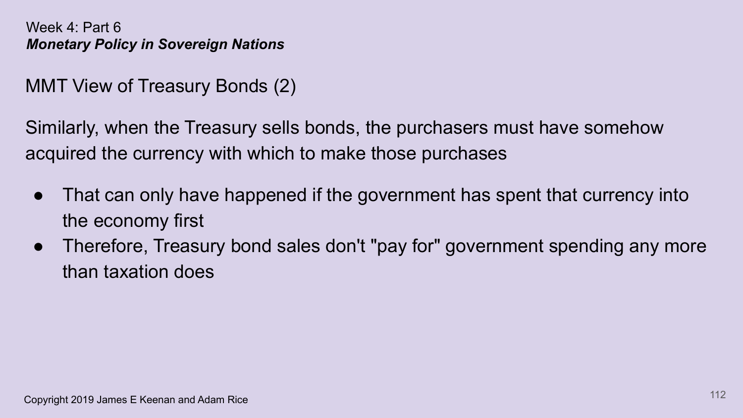Week 4: Part 6

***Monetary Policy in Sovereign Nations***

## MMT View of Treasury Bonds (2)

Similarly, when the Treasury sells bonds, the purchasers must have somehow acquired the currency with which to make those purchases

- That can only have happened if the government has spent that currency into the economy first
- Therefore, Treasury bond sales don't "pay for" government spending any more than taxation does

Copyright 2019 James E Keenan and Adam Rice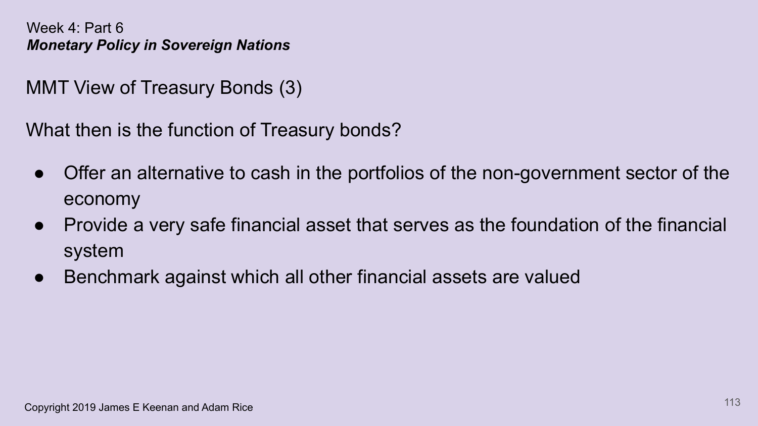Week 4: Part 6
***Monetary Policy in Sovereign Nations***

## MMT View of Treasury Bonds (3)

What then is the function of Treasury bonds?

- Offer an alternative to cash in the portfolios of the non-government sector of the economy
- Provide a very safe financial asset that serves as the foundation of the financial system
- Benchmark against which all other financial assets are valued

Copyright 2019 James E Keenan and Adam Rice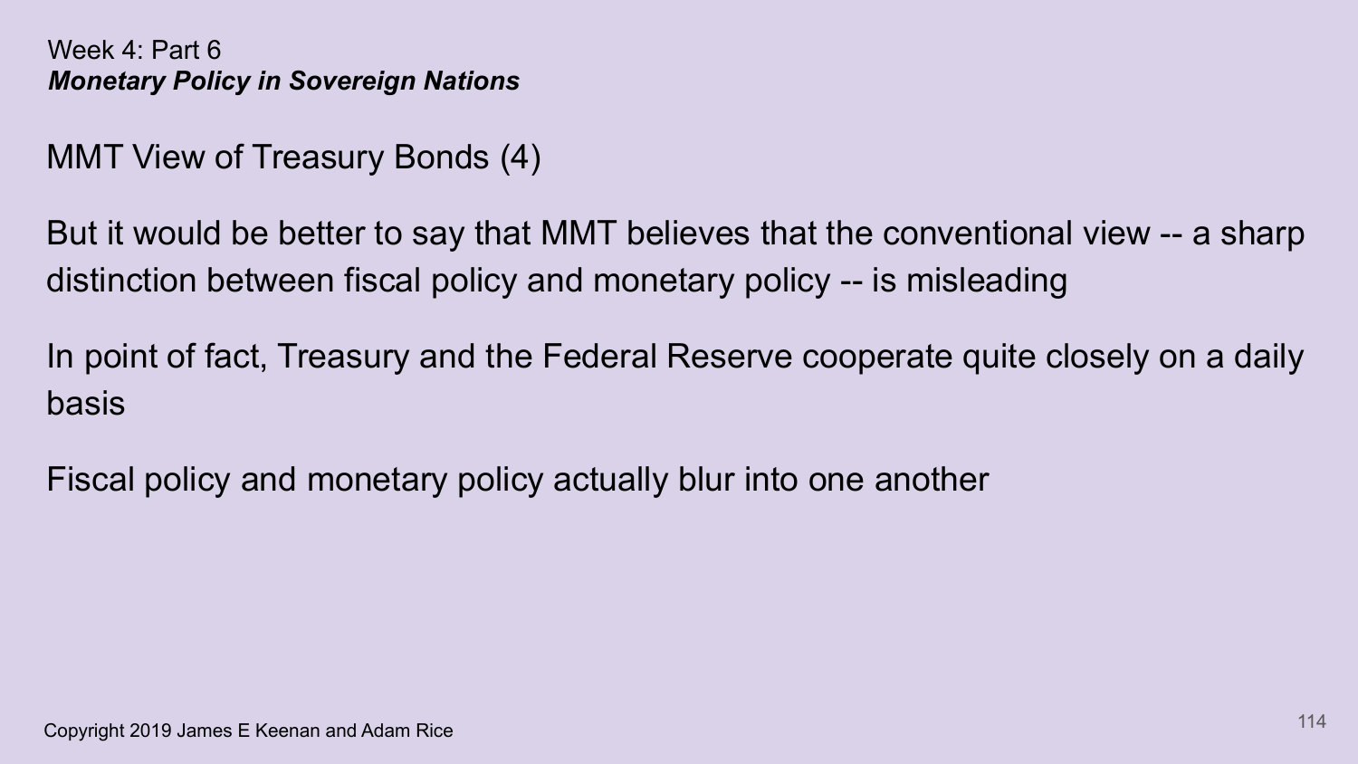Week 4: Part 6
***Monetary Policy in Sovereign Nations***

## MMT View of Treasury Bonds (4)

But it would be better to say that MMT believes that the conventional view -- a sharp distinction between fiscal policy and monetary policy -- is misleading

In point of fact, Treasury and the Federal Reserve cooperate quite closely on a daily basis

Fiscal policy and monetary policy actually blur into one another

Copyright 2019 James E Keenan and Adam Rice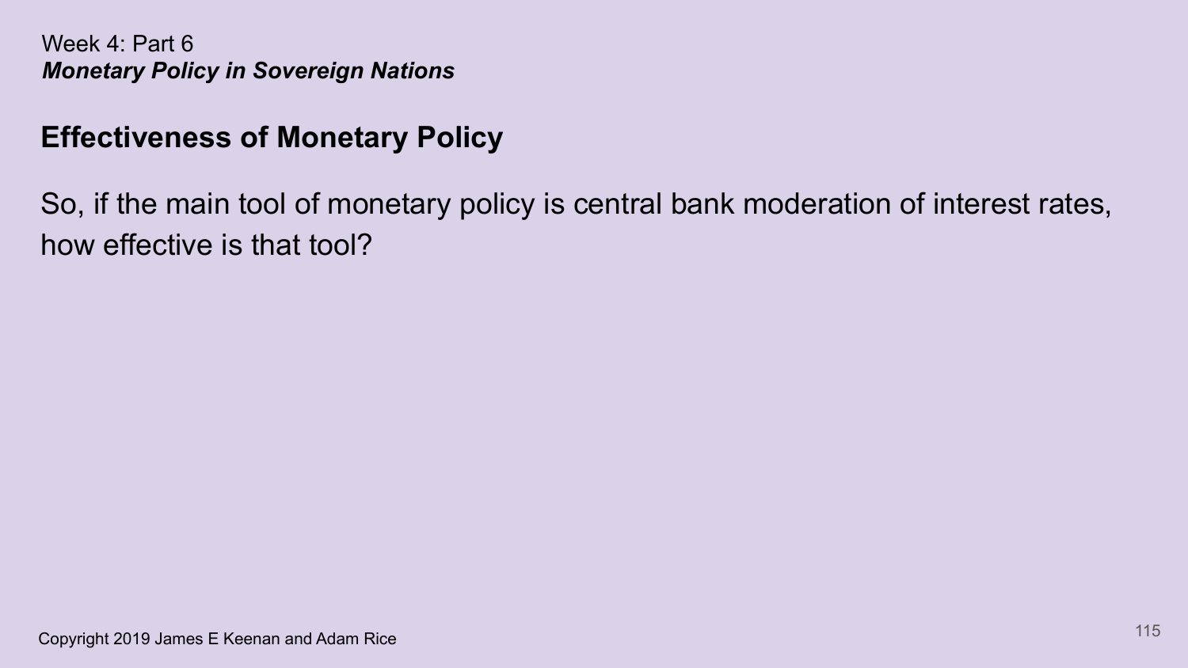Week 4: Part 6
***Monetary Policy in Sovereign Nations***

## Effectiveness of Monetary Policy

So, if the main tool of monetary policy is central bank moderation of interest rates, how effective is that tool?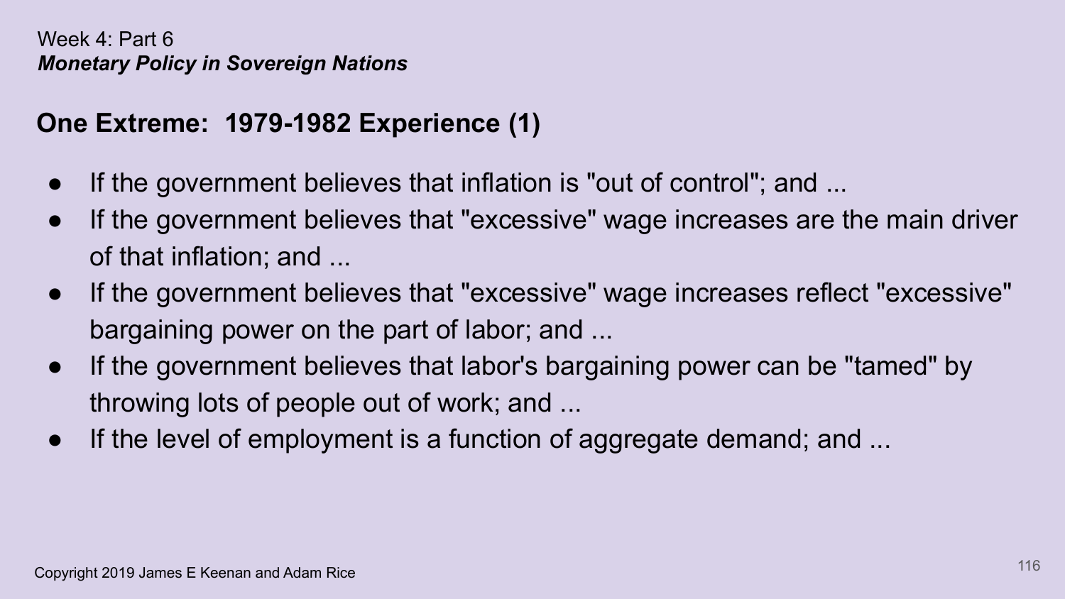Week 4: Part 6
***Monetary Policy in Sovereign Nations***

## One Extreme: 1979-1982 Experience (1)

- If the government believes that inflation is "out of control"; and ...
- If the government believes that "excessive" wage increases are the main driver of that inflation; and ...
- If the government believes that "excessive" wage increases reflect "excessive" bargaining power on the part of labor; and ...
- If the government believes that labor's bargaining power can be "tamed" by throwing lots of people out of work; and ...
- If the level of employment is a function of aggregate demand; and ...

Copyright 2019 James E Keenan and Adam Rice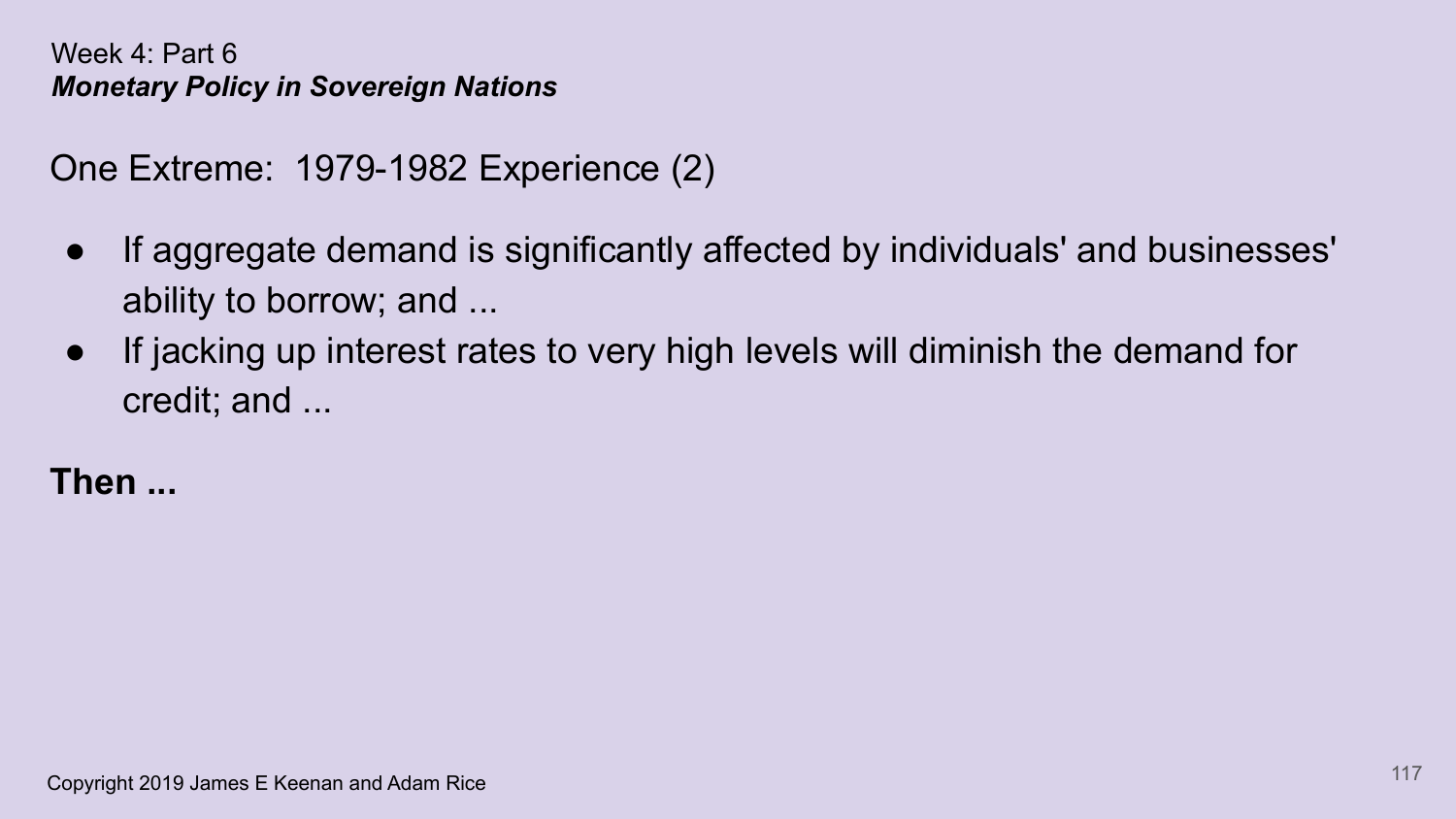Week 4: Part 6
***Monetary Policy in Sovereign Nations***

## One Extreme: 1979-1982 Experience (2)

- If aggregate demand is significantly affected by individuals' and businesses' ability to borrow; and ...
- If jacking up interest rates to very high levels will diminish the demand for credit; and ...

**Then ...**

Copyright 2019 James E Keenan and Adam Rice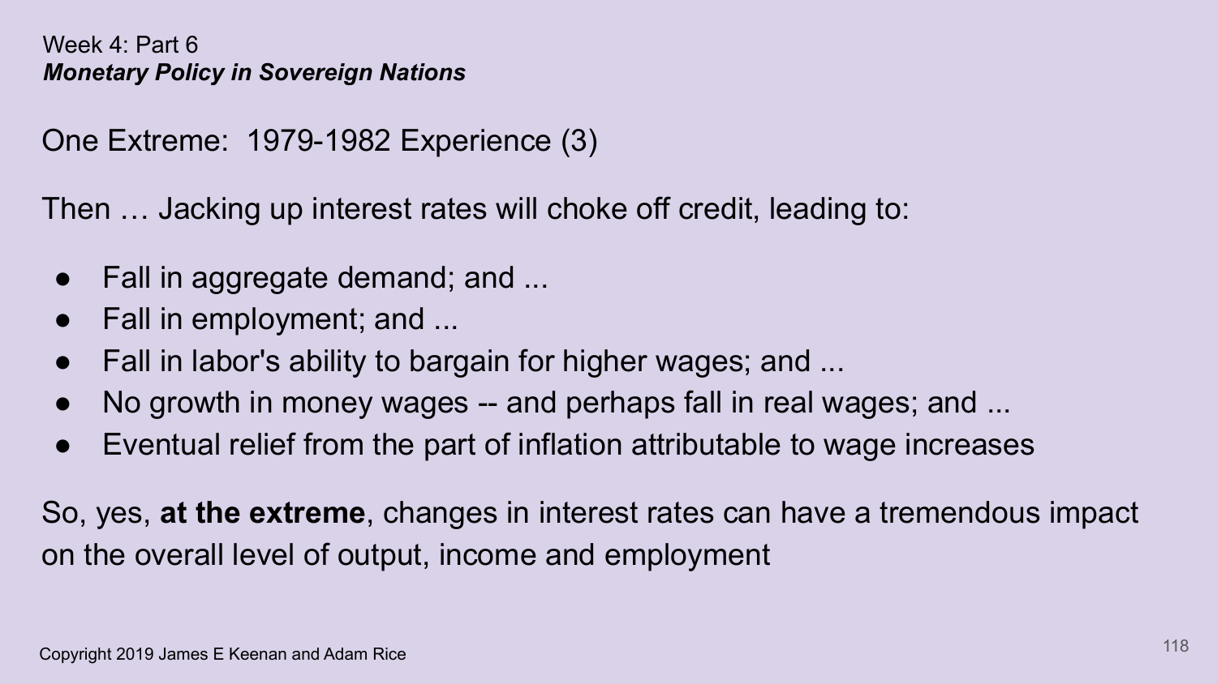Week 4: Part 6
***Monetary Policy in Sovereign Nations***

## One Extreme: 1979-1982 Experience (3)

Then … Jacking up interest rates will choke off credit, leading to:

- Fall in aggregate demand; and ...
- Fall in employment; and ...
- Fall in labor's ability to bargain for higher wages; and ...
- No growth in money wages -- and perhaps fall in real wages; and ...
- Eventual relief from the part of inflation attributable to wage increases

So, yes, **at the extreme**, changes in interest rates can have a tremendous impact on the overall level of output, income and employment

Copyright 2019 James E Keenan and Adam Rice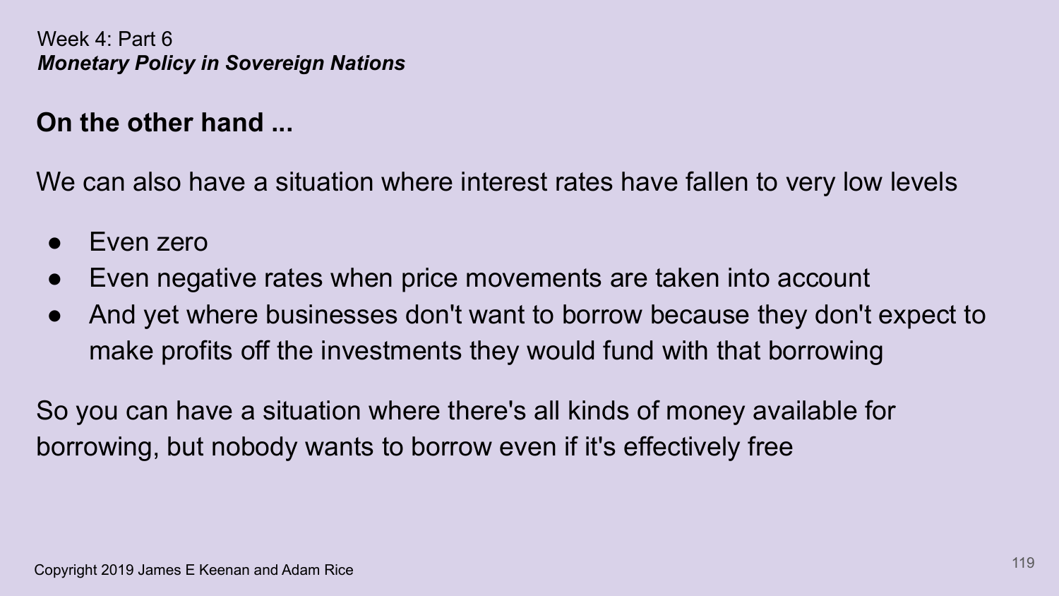Week 4: Part 6
***Monetary Policy in Sovereign Nations***

## On the other hand ...

We can also have a situation where interest rates have fallen to very low levels

- Even zero
- Even negative rates when price movements are taken into account
- And yet where businesses don't want to borrow because they don't expect to make profits off the investments they would fund with that borrowing

So you can have a situation where there's all kinds of money available for borrowing, but nobody wants to borrow even if it's effectively free

Copyright 2019 James E Keenan and Adam Rice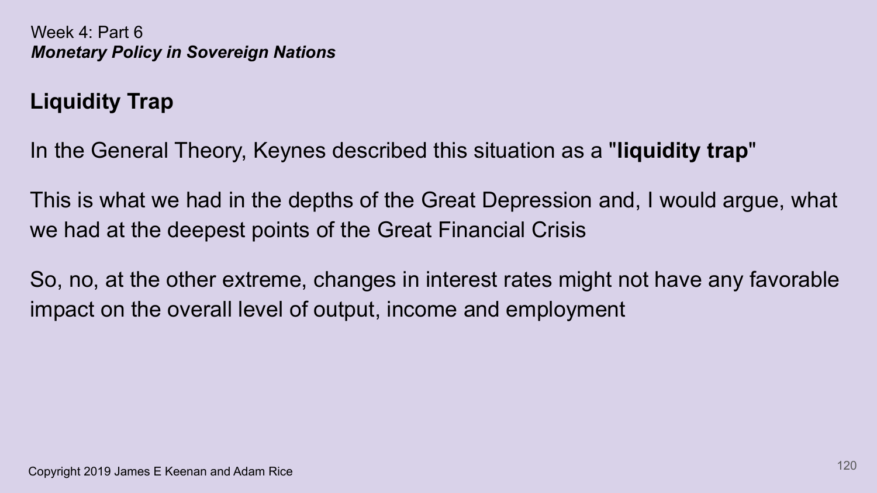Week 4: Part 6
***Monetary Policy in Sovereign Nations***

## Liquidity Trap

In the General Theory, Keynes described this situation as a "**liquidity trap**"

This is what we had in the depths of the Great Depression and, I would argue, what we had at the deepest points of the Great Financial Crisis

So, no, at the other extreme, changes in interest rates might not have any favorable impact on the overall level of output, income and employment

Copyright 2019 James E Keenan and Adam Rice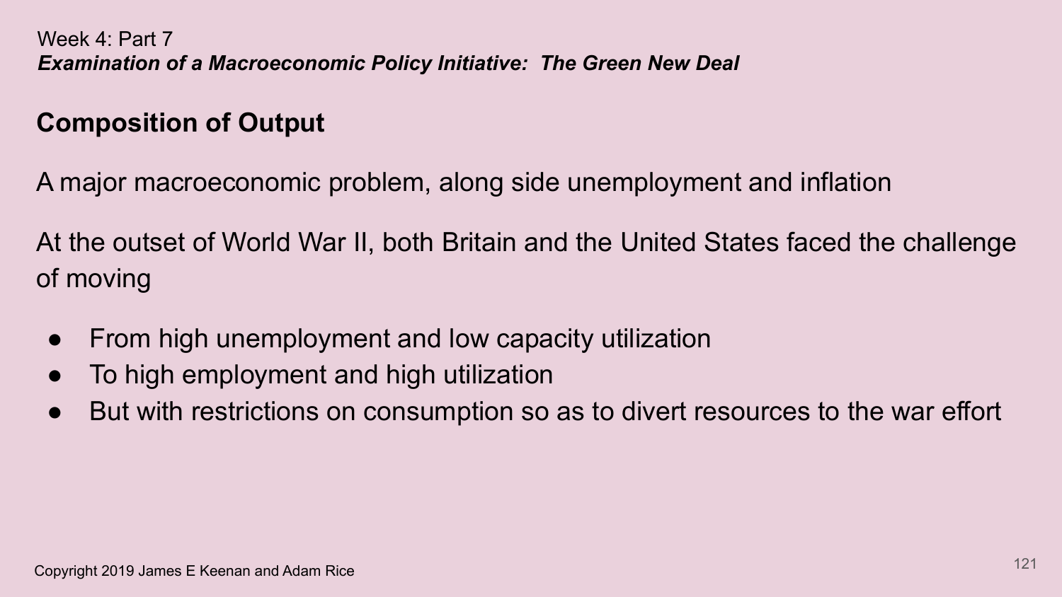Week 4: Part 7

***Examination of a Macroeconomic Policy Initiative: The Green New Deal***

## Composition of Output

A major macroeconomic problem, along side unemployment and inflation

At the outset of World War II, both Britain and the United States faced the challenge of moving

- From high unemployment and low capacity utilization
- To high employment and high utilization
- But with restrictions on consumption so as to divert resources to the war effort

Copyright 2019 James E Keenan and Adam Rice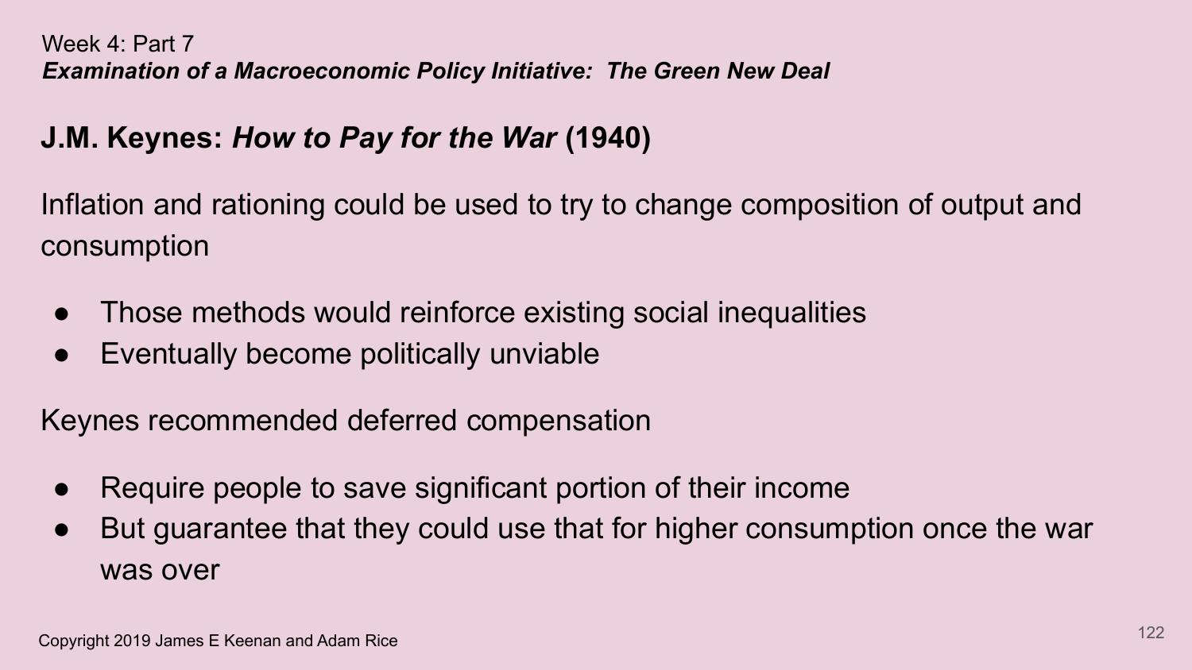Week 4: Part 7

***Examination of a Macroeconomic Policy Initiative: The Green New Deal***

## J.M. Keynes: *How to Pay for the War* (1940)

Inflation and rationing could be used to try to change composition of output and consumption

- Those methods would reinforce existing social inequalities
- Eventually become politically unviable

Keynes recommended deferred compensation

- Require people to save significant portion of their income
- But guarantee that they could use that for higher consumption once the war was over

Copyright 2019 James E Keenan and Adam Rice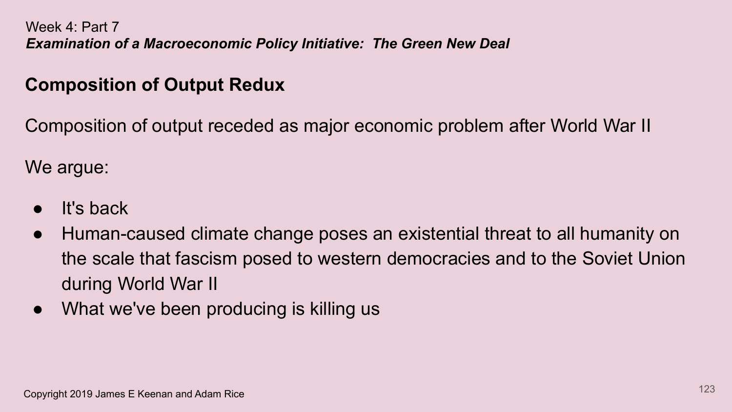Week 4: Part 7

***Examination of a Macroeconomic Policy Initiative: The Green New Deal***

## Composition of Output Redux

Composition of output receded as major economic problem after World War II

We argue:

- It's back
- Human-caused climate change poses an existential threat to all humanity on the scale that fascism posed to western democracies and to the Soviet Union during World War II
- What we've been producing is killing us

Copyright 2019 James E Keenan and Adam Rice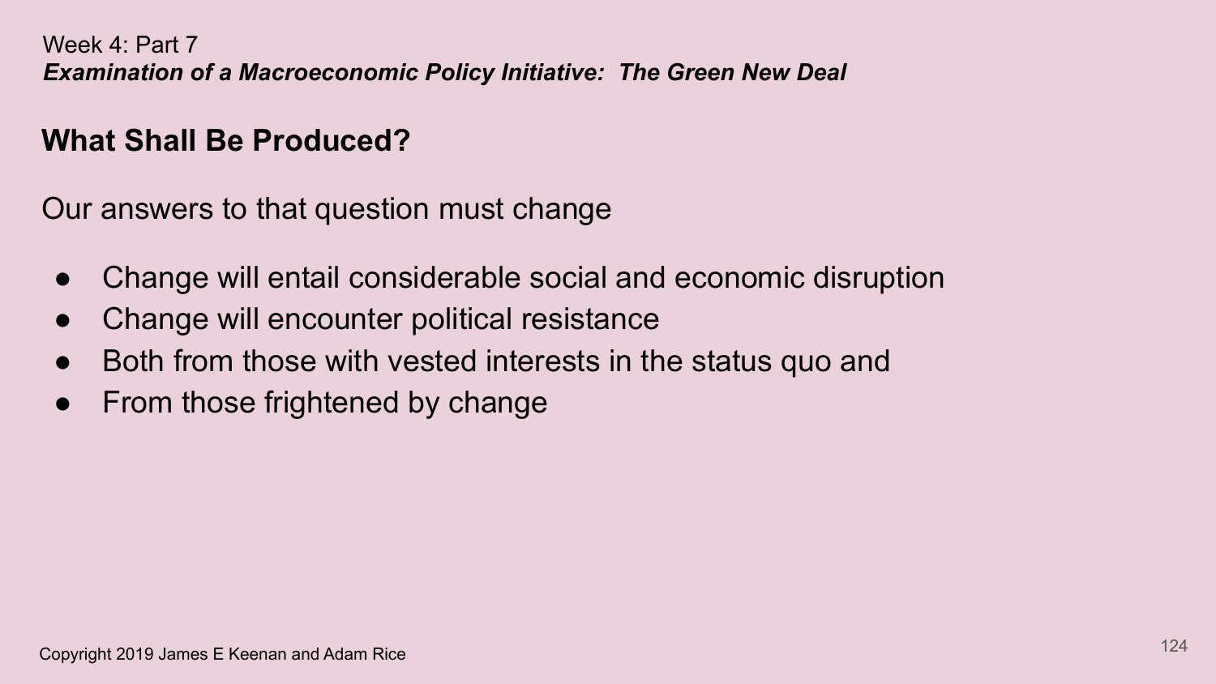Week 4: Part 7

***Examination of a Macroeconomic Policy Initiative: The Green New Deal***

## What Shall Be Produced?

Our answers to that question must change

- Change will entail considerable social and economic disruption
- Change will encounter political resistance
- Both from those with vested interests in the status quo and
- From those frightened by change

Copyright 2019 James E Keenan and Adam Rice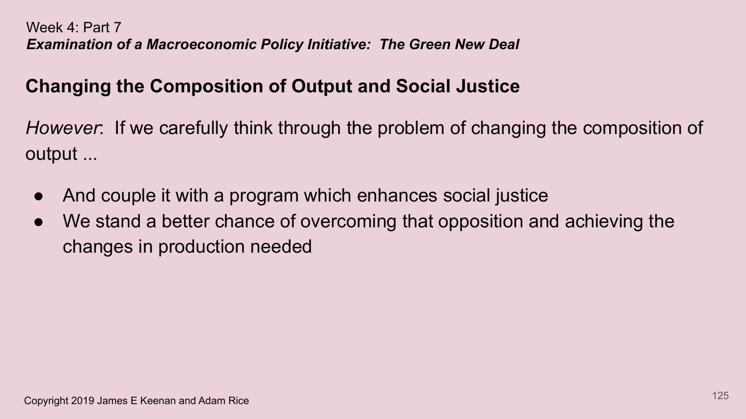Week 4: Part 7

***Examination of a Macroeconomic Policy Initiative: The Green New Deal***

## Changing the Composition of Output and Social Justice

*However*: If we carefully think through the problem of changing the composition of output ...

- And couple it with a program which enhances social justice
- We stand a better chance of overcoming that opposition and achieving the changes in production needed

Copyright 2019 James E Keenan and Adam Rice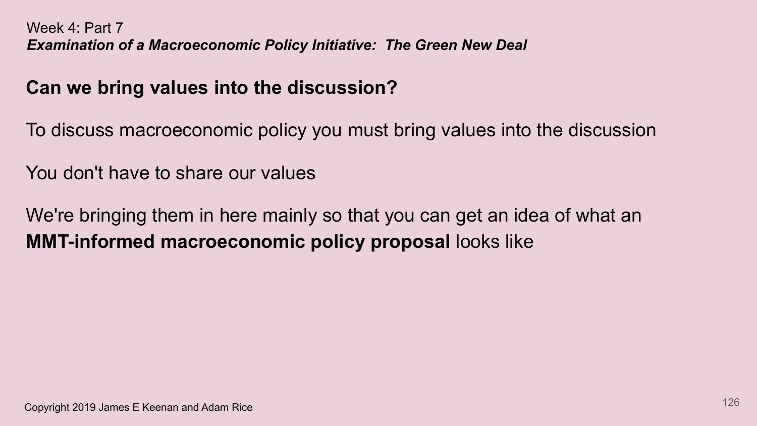Week 4: Part 7

***Examination of a Macroeconomic Policy Initiative: The Green New Deal***

## Can we bring values into the discussion?

To discuss macroeconomic policy you must bring values into the discussion

You don't have to share our values

We're bringing them in here mainly so that you can get an idea of what an **MMT-informed macroeconomic policy proposal** looks like

Copyright 2019 James E Keenan and Adam Rice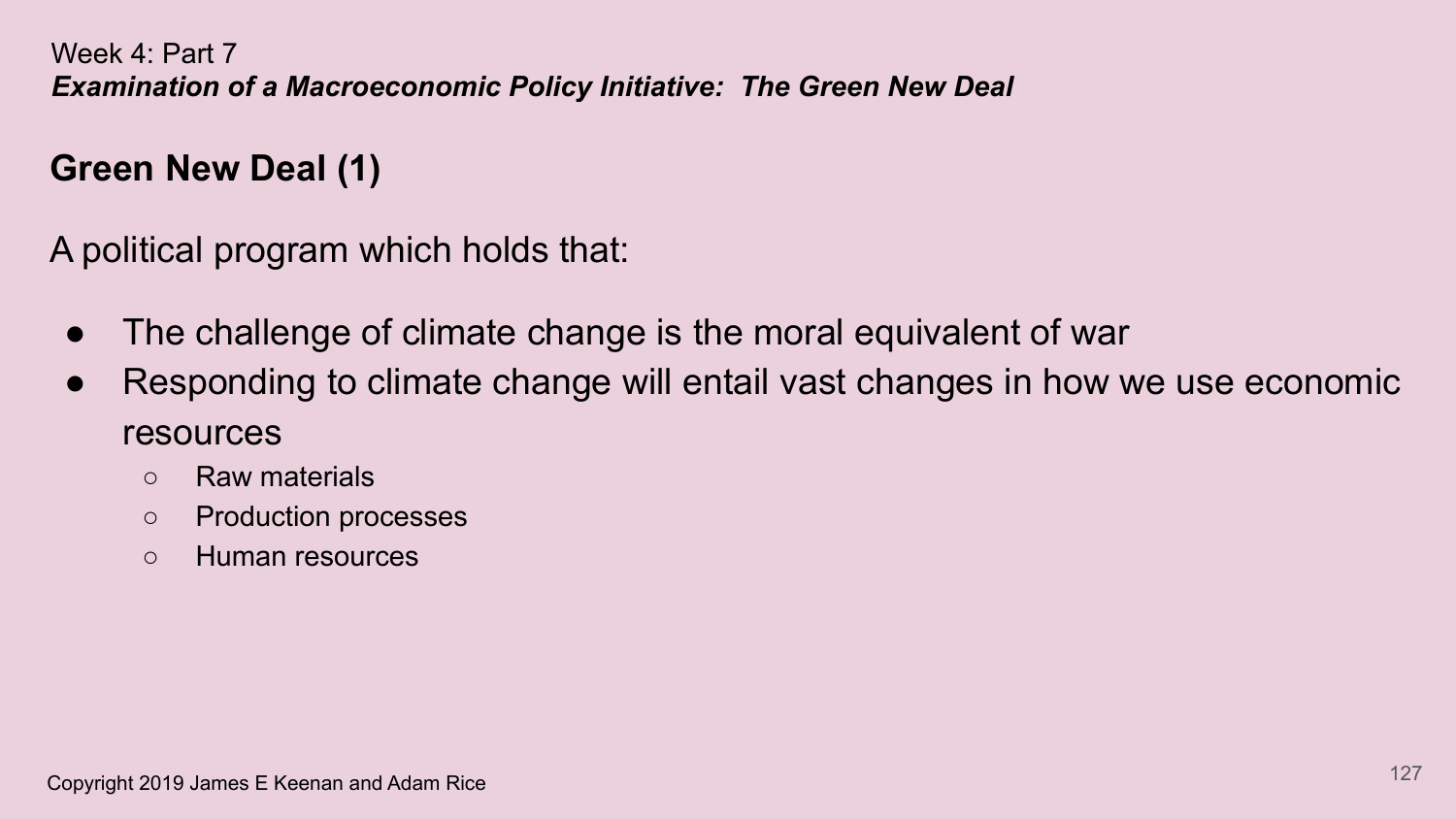Week 4: Part 7

***Examination of a Macroeconomic Policy Initiative: The Green New Deal***

## Green New Deal (1)

A political program which holds that:

- The challenge of climate change is the moral equivalent of war
- Responding to climate change will entail vast changes in how we use economic resources
    - Raw materials
    - Production processes
    - Human resources

Copyright 2019 James E Keenan and Adam Rice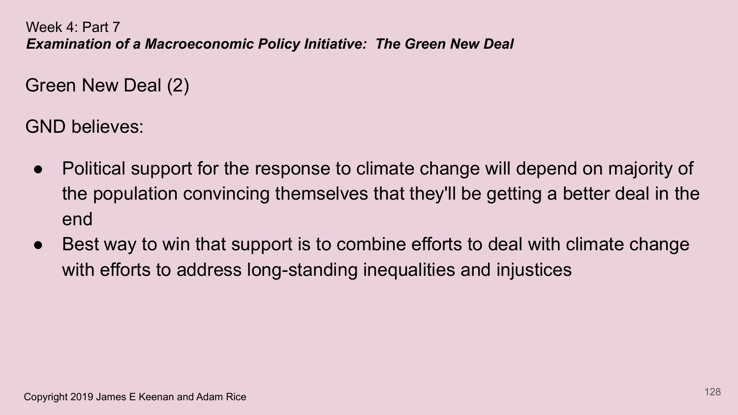Week 4: Part 7

***Examination of a Macroeconomic Policy Initiative: The Green New Deal***

## Green New Deal (2)

GND believes:

- Political support for the response to climate change will depend on majority of the population convincing themselves that they'll be getting a better deal in the end
- Best way to win that support is to combine efforts to deal with climate change with efforts to address long-standing inequalities and injustices

Copyright 2019 James E Keenan and Adam Rice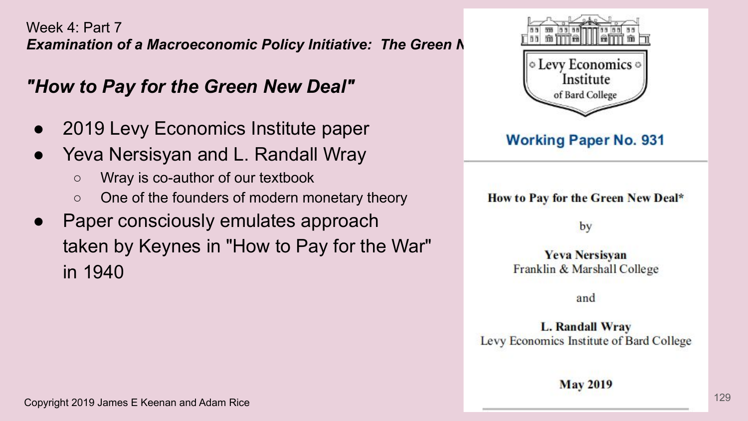Week 4: Part 7

***Examination of a Macroeconomic Policy Initiative: The Green N***

## *"How to Pay for the Green New Deal"*

- 2019 Levy Economics Institute paper
- Yeva Nersisyan and L. Randall Wray
  - Wray is co-author of our textbook
  - One of the founders of modern monetary theory
- Paper consciously emulates approach taken by Keynes in "How to Pay for the War" in 1940

Levy Economics Institute of Bard College

**Working Paper No. 931**

**How to Pay for the Green New Deal***

by

**Yeva Nersisyan**
Franklin & Marshall College

and

**L. Randall Wray**
Levy Economics Institute of Bard College

**May 2019**

Copyright 2019 James E Keenan and Adam Rice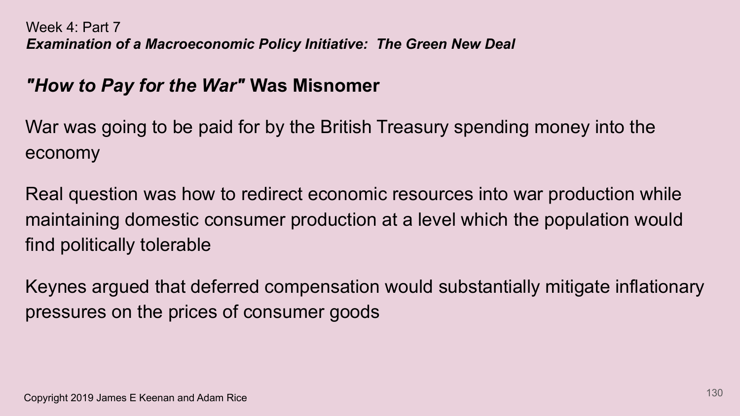Week 4: Part 7

***Examination of a Macroeconomic Policy Initiative: The Green New Deal***

## *"How to Pay for the War"* Was Misnomer

War was going to be paid for by the British Treasury spending money into the economy

Real question was how to redirect economic resources into war production while maintaining domestic consumer production at a level which the population would find politically tolerable

Keynes argued that deferred compensation would substantially mitigate inflationary pressures on the prices of consumer goods

Copyright 2019 James E Keenan and Adam Rice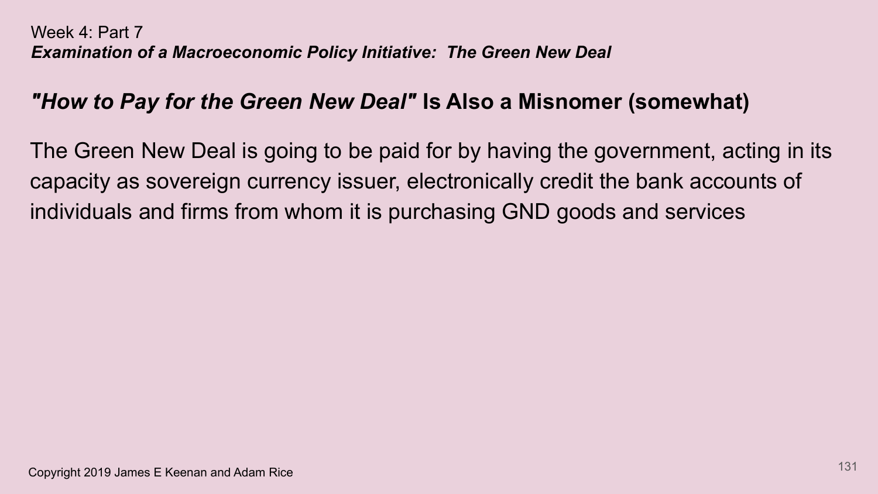Week 4: Part 7

***Examination of a Macroeconomic Policy Initiative: The Green New Deal***

## ***"How to Pay for the Green New Deal"*** **Is Also a Misnomer (somewhat)**

The Green New Deal is going to be paid for by having the government, acting in its capacity as sovereign currency issuer, electronically credit the bank accounts of individuals and firms from whom it is purchasing GND goods and services

Copyright 2019 James E Keenan and Adam Rice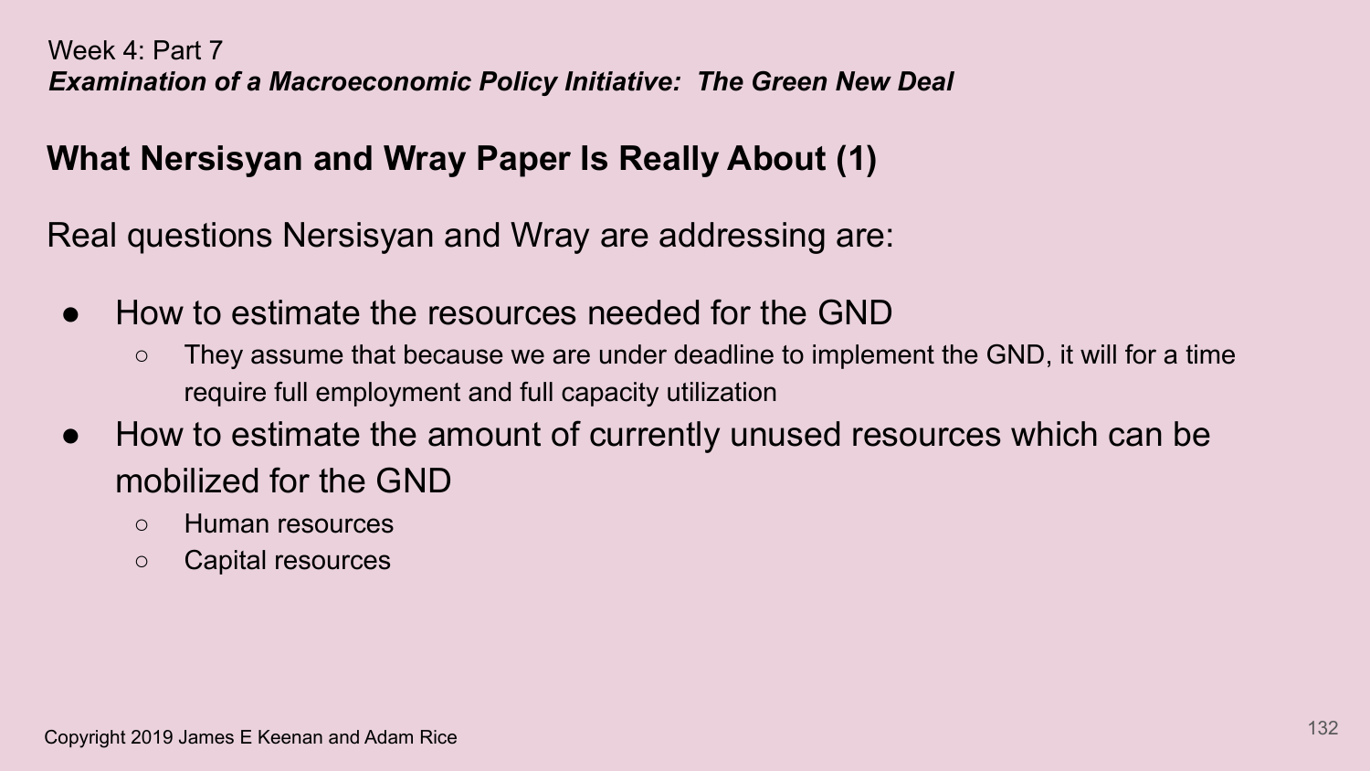Week 4: Part 7

***Examination of a Macroeconomic Policy Initiative: The Green New Deal***

## What Nersisyan and Wray Paper Is Really About (1)

Real questions Nersisyan and Wray are addressing are:

- How to estimate the resources needed for the GND
  - They assume that because we are under deadline to implement the GND, it will for a time require full employment and full capacity utilization
- How to estimate the amount of currently unused resources which can be mobilized for the GND
  - Human resources
  - Capital resources

Copyright 2019 James E Keenan and Adam Rice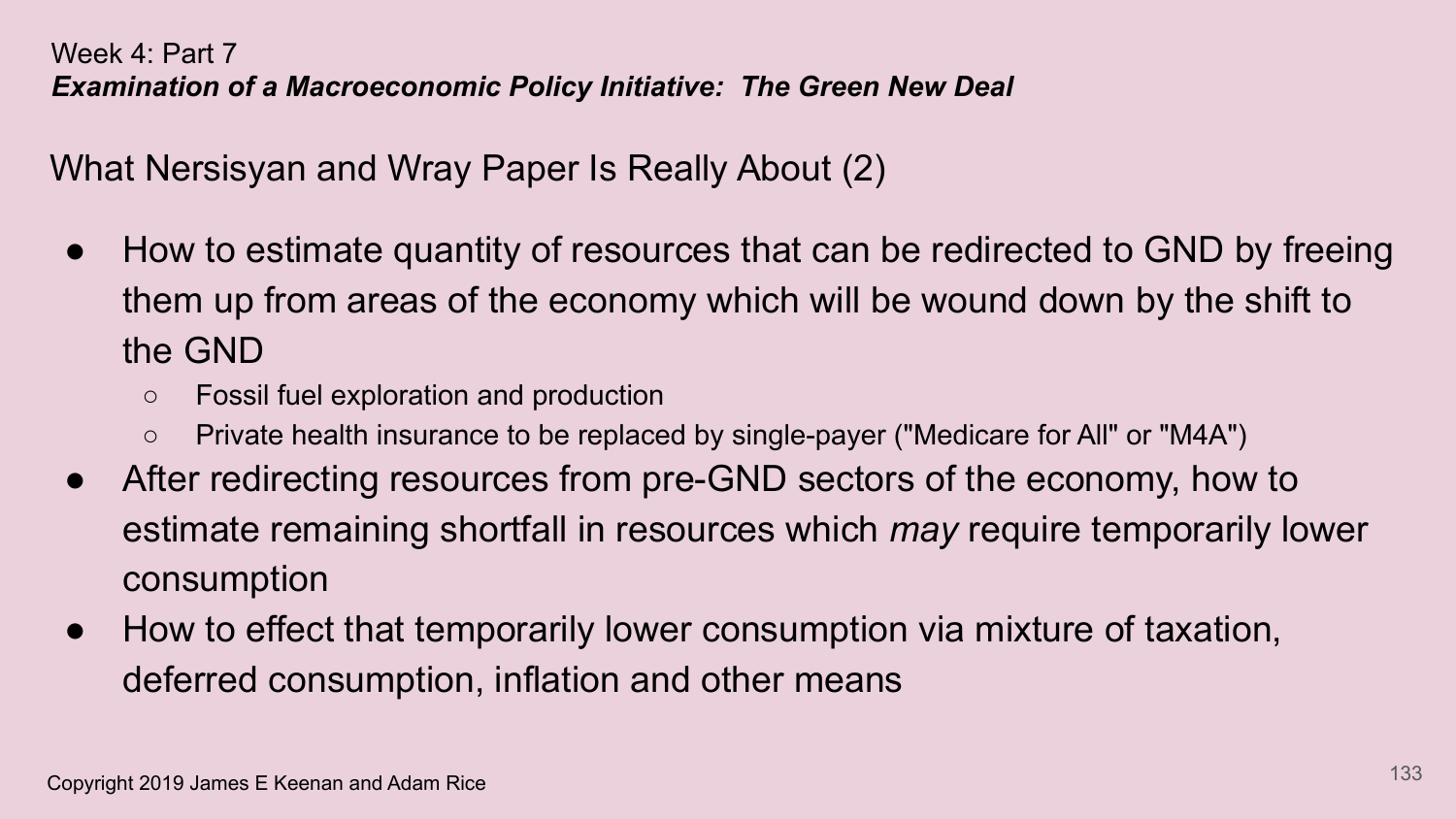Week 4: Part 7

***Examination of a Macroeconomic Policy Initiative: The Green New Deal***

## What Nersisyan and Wray Paper Is Really About (2)

- How to estimate quantity of resources that can be redirected to GND by freeing them up from areas of the economy which will be wound down by the shift to the GND
  - Fossil fuel exploration and production
  - Private health insurance to be replaced by single-payer ("Medicare for All" or "M4A")
- After redirecting resources from pre-GND sectors of the economy, how to estimate remaining shortfall in resources which *may* require temporarily lower consumption
- How to effect that temporarily lower consumption via mixture of taxation, deferred consumption, inflation and other means

Copyright 2019 James E Keenan and Adam Rice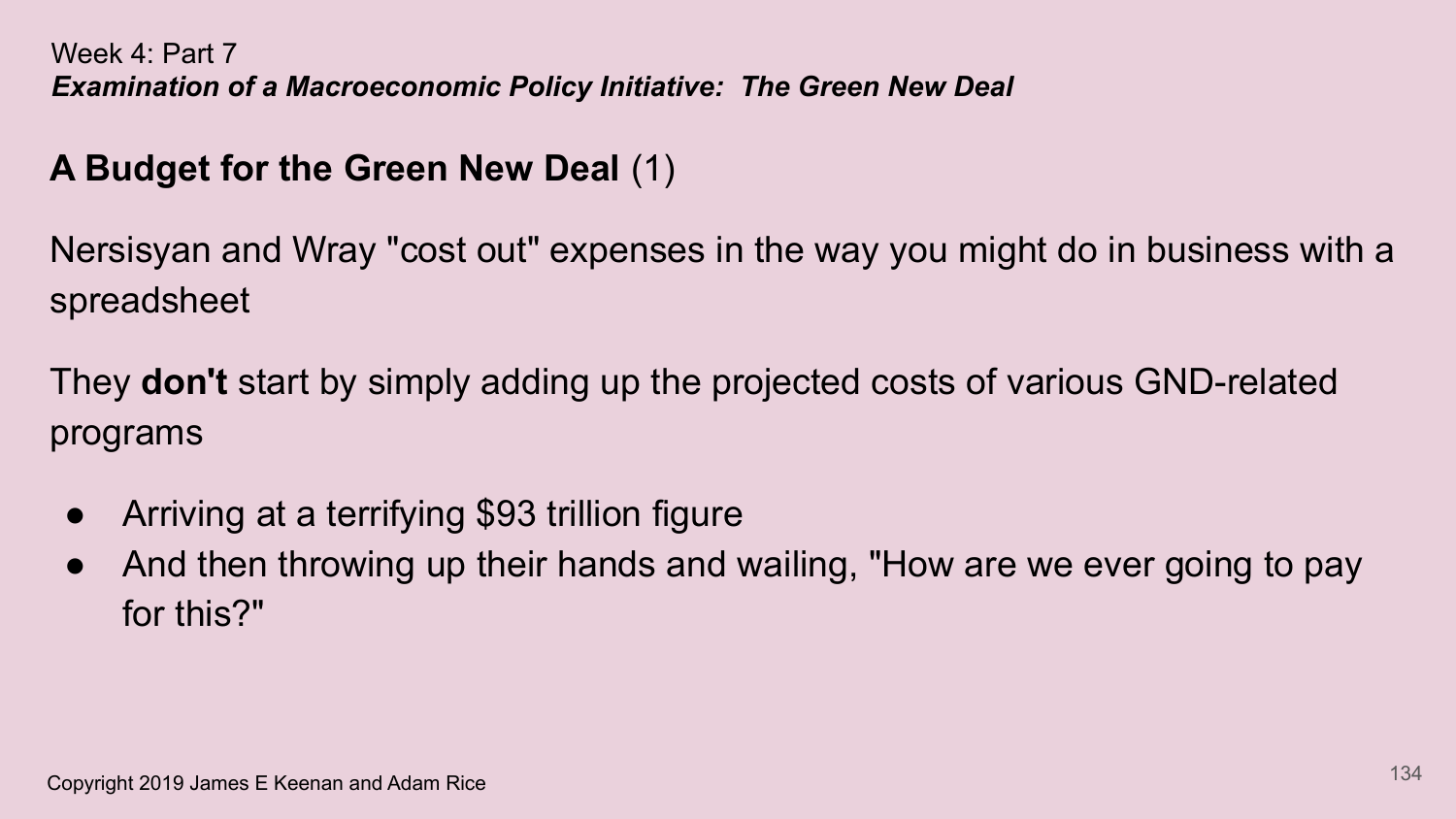Week 4: Part 7

***Examination of a Macroeconomic Policy Initiative: The Green New Deal***

## **A Budget for the Green New Deal** (1)

Nersisyan and Wray "cost out" expenses in the way you might do in business with a spreadsheet

They **don't** start by simply adding up the projected costs of various GND-related programs

- Arriving at a terrifying $93 trillion figure
- And then throwing up their hands and wailing, "How are we ever going to pay for this?"

Copyright 2019 James E Keenan and Adam Rice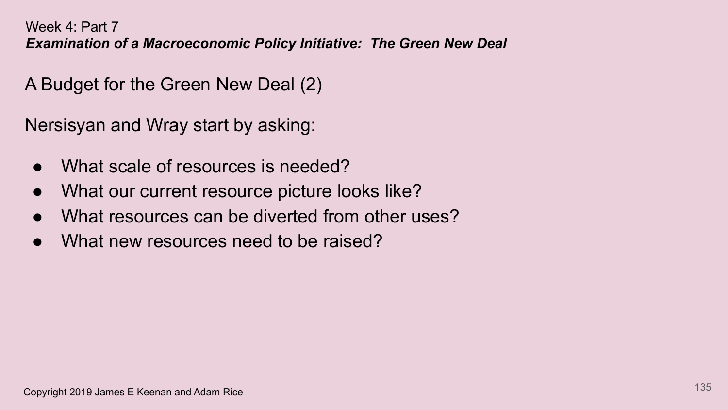Week 4: Part 7

***Examination of a Macroeconomic Policy Initiative: The Green New Deal***

## A Budget for the Green New Deal (2)

Nersisyan and Wray start by asking:

- What scale of resources is needed?
- What our current resource picture looks like?
- What resources can be diverted from other uses?
- What new resources need to be raised?

Copyright 2019 James E Keenan and Adam Rice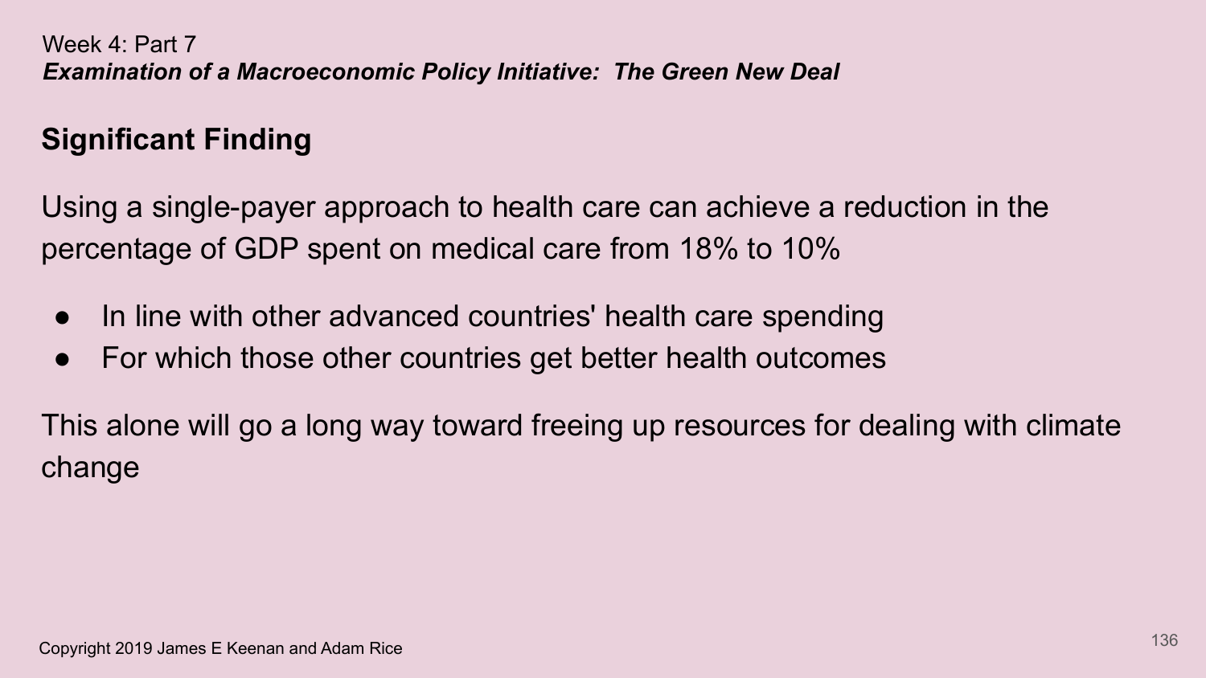Week 4: Part 7

***Examination of a Macroeconomic Policy Initiative: The Green New Deal***

## Significant Finding

Using a single-payer approach to health care can achieve a reduction in the percentage of GDP spent on medical care from 18% to 10%

- In line with other advanced countries' health care spending
- For which those other countries get better health outcomes

This alone will go a long way toward freeing up resources for dealing with climate change

Copyright 2019 James E Keenan and Adam Rice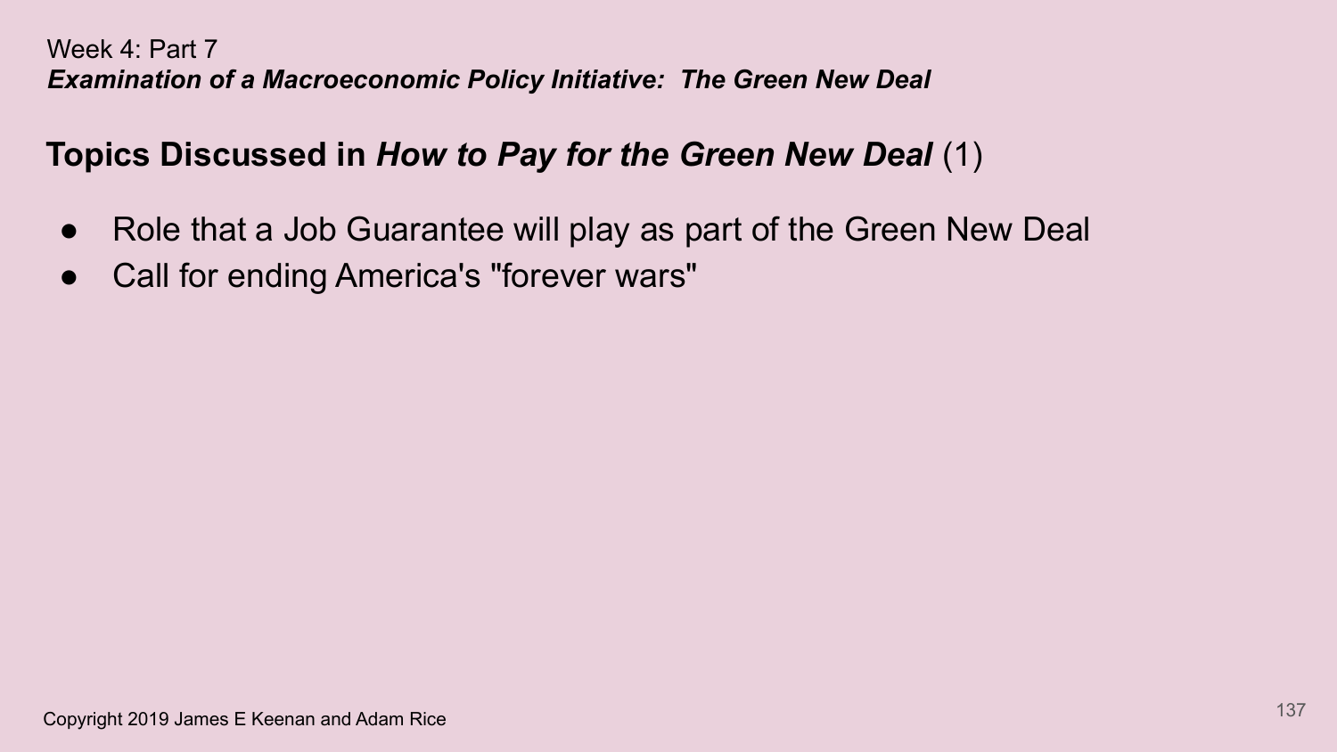Week 4: Part 7

***Examination of a Macroeconomic Policy Initiative: The Green New Deal***

## Topics Discussed in *How to Pay for the Green New Deal* (1)

- Role that a Job Guarantee will play as part of the Green New Deal
- Call for ending America's "forever wars"

Copyright 2019 James E Keenan and Adam Rice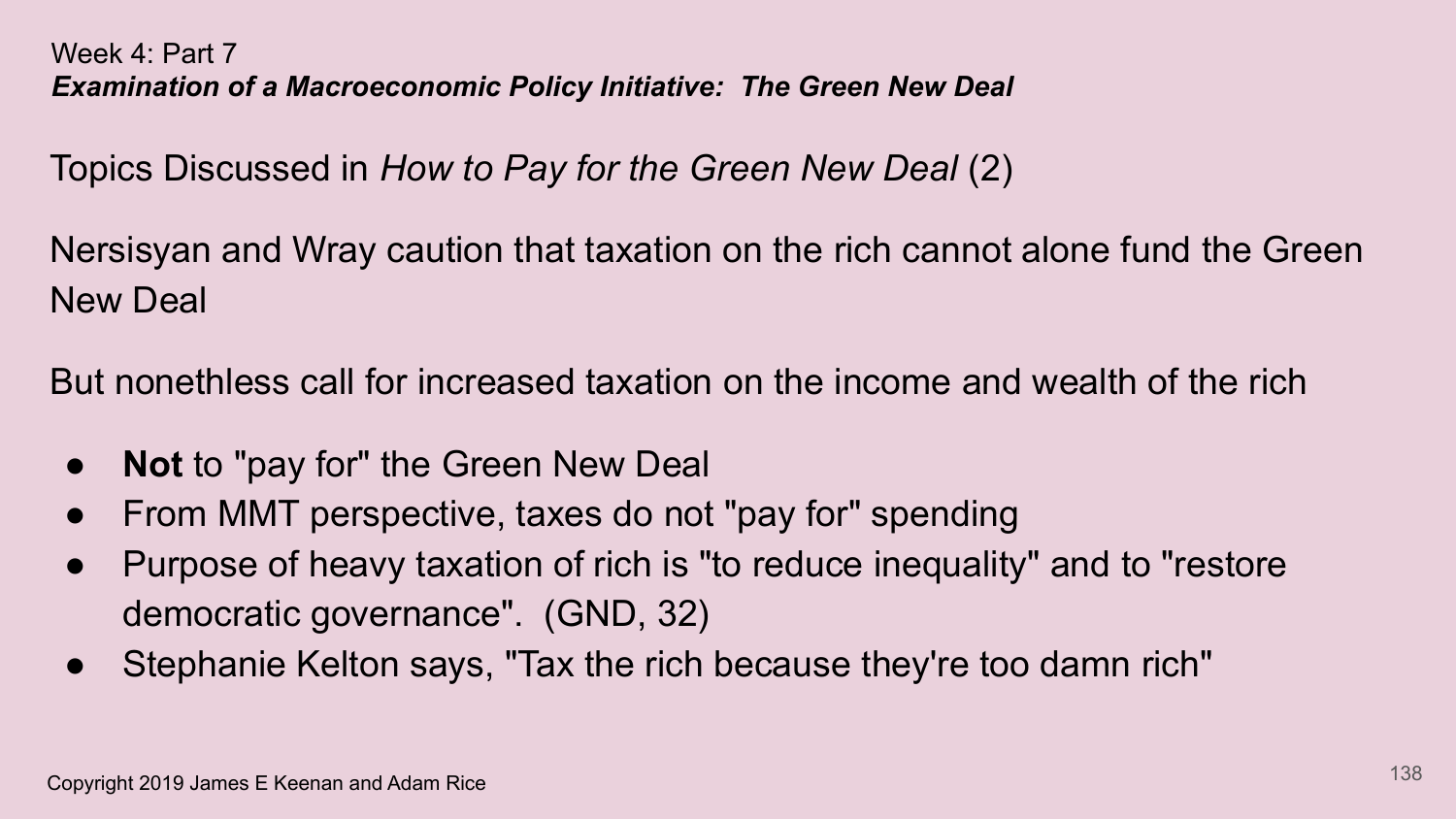Week 4: Part 7

***Examination of a Macroeconomic Policy Initiative: The Green New Deal***

## Topics Discussed in *How to Pay for the Green New Deal* (2)

Nersisyan and Wray caution that taxation on the rich cannot alone fund the Green New Deal

But nonethless call for increased taxation on the income and wealth of the rich

- **Not** to "pay for" the Green New Deal
- From MMT perspective, taxes do not "pay for" spending
- Purpose of heavy taxation of rich is "to reduce inequality" and to "restore democratic governance". (GND, 32)
- Stephanie Kelton says, "Tax the rich because they're too damn rich"

Copyright 2019 James E Keenan and Adam Rice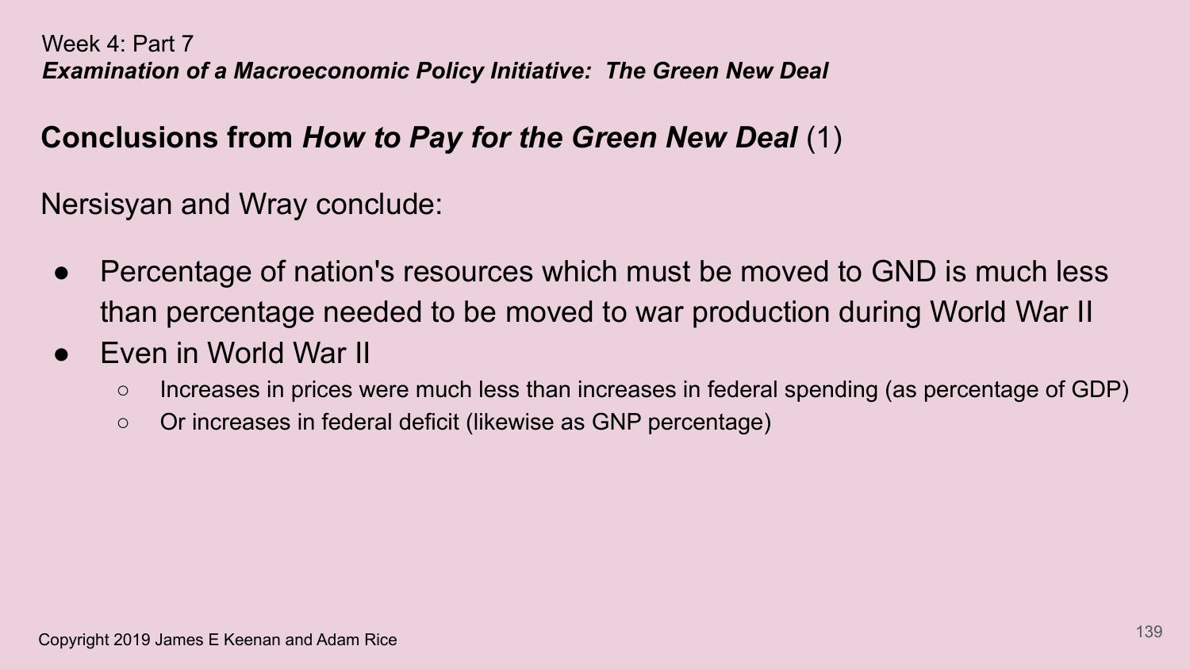Week 4: Part 7

***Examination of a Macroeconomic Policy Initiative: The Green New Deal***

## Conclusions from *How to Pay for the Green New Deal* (1)

Nersisyan and Wray conclude:

- Percentage of nation's resources which must be moved to GND is much less than percentage needed to be moved to war production during World War II
- Even in World War II
  - Increases in prices were much less than increases in federal spending (as percentage of GDP)
  - Or increases in federal deficit (likewise as GNP percentage)

Copyright 2019 James E Keenan and Adam Rice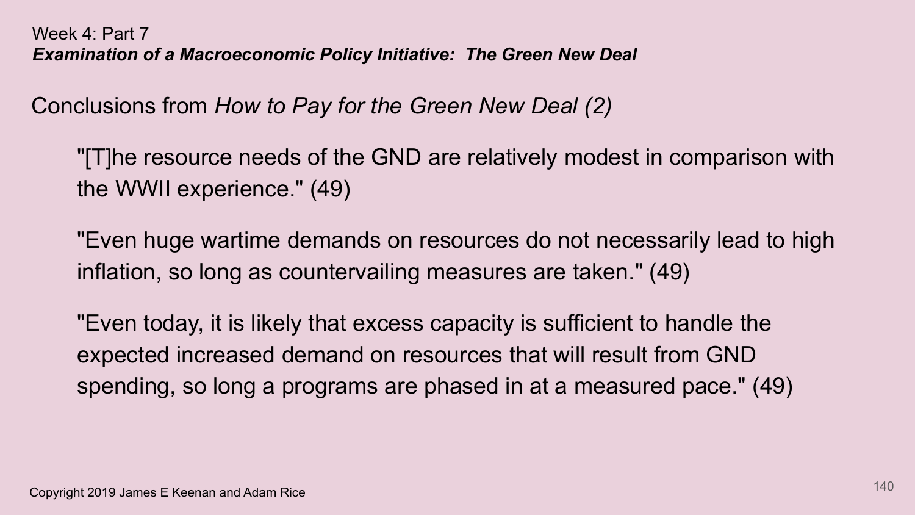Week 4: Part 7

***Examination of a Macroeconomic Policy Initiative: The Green New Deal***

## Conclusions from *How to Pay for the Green New Deal (2)*

"[T]he resource needs of the GND are relatively modest in comparison with the WWII experience." (49)

"Even huge wartime demands on resources do not necessarily lead to high inflation, so long as countervailing measures are taken." (49)

"Even today, it is likely that excess capacity is sufficient to handle the expected increased demand on resources that will result from GND spending, so long a programs are phased in at a measured pace." (49)

Copyright 2019 James E Keenan and Adam Rice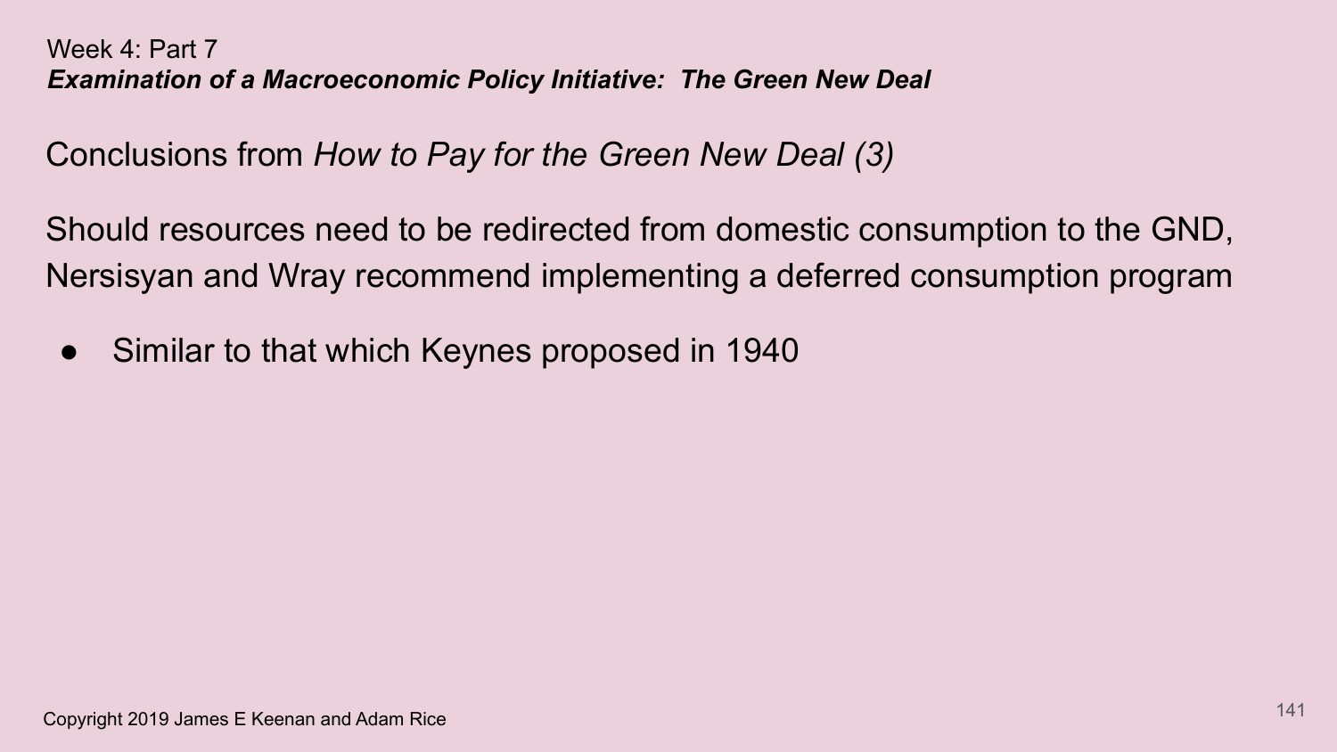Week 4: Part 7

***Examination of a Macroeconomic Policy Initiative: The Green New Deal***

## Conclusions from *How to Pay for the Green New Deal (3)*

Should resources need to be redirected from domestic consumption to the GND, Nersisyan and Wray recommend implementing a deferred consumption program

- Similar to that which Keynes proposed in 1940

Copyright 2019 James E Keenan and Adam Rice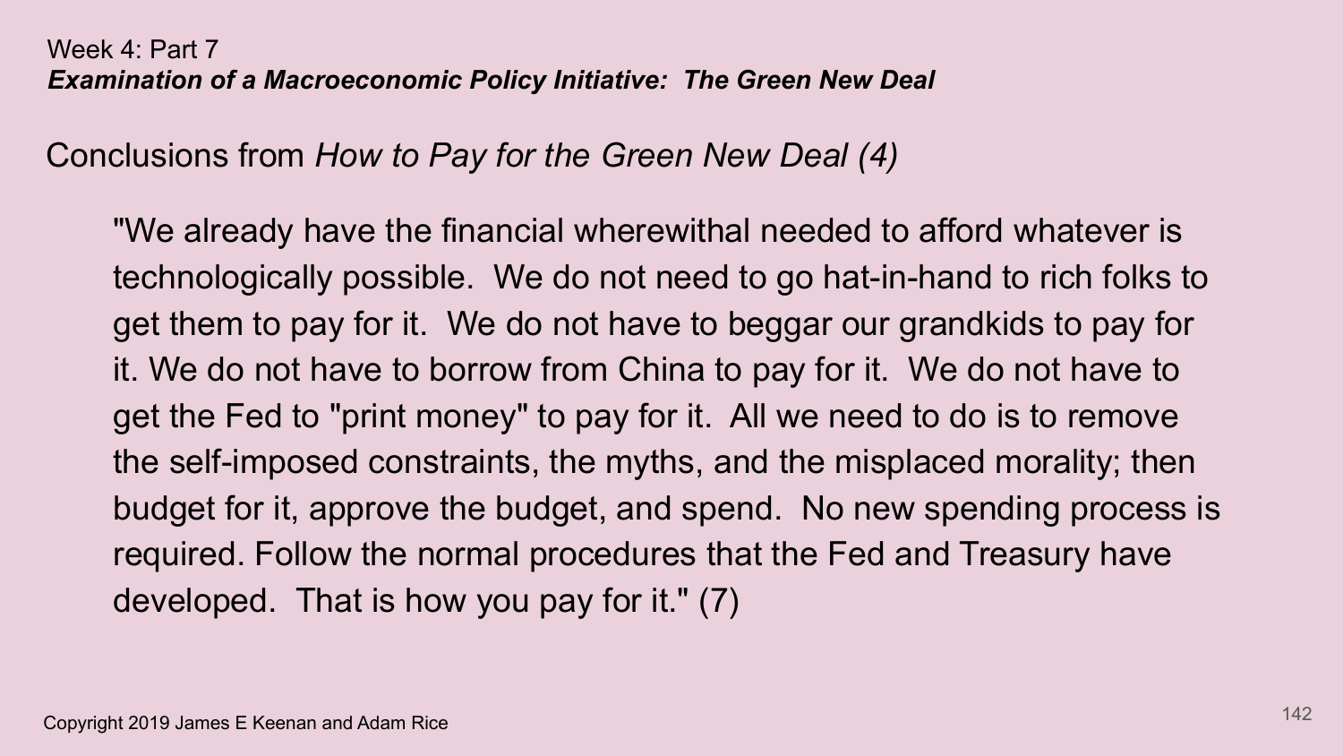Week 4: Part 7

***Examination of a Macroeconomic Policy Initiative: The Green New Deal***

## Conclusions from *How to Pay for the Green New Deal (4)*

> "We already have the financial wherewithal needed to afford whatever is technologically possible. We do not need to go hat-in-hand to rich folks to get them to pay for it. We do not have to beggar our grandkids to pay for it. We do not have to borrow from China to pay for it. We do not have to get the Fed to "print money" to pay for it. All we need to do is to remove the self-imposed constraints, the myths, and the misplaced morality; then budget for it, approve the budget, and spend. No new spending process is required. Follow the normal procedures that the Fed and Treasury have developed. That is how you pay for it." (7)

Copyright 2019 James E Keenan and Adam Rice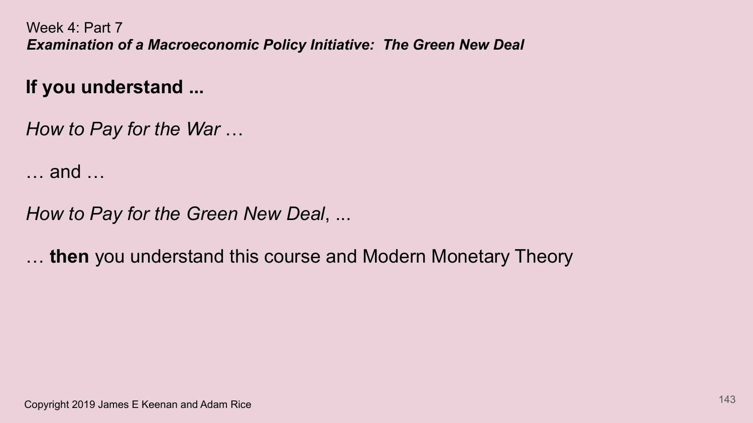Week 4: Part 7

***Examination of a Macroeconomic Policy Initiative: The Green New Deal***

**If you understand ...**

*How to Pay for the War* …

… and …

*How to Pay for the Green New Deal*, ...

… **then** you understand this course and Modern Monetary Theory

Copyright 2019 James E Keenan and Adam Rice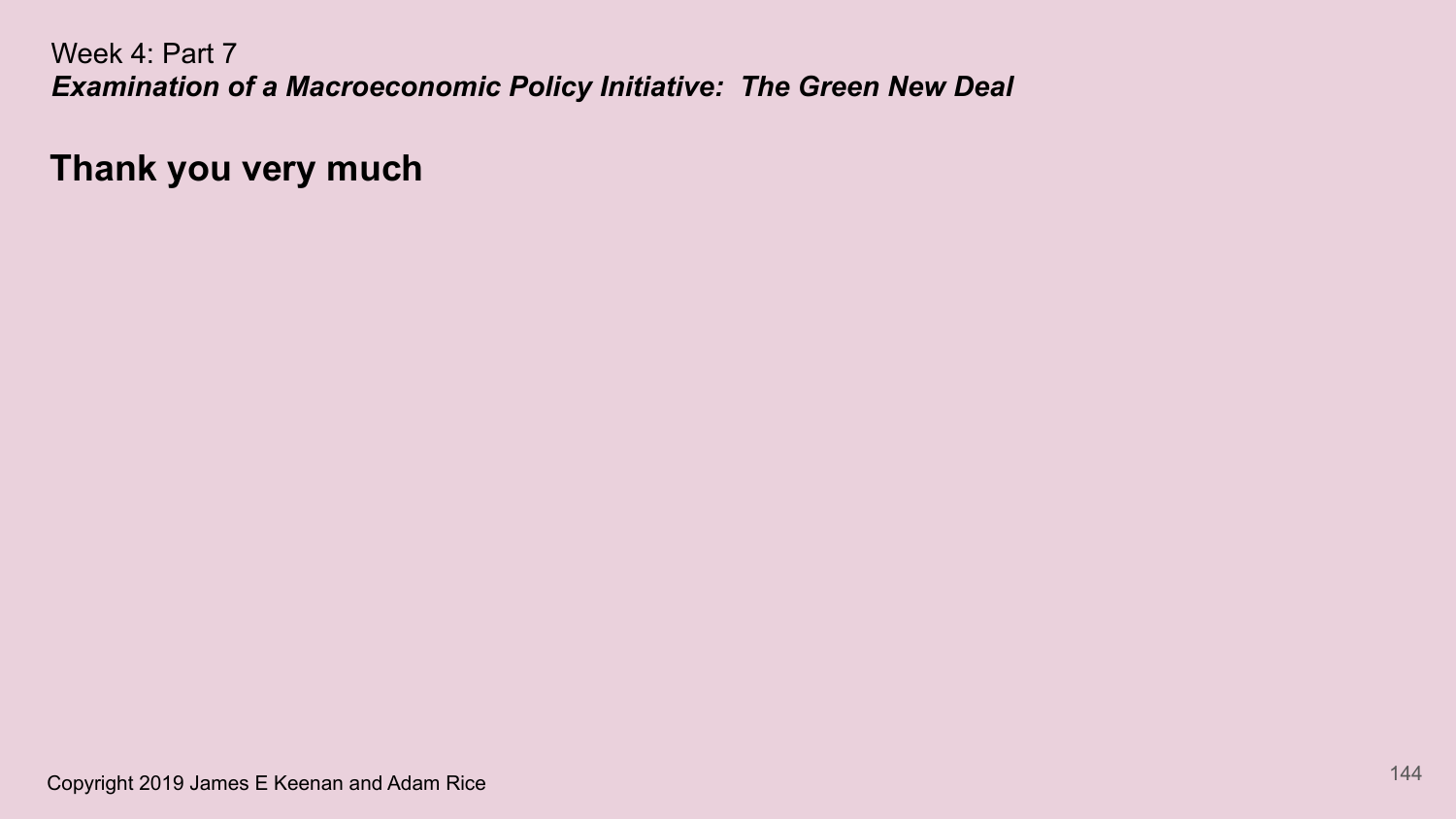Week 4: Part 7

***Examination of a Macroeconomic Policy Initiative: The Green New Deal***

## Thank you very much

Copyright 2019 James E Keenan and Adam Rice